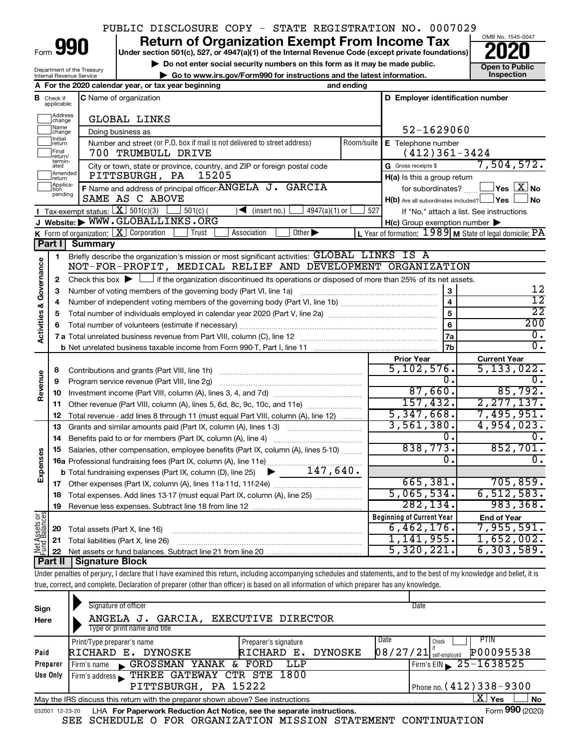PUBLIC DISCLOSURE COPY - STATE REGISTRATION NO. 0007029

# Form 990 — Return of Organization Exempt From Income Tax — 2020

Under section 501(c), 527, or 4947(a)(1) of the Internal Revenue Code (except private foundations)

▶ Do not enter social security numbers on this form as it may be made public.

▶ Go to www.irs.gov/Form990 for instructions and the latest information.

OMB No. 1545-0047

Open to Public Inspection

Department of the Treasury, Internal Revenue Service

**A** For the 2020 calendar year, or tax year beginning ___ and ending ___

**B** Check if applicable: Address change, Name change, Initial return, Final return/terminated, Amended return, Application pending

**C** Name of organization: GLOBAL LINKS

Doing business as

Number and street (or P.O. box if mail is not delivered to street address): 700 TRUMBULL DRIVE

Room/suite

City or town, state or province, country, and ZIP or foreign postal code: PITTSBURGH, PA 15205

**D** Employer identification number: 52-1629060

**E** Telephone number: (412)361-3424

**G** Gross receipts $ 7,504,572.

**F** Name and address of principal officer: ANGELA J. GARCIA, SAME AS C ABOVE

**H(a)** Is this a group return for subordinates? Yes [ ] No [X]

**H(b)** Are all subordinates included? Yes [ ] No [ ]

If "No," attach a list. See instructions

**H(c)** Group exemption number ▶

**I** Tax-exempt status: [X] 501(c)(3) [ ] 501(c) ( ) ◀ (insert no.) [ ] 4947(a)(1) or [ ] 527

**J** Website: ▶ WWW.GLOBALLINKS.ORG

**K** Form of organization: [X] Corporation [ ] Trust [ ] Association [ ] Other ▶

**L** Year of formation: 1989 **M** State of legal domicile: PA

## Part I Summary

**Activities & Governance**

1. Briefly describe the organization's mission or most significant activities: GLOBAL LINKS IS A NOT-FOR-PROFIT, MEDICAL RELIEF AND DEVELOPMENT ORGANIZATION
2. Check this box ▶ [ ] if the organization discontinued its operations or disposed of more than 25% of its net assets.

| | | | |
|---|---|---|---|
| 3 | Number of voting members of the governing body (Part VI, line 1a) | 3 | 12 |
| 4 | Number of independent voting members of the governing body (Part VI, line 1b) | 4 | 12 |
| 5 | Total number of individuals employed in calendar year 2020 (Part V, line 2a) | 5 | 22 |
| 6 | Total number of volunteers (estimate if necessary) | 6 | 200 |
| 7a | Total unrelated business revenue from Part VIII, column (C), line 12 | 7a | 0. |
| b | Net unrelated business taxable income from Form 990-T, Part I, line 11 | 7b | 0. |

| | | Prior Year | Current Year |
|---|---|---|---|
| **Revenue** | | | |
| 8 | Contributions and grants (Part VIII, line 1h) | 5,102,576. | 5,133,022. |
| 9 | Program service revenue (Part VIII, line 2g) | 0. | 0. |
| 10 | Investment income (Part VIII, column (A), lines 3, 4, and 7d) | 87,660. | 85,792. |
| 11 | Other revenue (Part VIII, column (A), lines 5, 6d, 8c, 9c, 10c, and 11e) | 157,432. | 2,277,137. |
| 12 | Total revenue - add lines 8 through 11 (must equal Part VIII, column (A), line 12) | 5,347,668. | 7,495,951. |
| **Expenses** | | | |
| 13 | Grants and similar amounts paid (Part IX, column (A), lines 1-3) | 3,561,380. | 4,954,023. |
| 14 | Benefits paid to or for members (Part IX, column (A), line 4) | 0. | 0. |
| 15 | Salaries, other compensation, employee benefits (Part IX, column (A), lines 5-10) | 838,773. | 852,701. |
| 16a | Professional fundraising fees (Part IX, column (A), line 11e) | 0. | 0. |
| b | Total fundraising expenses (Part IX, column (D), line 25) ▶ 147,640. | | |
| 17 | Other expenses (Part IX, column (A), lines 11a-11d, 11f-24e) | 665,381. | 705,859. |
| 18 | Total expenses. Add lines 13-17 (must equal Part IX, column (A), line 25) | 5,065,534. | 6,512,583. |
| 19 | Revenue less expenses. Subtract line 18 from line 12 | 282,134. | 983,368. |

| | | Beginning of Current Year | End of Year |
|---|---|---|---|
| **Net Assets or Fund Balances** | | | |
| 20 | Total assets (Part X, line 16) | 6,462,176. | 7,955,591. |
| 21 | Total liabilities (Part X, line 26) | 1,141,955. | 1,652,002. |
| 22 | Net assets or fund balances. Subtract line 21 from line 20 | 5,320,221. | 6,303,589. |

## Part II Signature Block

Under penalties of perjury, I declare that I have examined this return, including accompanying schedules and statements, and to the best of my knowledge and belief, it is true, correct, and complete. Declaration of preparer (other than officer) is based on all information of which preparer has any knowledge.

**Sign Here**

Signature of officer ___ Date ___

ANGELA J. GARCIA, EXECUTIVE DIRECTOR

Type or print name and title

**Paid Preparer Use Only**

| Print/Type preparer's name | Preparer's signature | Date | Check if self-employed | PTIN |
|---|---|---|---|---|
| RICHARD E. DYNOSKE | RICHARD E. DYNOSKE | 08/27/21 | [ ] | P00095538 |

Firm's name ▶ GROSSMAN YANAK & FORD LLP — Firm's EIN ▶ 25-1638525

Firm's address ▶ THREE GATEWAY CTR STE 1800, PITTSBURGH, PA 15222 — Phone no. (412)338-9300

May the IRS discuss this return with the preparer shown above? See instructions [X] Yes [ ] No

032001 12-23-20 LHA For Paperwork Reduction Act Notice, see the separate instructions. Form **990** (2020)

SEE SCHEDULE O FOR ORGANIZATION MISSION STATEMENT CONTINUATION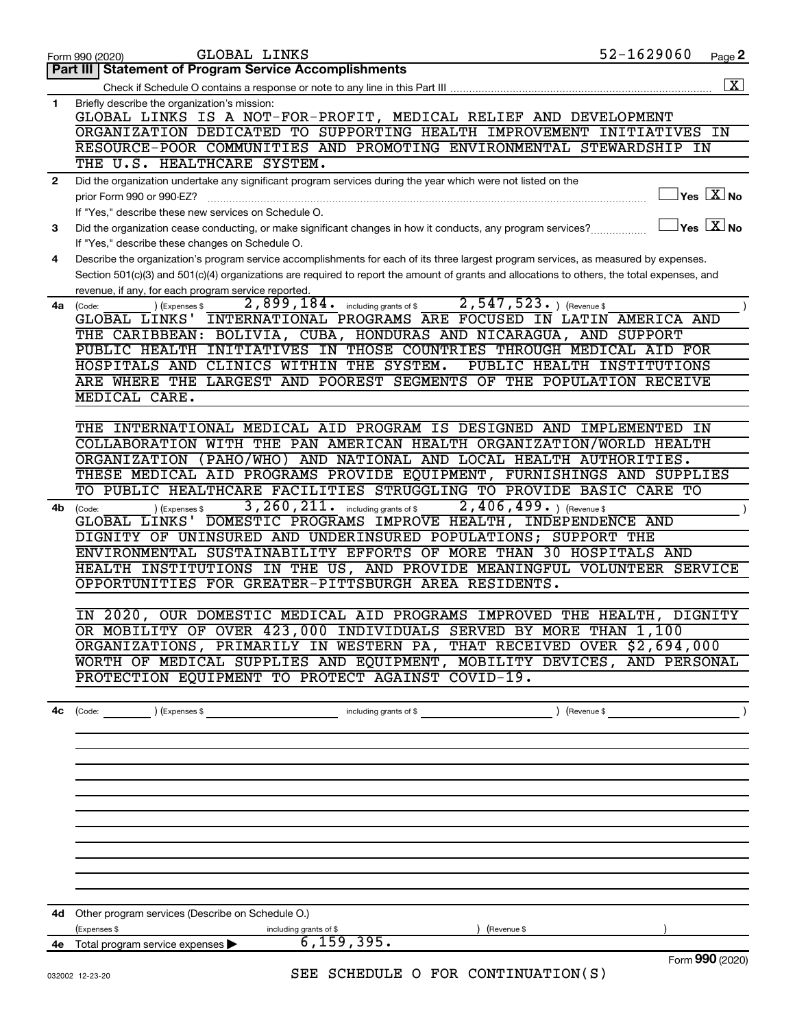Form 990 (2020) GLOBAL LINKS 52-1629060 Page 2

## Part III | Statement of Program Service Accomplishments

Check if Schedule O contains a response or note to any line in this Part III .......... [X]

**1** Briefly describe the organization's mission:

GLOBAL LINKS IS A NOT-FOR-PROFIT, MEDICAL RELIEF AND DEVELOPMENT ORGANIZATION DEDICATED TO SUPPORTING HEALTH IMPROVEMENT INITIATIVES IN RESOURCE-POOR COMMUNITIES AND PROMOTING ENVIRONMENTAL STEWARDSHIP IN THE U.S. HEALTHCARE SYSTEM.

**2** Did the organization undertake any significant program services during the year which were not listed on the prior Form 990 or 990-EZ? .......... [ ] Yes [X] No

If "Yes," describe these new services on Schedule O.

**3** Did the organization cease conducting, or make significant changes in how it conducts, any program services? .......... [ ] Yes [X] No

If "Yes," describe these changes on Schedule O.

**4** Describe the organization's program service accomplishments for each of its three largest program services, as measured by expenses. Section 501(c)(3) and 501(c)(4) organizations are required to report the amount of grants and allocations to others, the total expenses, and revenue, if any, for each program service reported.

**4a** (Code: ) (Expenses $ 2,899,184. including grants of $ 2,547,523. ) (Revenue $ )

GLOBAL LINKS' INTERNATIONAL PROGRAMS ARE FOCUSED IN LATIN AMERICA AND THE CARIBBEAN: BOLIVIA, CUBA, HONDURAS AND NICARAGUA, AND SUPPORT PUBLIC HEALTH INITIATIVES IN THOSE COUNTRIES THROUGH MEDICAL AID FOR HOSPITALS AND CLINICS WITHIN THE SYSTEM. PUBLIC HEALTH INSTITUTIONS ARE WHERE THE LARGEST AND POOREST SEGMENTS OF THE POPULATION RECEIVE MEDICAL CARE.

THE INTERNATIONAL MEDICAL AID PROGRAM IS DESIGNED AND IMPLEMENTED IN COLLABORATION WITH THE PAN AMERICAN HEALTH ORGANIZATION/WORLD HEALTH ORGANIZATION (PAHO/WHO) AND NATIONAL AND LOCAL HEALTH AUTHORITIES. THESE MEDICAL AID PROGRAMS PROVIDE EQUIPMENT, FURNISHINGS AND SUPPLIES TO PUBLIC HEALTHCARE FACILITIES STRUGGLING TO PROVIDE BASIC CARE TO

**4b** (Code: ) (Expenses $ 3,260,211. including grants of $ 2,406,499. ) (Revenue $ )

GLOBAL LINKS' DOMESTIC PROGRAMS IMPROVE HEALTH, INDEPENDENCE AND DIGNITY OF UNINSURED AND UNDERINSURED POPULATIONS; SUPPORT THE ENVIRONMENTAL SUSTAINABILITY EFFORTS OF MORE THAN 30 HOSPITALS AND HEALTH INSTITUTIONS IN THE US, AND PROVIDE MEANINGFUL VOLUNTEER SERVICE OPPORTUNITIES FOR GREATER-PITTSBURGH AREA RESIDENTS.

IN 2020, OUR DOMESTIC MEDICAL AID PROGRAMS IMPROVED THE HEALTH, DIGNITY OR MOBILITY OF OVER 423,000 INDIVIDUALS SERVED BY MORE THAN 1,100 ORGANIZATIONS, PRIMARILY IN WESTERN PA, THAT RECEIVED OVER $2,694,000 WORTH OF MEDICAL SUPPLIES AND EQUIPMENT, MOBILITY DEVICES, AND PERSONAL PROTECTION EQUIPMENT TO PROTECT AGAINST COVID-19.

**4c** (Code: ) (Expenses $ including grants of $ ) (Revenue $ )

**4d** Other program services (Describe on Schedule O.)

(Expenses $ including grants of $ ) (Revenue $ )

**4e** Total program service expenses ▶ 6,159,395.

SEE SCHEDULE O FOR CONTINUATION(S)

Form **990** (2020)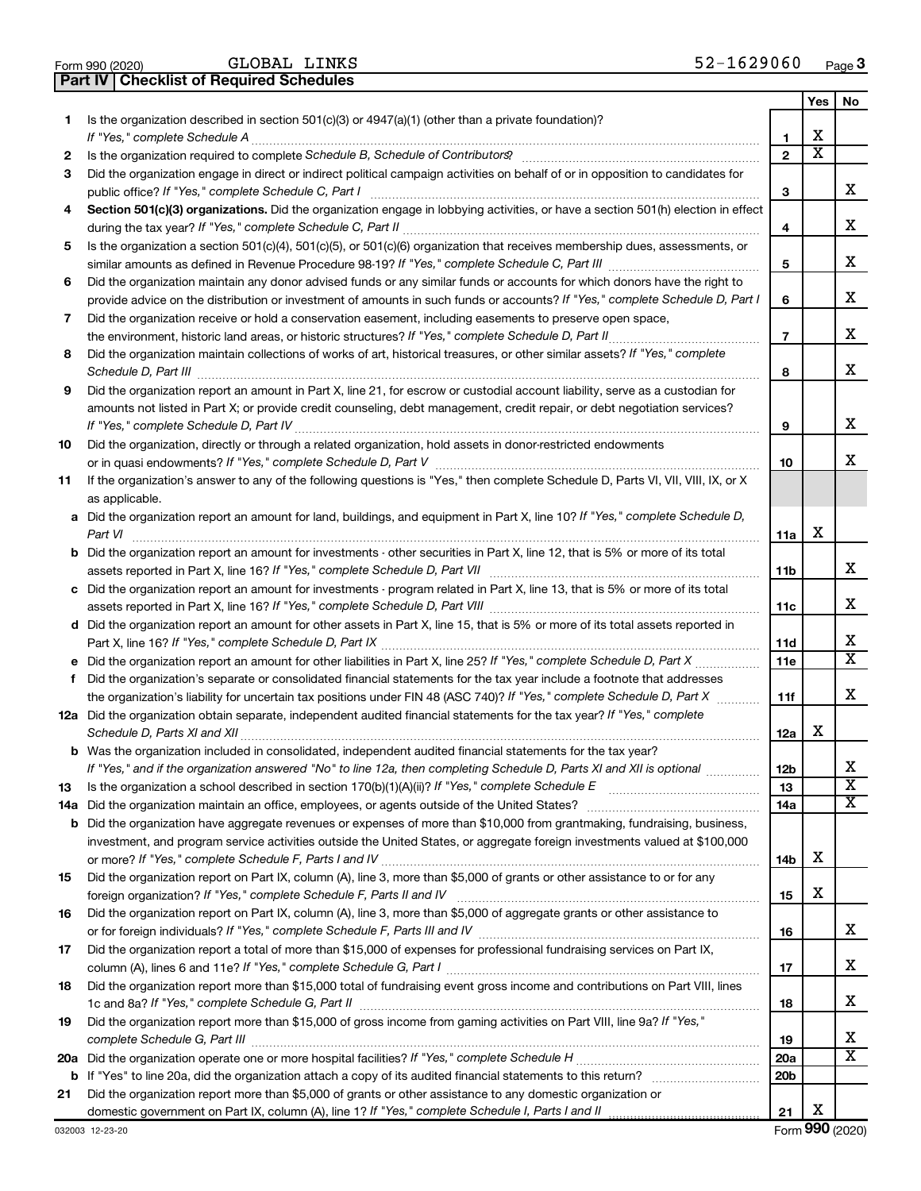Form 990 (2020) GLOBAL LINKS 52-1629060

## Part IV Checklist of Required Schedules

| | | | Yes | No |
|---|---|---|---|---|
| 1 | Is the organization described in section 501(c)(3) or 4947(a)(1) (other than a private foundation)? *If "Yes," complete Schedule A* | 1 | X | |
| 2 | Is the organization required to complete *Schedule B, Schedule of Contributors*? | 2 | X | |
| 3 | Did the organization engage in direct or indirect political campaign activities on behalf of or in opposition to candidates for public office? *If "Yes," complete Schedule C, Part I* | 3 | | X |
| 4 | **Section 501(c)(3) organizations.** Did the organization engage in lobbying activities, or have a section 501(h) election in effect during the tax year? *If "Yes," complete Schedule C, Part II* | 4 | | X |
| 5 | Is the organization a section 501(c)(4), 501(c)(5), or 501(c)(6) organization that receives membership dues, assessments, or similar amounts as defined in Revenue Procedure 98-19? *If "Yes," complete Schedule C, Part III* | 5 | | X |
| 6 | Did the organization maintain any donor advised funds or any similar funds or accounts for which donors have the right to provide advice on the distribution or investment of amounts in such funds or accounts? *If "Yes," complete Schedule D, Part I* | 6 | | X |
| 7 | Did the organization receive or hold a conservation easement, including easements to preserve open space, the environment, historic land areas, or historic structures? *If "Yes," complete Schedule D, Part II* | 7 | | X |
| 8 | Did the organization maintain collections of works of art, historical treasures, or other similar assets? *If "Yes," complete Schedule D, Part III* | 8 | | X |
| 9 | Did the organization report an amount in Part X, line 21, for escrow or custodial account liability, serve as a custodian for amounts not listed in Part X; or provide credit counseling, debt management, credit repair, or debt negotiation services? *If "Yes," complete Schedule D, Part IV* | 9 | | X |
| 10 | Did the organization, directly or through a related organization, hold assets in donor-restricted endowments or in quasi endowments? *If "Yes," complete Schedule D, Part V* | 10 | | X |
| 11 | If the organization's answer to any of the following questions is "Yes," then complete Schedule D, Parts VI, VII, VIII, IX, or X as applicable. | | | |
| a | Did the organization report an amount for land, buildings, and equipment in Part X, line 10? *If "Yes," complete Schedule D, Part VI* | 11a | X | |
| b | Did the organization report an amount for investments - other securities in Part X, line 12, that is 5% or more of its total assets reported in Part X, line 16? *If "Yes," complete Schedule D, Part VII* | 11b | | X |
| c | Did the organization report an amount for investments - program related in Part X, line 13, that is 5% or more of its total assets reported in Part X, line 16? *If "Yes," complete Schedule D, Part VIII* | 11c | | X |
| d | Did the organization report an amount for other assets in Part X, line 15, that is 5% or more of its total assets reported in Part X, line 16? *If "Yes," complete Schedule D, Part IX* | 11d | | X |
| e | Did the organization report an amount for other liabilities in Part X, line 25? *If "Yes," complete Schedule D, Part X* | 11e | | X |
| f | Did the organization's separate or consolidated financial statements for the tax year include a footnote that addresses the organization's liability for uncertain tax positions under FIN 48 (ASC 740)? *If "Yes," complete Schedule D, Part X* | 11f | | X |
| 12a | Did the organization obtain separate, independent audited financial statements for the tax year? *If "Yes," complete Schedule D, Parts XI and XII* | 12a | X | |
| b | Was the organization included in consolidated, independent audited financial statements for the tax year? *If "Yes," and if the organization answered "No" to line 12a, then completing Schedule D, Parts XI and XII is optional* | 12b | | X |
| 13 | Is the organization a school described in section 170(b)(1)(A)(ii)? *If "Yes," complete Schedule E* | 13 | | X |
| 14a | Did the organization maintain an office, employees, or agents outside of the United States? | 14a | | X |
| b | Did the organization have aggregate revenues or expenses of more than $10,000 from grantmaking, fundraising, business, investment, and program service activities outside the United States, or aggregate foreign investments valued at $100,000 or more? *If "Yes," complete Schedule F, Parts I and IV* | 14b | X | |
| 15 | Did the organization report on Part IX, column (A), line 3, more than $5,000 of grants or other assistance to or for any foreign organization? *If "Yes," complete Schedule F, Parts II and IV* | 15 | X | |
| 16 | Did the organization report on Part IX, column (A), line 3, more than $5,000 of aggregate grants or other assistance to or for foreign individuals? *If "Yes," complete Schedule F, Parts III and IV* | 16 | | X |
| 17 | Did the organization report a total of more than $15,000 of expenses for professional fundraising services on Part IX, column (A), lines 6 and 11e? *If "Yes," complete Schedule G, Part I* | 17 | | X |
| 18 | Did the organization report more than $15,000 total of fundraising event gross income and contributions on Part VIII, lines 1c and 8a? *If "Yes," complete Schedule G, Part II* | 18 | | X |
| 19 | Did the organization report more than $15,000 of gross income from gaming activities on Part VIII, line 9a? *If "Yes," complete Schedule G, Part III* | 19 | | X |
| 20a | Did the organization operate one or more hospital facilities? *If "Yes," complete Schedule H* | 20a | | X |
| b | If "Yes" to line 20a, did the organization attach a copy of its audited financial statements to this return? | 20b | | |
| 21 | Did the organization report more than $5,000 of grants or other assistance to any domestic organization or domestic government on Part IX, column (A), line 1? *If "Yes," complete Schedule I, Parts I and II* | 21 | X | |

032003 12-23-20 Form **990** (2020)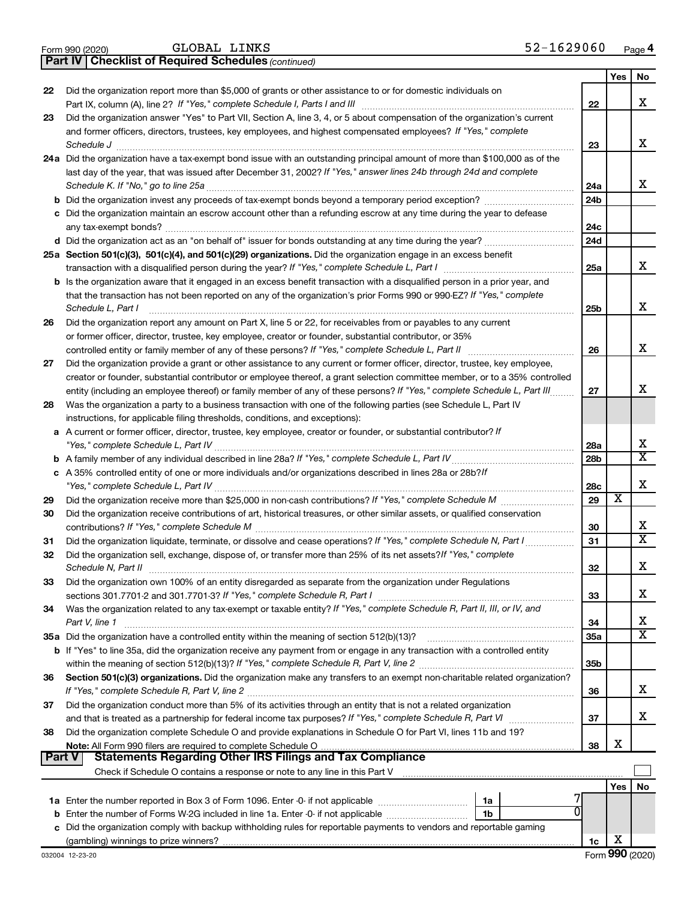Form 990 (2020) GLOBAL LINKS 52-1629060

## Part IV Checklist of Required Schedules *(continued)*

| | | | Yes | No |
|---|---|---|---|---|
| 22 | Did the organization report more than $5,000 of grants or other assistance to or for domestic individuals on Part IX, column (A), line 2? *If "Yes," complete Schedule I, Parts I and III* | 22 | | X |
| 23 | Did the organization answer "Yes" to Part VII, Section A, line 3, 4, or 5 about compensation of the organization's current and former officers, directors, trustees, key employees, and highest compensated employees? *If "Yes," complete Schedule J* | 23 | | X |
| 24a | Did the organization have a tax-exempt bond issue with an outstanding principal amount of more than $100,000 as of the last day of the year, that was issued after December 31, 2002? *If "Yes," answer lines 24b through 24d and complete Schedule K. If "No," go to line 25a* | 24a | | X |
| b | Did the organization invest any proceeds of tax-exempt bonds beyond a temporary period exception? | 24b | | |
| c | Did the organization maintain an escrow account other than a refunding escrow at any time during the year to defease any tax-exempt bonds? | 24c | | |
| d | Did the organization act as an "on behalf of" issuer for bonds outstanding at any time during the year? | 24d | | |
| 25a | **Section 501(c)(3), 501(c)(4), and 501(c)(29) organizations.** Did the organization engage in an excess benefit transaction with a disqualified person during the year? *If "Yes," complete Schedule L, Part I* | 25a | | X |
| b | Is the organization aware that it engaged in an excess benefit transaction with a disqualified person in a prior year, and that the transaction has not been reported on any of the organization's prior Forms 990 or 990-EZ? *If "Yes," complete Schedule L, Part I* | 25b | | X |
| 26 | Did the organization report any amount on Part X, line 5 or 22, for receivables from or payables to any current or former officer, director, trustee, key employee, creator or founder, substantial contributor, or 35% controlled entity or family member of any of these persons? *If "Yes," complete Schedule L, Part II* | 26 | | X |
| 27 | Did the organization provide a grant or other assistance to any current or former officer, director, trustee, key employee, creator or founder, substantial contributor or employee thereof, a grant selection committee member, or to a 35% controlled entity (including an employee thereof) or family member of any of these persons? *If "Yes," complete Schedule L, Part III* | 27 | | X |
| 28 | Was the organization a party to a business transaction with one of the following parties (see Schedule L, Part IV instructions, for applicable filing thresholds, conditions, and exceptions): | | | |
| a | A current or former officer, director, trustee, key employee, creator or founder, or substantial contributor? *If "Yes," complete Schedule L, Part IV* | 28a | | X |
| b | A family member of any individual described in line 28a? *If "Yes," complete Schedule L, Part IV* | 28b | | X |
| c | A 35% controlled entity of one or more individuals and/or organizations described in lines 28a or 28b? *If "Yes," complete Schedule L, Part IV* | 28c | | X |
| 29 | Did the organization receive more than $25,000 in non-cash contributions? *If "Yes," complete Schedule M* | 29 | X | |
| 30 | Did the organization receive contributions of art, historical treasures, or other similar assets, or qualified conservation contributions? *If "Yes," complete Schedule M* | 30 | | X |
| 31 | Did the organization liquidate, terminate, or dissolve and cease operations? *If "Yes," complete Schedule N, Part I* | 31 | | X |
| 32 | Did the organization sell, exchange, dispose of, or transfer more than 25% of its net assets? *If "Yes," complete Schedule N, Part II* | 32 | | X |
| 33 | Did the organization own 100% of an entity disregarded as separate from the organization under Regulations sections 301.7701-2 and 301.7701-3? *If "Yes," complete Schedule R, Part I* | 33 | | X |
| 34 | Was the organization related to any tax-exempt or taxable entity? *If "Yes," complete Schedule R, Part II, III, or IV, and Part V, line 1* | 34 | | X |
| 35a | Did the organization have a controlled entity within the meaning of section 512(b)(13)? | 35a | | X |
| b | If "Yes" to line 35a, did the organization receive any payment from or engage in any transaction with a controlled entity within the meaning of section 512(b)(13)? *If "Yes," complete Schedule R, Part V, line 2* | 35b | | |
| 36 | **Section 501(c)(3) organizations.** Did the organization make any transfers to an exempt non-charitable related organization? *If "Yes," complete Schedule R, Part V, line 2* | 36 | | X |
| 37 | Did the organization conduct more than 5% of its activities through an entity that is not a related organization and that is treated as a partnership for federal income tax purposes? *If "Yes," complete Schedule R, Part VI* | 37 | | X |
| 38 | Did the organization complete Schedule O and provide explanations in Schedule O for Part VI, lines 11b and 19? **Note:** All Form 990 filers are required to complete Schedule O | 38 | X | |

## Part V Statements Regarding Other IRS Filings and Tax Compliance

Check if Schedule O contains a response or note to any line in this Part V ☐

| | | | | | Yes | No |
|---|---|---|---|---|---|---|
| 1a | Enter the number reported in Box 3 of Form 1096. Enter -0- if not applicable | 1a | 7 | | | |
| b | Enter the number of Forms W-2G included in line 1a. Enter -0- if not applicable | 1b | 0 | | | |
| c | Did the organization comply with backup withholding rules for reportable payments to vendors and reportable gaming (gambling) winnings to prize winners? | | | 1c | X | |

032004 12-23-20 Form **990** (2020)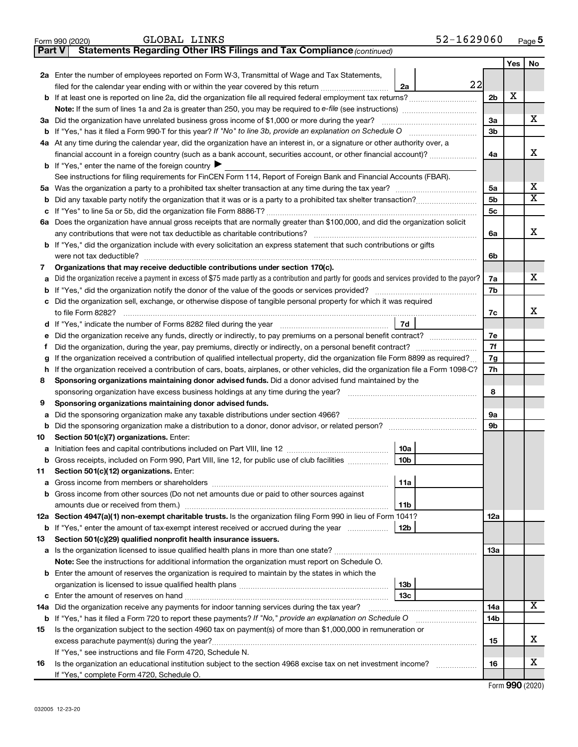Form 990 (2020) GLOBAL LINKS 52-1629060

**Part V Statements Regarding Other IRS Filings and Tax Compliance** *(continued)*

| | | | | Yes | No |
|---|---|---|---|---|---|
| **2a** | Enter the number of employees reported on Form W-3, Transmittal of Wage and Tax Statements, filed for the calendar year ending with or within the year covered by this return | 2a | 22 | | |
| **b** | If at least one is reported on line 2a, did the organization file all required federal employment tax returns? | | 2b | X | |
| | **Note:** If the sum of lines 1a and 2a is greater than 250, you may be required to *e-file* (see instructions) | | | | |
| **3a** | Did the organization have unrelated business gross income of $1,000 or more during the year? | | 3a | | X |
| **b** | If "Yes," has it filed a Form 990-T for this year? *If "No" to line 3b, provide an explanation on Schedule O* | | 3b | | |
| **4a** | At any time during the calendar year, did the organization have an interest in, or a signature or other authority over, a financial account in a foreign country (such as a bank account, securities account, or other financial account)? | | 4a | | X |
| **b** | If "Yes," enter the name of the foreign country ▶ | | | | |
| | See instructions for filing requirements for FinCEN Form 114, Report of Foreign Bank and Financial Accounts (FBAR). | | | | |
| **5a** | Was the organization a party to a prohibited tax shelter transaction at any time during the tax year? | | 5a | | X |
| **b** | Did any taxable party notify the organization that it was or is a party to a prohibited tax shelter transaction? | | 5b | | X |
| **c** | If "Yes" to line 5a or 5b, did the organization file Form 8886-T? | | 5c | | |
| **6a** | Does the organization have annual gross receipts that are normally greater than $100,000, and did the organization solicit any contributions that were not tax deductible as charitable contributions? | | 6a | | X |
| **b** | If "Yes," did the organization include with every solicitation an express statement that such contributions or gifts were not tax deductible? | | 6b | | |
| **7** | **Organizations that may receive deductible contributions under section 170(c).** | | | | |
| **a** | Did the organization receive a payment in excess of $75 made partly as a contribution and partly for goods and services provided to the payor? | | 7a | | X |
| **b** | If "Yes," did the organization notify the donor of the value of the goods or services provided? | | 7b | | |
| **c** | Did the organization sell, exchange, or otherwise dispose of tangible personal property for which it was required to file Form 8282? | | 7c | | X |
| **d** | If "Yes," indicate the number of Forms 8282 filed during the year | 7d | | | |
| **e** | Did the organization receive any funds, directly or indirectly, to pay premiums on a personal benefit contract? | | 7e | | |
| **f** | Did the organization, during the year, pay premiums, directly or indirectly, on a personal benefit contract? | | 7f | | |
| **g** | If the organization received a contribution of qualified intellectual property, did the organization file Form 8899 as required? | | 7g | | |
| **h** | If the organization received a contribution of cars, boats, airplanes, or other vehicles, did the organization file a Form 1098-C? | | 7h | | |
| **8** | **Sponsoring organizations maintaining donor advised funds.** Did a donor advised fund maintained by the sponsoring organization have excess business holdings at any time during the year? | | 8 | | |
| **9** | **Sponsoring organizations maintaining donor advised funds.** | | | | |
| **a** | Did the sponsoring organization make any taxable distributions under section 4966? | | 9a | | |
| **b** | Did the sponsoring organization make a distribution to a donor, donor advisor, or related person? | | 9b | | |
| **10** | **Section 501(c)(7) organizations.** Enter: | | | | |
| **a** | Initiation fees and capital contributions included on Part VIII, line 12 | 10a | | | |
| **b** | Gross receipts, included on Form 990, Part VIII, line 12, for public use of club facilities | 10b | | | |
| **11** | **Section 501(c)(12) organizations.** Enter: | | | | |
| **a** | Gross income from members or shareholders | 11a | | | |
| **b** | Gross income from other sources (Do not net amounts due or paid to other sources against amounts due or received from them.) | 11b | | | |
| **12a** | **Section 4947(a)(1) non-exempt charitable trusts.** Is the organization filing Form 990 in lieu of Form 1041? | | 12a | | |
| **b** | If "Yes," enter the amount of tax-exempt interest received or accrued during the year | 12b | | | |
| **13** | **Section 501(c)(29) qualified nonprofit health insurance issuers.** | | | | |
| **a** | Is the organization licensed to issue qualified health plans in more than one state? | | 13a | | |
| | **Note:** See the instructions for additional information the organization must report on Schedule O. | | | | |
| **b** | Enter the amount of reserves the organization is required to maintain by the states in which the organization is licensed to issue qualified health plans | 13b | | | |
| **c** | Enter the amount of reserves on hand | 13c | | | |
| **14a** | Did the organization receive any payments for indoor tanning services during the tax year? | | 14a | | X |
| **b** | If "Yes," has it filed a Form 720 to report these payments? *If "No," provide an explanation on Schedule O* | | 14b | | |
| **15** | Is the organization subject to the section 4960 tax on payment(s) of more than $1,000,000 in remuneration or excess parachute payment(s) during the year? | | 15 | | X |
| | If "Yes," see instructions and file Form 4720, Schedule N. | | | | |
| **16** | Is the organization an educational institution subject to the section 4968 excise tax on net investment income? | | 16 | | X |
| | If "Yes," complete Form 4720, Schedule O. | | | | |

Form **990** (2020)

032005 12-23-20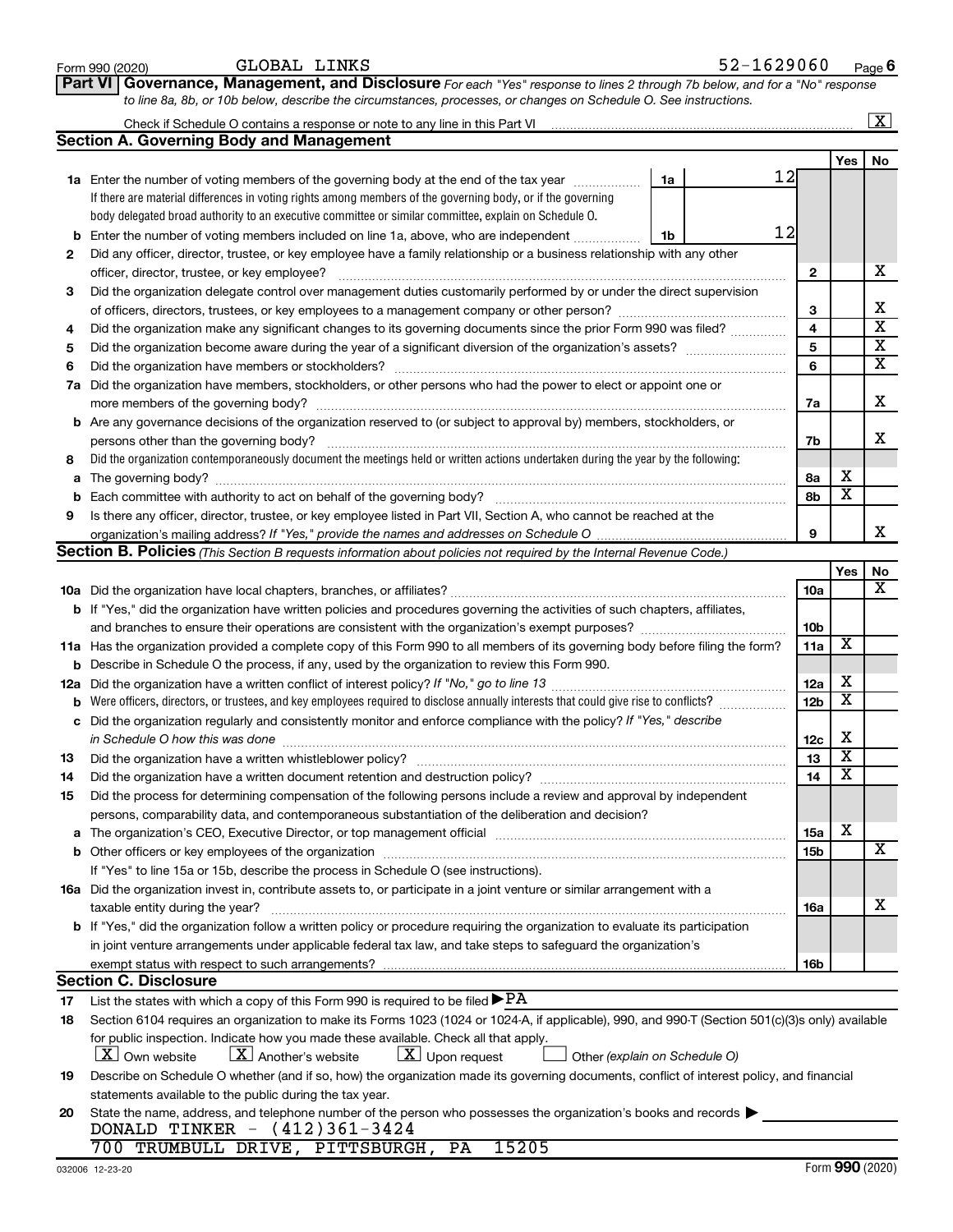Form 990 (2020) GLOBAL LINKS 52-1629060

## Part VI Governance, Management, and Disclosure

*For each "Yes" response to lines 2 through 7b below, and for a "No" response to line 8a, 8b, or 10b below, describe the circumstances, processes, or changes on Schedule O. See instructions.*

Check if Schedule O contains a response or note to any line in this Part VI ... [X]

### Section A. Governing Body and Management

| | | | | Yes | No |
|---|---|---|---|---|---|
| 1a | Enter the number of voting members of the governing body at the end of the tax year | 1a | 12 | | |
| | If there are material differences in voting rights among members of the governing body, or if the governing body delegated broad authority to an executive committee or similar committee, explain on Schedule O. | | | | |
| b | Enter the number of voting members included on line 1a, above, who are independent | 1b | 12 | | |
| 2 | Did any officer, director, trustee, or key employee have a family relationship or a business relationship with any other officer, director, trustee, or key employee? | 2 | | | X |
| 3 | Did the organization delegate control over management duties customarily performed by or under the direct supervision of officers, directors, trustees, or key employees to a management company or other person? | 3 | | | X |
| 4 | Did the organization make any significant changes to its governing documents since the prior Form 990 was filed? | 4 | | | X |
| 5 | Did the organization become aware during the year of a significant diversion of the organization's assets? | 5 | | | X |
| 6 | Did the organization have members or stockholders? | 6 | | | X |
| 7a | Did the organization have members, stockholders, or other persons who had the power to elect or appoint one or more members of the governing body? | 7a | | | X |
| b | Are any governance decisions of the organization reserved to (or subject to approval by) members, stockholders, or persons other than the governing body? | 7b | | | X |
| 8 | Did the organization contemporaneously document the meetings held or written actions undertaken during the year by the following: | | | | |
| a | The governing body? | 8a | | X | |
| b | Each committee with authority to act on behalf of the governing body? | 8b | | X | |
| 9 | Is there any officer, director, trustee, or key employee listed in Part VII, Section A, who cannot be reached at the organization's mailing address? *If "Yes," provide the names and addresses on Schedule O* | 9 | | | X |

### Section B. Policies *(This Section B requests information about policies not required by the Internal Revenue Code.)*

| | | | Yes | No |
|---|---|---|---|---|
| 10a | Did the organization have local chapters, branches, or affiliates? | 10a | | X |
| b | If "Yes," did the organization have written policies and procedures governing the activities of such chapters, affiliates, and branches to ensure their operations are consistent with the organization's exempt purposes? | 10b | | |
| 11a | Has the organization provided a complete copy of this Form 990 to all members of its governing body before filing the form? | 11a | X | |
| b | Describe in Schedule O the process, if any, used by the organization to review this Form 990. | | | |
| 12a | Did the organization have a written conflict of interest policy? *If "No," go to line 13* | 12a | X | |
| b | Were officers, directors, or trustees, and key employees required to disclose annually interests that could give rise to conflicts? | 12b | X | |
| c | Did the organization regularly and consistently monitor and enforce compliance with the policy? *If "Yes," describe in Schedule O how this was done* | 12c | X | |
| 13 | Did the organization have a written whistleblower policy? | 13 | X | |
| 14 | Did the organization have a written document retention and destruction policy? | 14 | X | |
| 15 | Did the process for determining compensation of the following persons include a review and approval by independent persons, comparability data, and contemporaneous substantiation of the deliberation and decision? | | | |
| a | The organization's CEO, Executive Director, or top management official | 15a | X | |
| b | Other officers or key employees of the organization | 15b | | X |
| | If "Yes" to line 15a or 15b, describe the process in Schedule O (see instructions). | | | |
| 16a | Did the organization invest in, contribute assets to, or participate in a joint venture or similar arrangement with a taxable entity during the year? | 16a | | X |
| b | If "Yes," did the organization follow a written policy or procedure requiring the organization to evaluate its participation in joint venture arrangements under applicable federal tax law, and take steps to safeguard the organization's exempt status with respect to such arrangements? | 16b | | |

### Section C. Disclosure

17 List the states with which a copy of this Form 990 is required to be filed ▶ PA

18 Section 6104 requires an organization to make its Forms 1023 (1024 or 1024-A, if applicable), 990, and 990-T (Section 501(c)(3)s only) available for public inspection. Indicate how you made these available. Check all that apply.

[X] Own website [X] Another's website [X] Upon request [ ] Other *(explain on Schedule O)*

19 Describe on Schedule O whether (and if so, how) the organization made its governing documents, conflict of interest policy, and financial statements available to the public during the tax year.

20 State the name, address, and telephone number of the person who possesses the organization's books and records ▶

DONALD TINKER - (412)361-3424

700 TRUMBULL DRIVE, PITTSBURGH, PA 15205

032006 12-23-20 Form **990** (2020)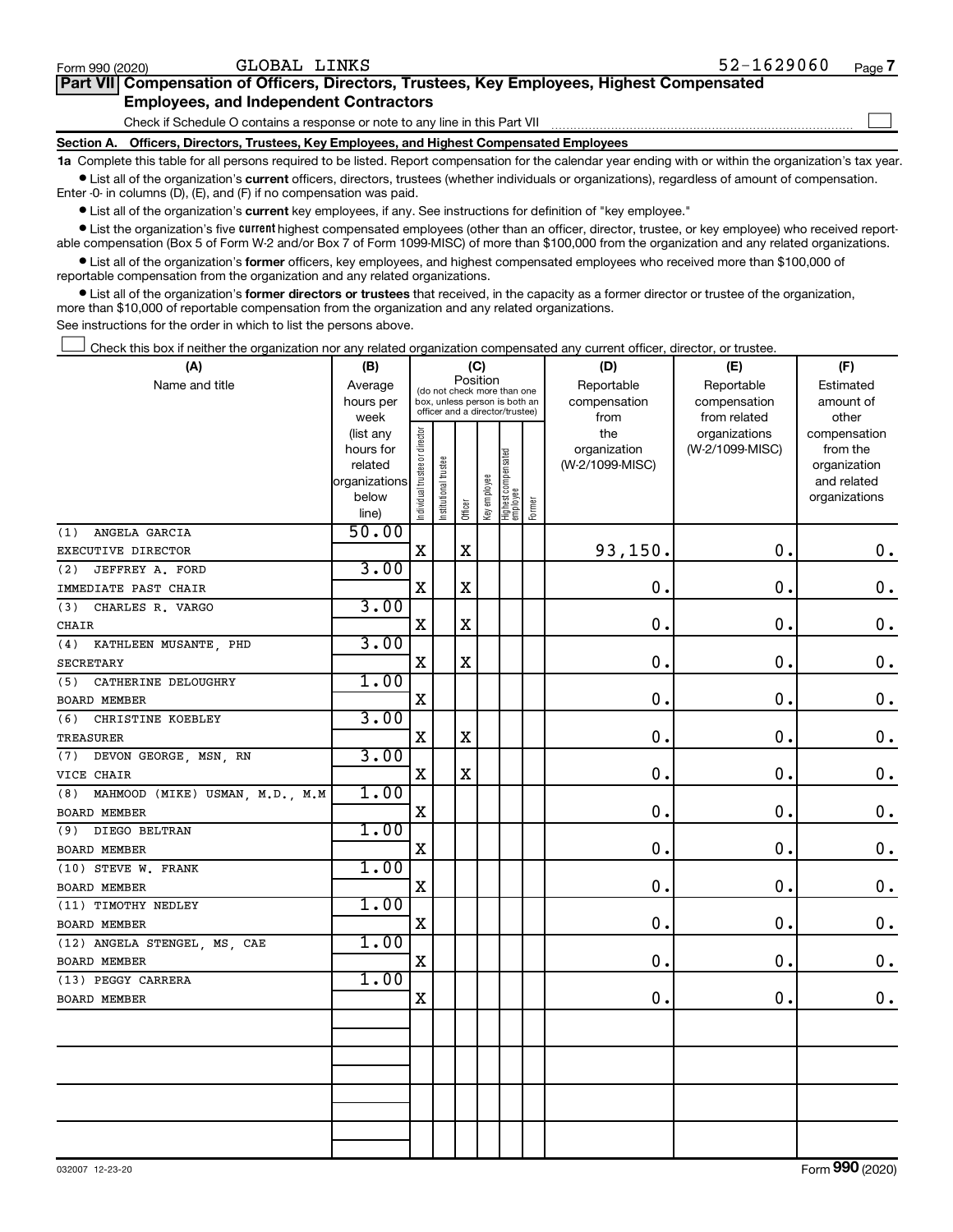Form 990 (2020) GLOBAL LINKS 52-1629060

## Part VII Compensation of Officers, Directors, Trustees, Key Employees, Highest Compensated Employees, and Independent Contractors

Check if Schedule O contains a response or note to any line in this Part VII

### Section A. Officers, Directors, Trustees, Key Employees, and Highest Compensated Employees

**1a** Complete this table for all persons required to be listed. Report compensation for the calendar year ending with or within the organization's tax year.

- List all of the organization's **current** officers, directors, trustees (whether individuals or organizations), regardless of amount of compensation. Enter -0- in columns (D), (E), and (F) if no compensation was paid.
- List all of the organization's **current** key employees, if any. See instructions for definition of "key employee."
- List the organization's five **current** highest compensated employees (other than an officer, director, trustee, or key employee) who received reportable compensation (Box 5 of Form W-2 and/or Box 7 of Form 1099-MISC) of more than $100,000 from the organization and any related organizations.
- List all of the organization's **former** officers, key employees, and highest compensated employees who received more than $100,000 of reportable compensation from the organization and any related organizations.
- List all of the organization's **former directors or trustees** that received, in the capacity as a former director or trustee of the organization, more than $10,000 of reportable compensation from the organization and any related organizations.

See instructions for the order in which to list the persons above.

Check this box if neither the organization nor any related organization compensated any current officer, director, or trustee.

| (A) Name and title | (B) Average hours per week (list any hours for related organizations below line) | (C) Position: Individual trustee or director | Institutional trustee | Officer | Key employee | Highest compensated employee | Former | (D) Reportable compensation from the organization (W-2/1099-MISC) | (E) Reportable compensation from related organizations (W-2/1099-MISC) | (F) Estimated amount of other compensation from the organization and related organizations |
|---|---|---|---|---|---|---|---|---|---|---|
| (1) ANGELA GARCIA<br>EXECUTIVE DIRECTOR | 50.00 | X | | X | | | | 93,150. | 0. | 0. |
| (2) JEFFREY A. FORD<br>IMMEDIATE PAST CHAIR | 3.00 | X | | X | | | | 0. | 0. | 0. |
| (3) CHARLES R. VARGO<br>CHAIR | 3.00 | X | | X | | | | 0. | 0. | 0. |
| (4) KATHLEEN MUSANTE, PHD<br>SECRETARY | 3.00 | X | | X | | | | 0. | 0. | 0. |
| (5) CATHERINE DELOUGHRY<br>BOARD MEMBER | 1.00 | X | | | | | | 0. | 0. | 0. |
| (6) CHRISTINE KOEBLEY<br>TREASURER | 3.00 | X | | X | | | | 0. | 0. | 0. |
| (7) DEVON GEORGE, MSN, RN<br>VICE CHAIR | 3.00 | X | | X | | | | 0. | 0. | 0. |
| (8) MAHMOOD (MIKE) USMAN, M.D., M.M<br>BOARD MEMBER | 1.00 | X | | | | | | 0. | 0. | 0. |
| (9) DIEGO BELTRAN<br>BOARD MEMBER | 1.00 | X | | | | | | 0. | 0. | 0. |
| (10) STEVE W. FRANK<br>BOARD MEMBER | 1.00 | X | | | | | | 0. | 0. | 0. |
| (11) TIMOTHY NEDLEY<br>BOARD MEMBER | 1.00 | X | | | | | | 0. | 0. | 0. |
| (12) ANGELA STENGEL, MS, CAE<br>BOARD MEMBER | 1.00 | X | | | | | | 0. | 0. | 0. |
| (13) PEGGY CARRERA<br>BOARD MEMBER | 1.00 | X | | | | | | 0. | 0. | 0. |

032007 12-23-20 Form 990 (2020)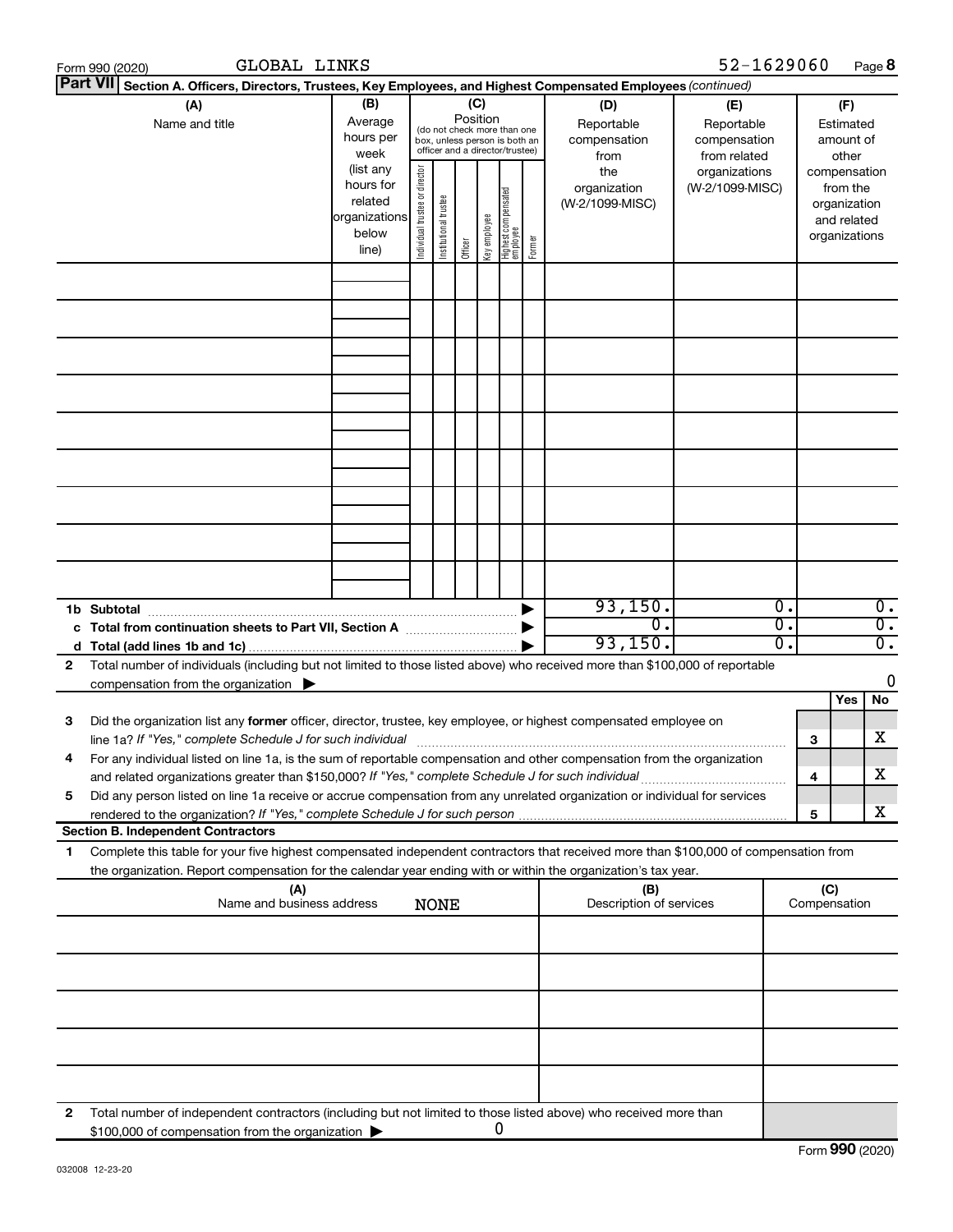Form 990 (2020) GLOBAL LINKS 52-1629060

**Part VII** **Section A. Officers, Directors, Trustees, Key Employees, and Highest Compensated Employees** *(continued)*

| (A) Name and title | (B) Average hours per week (list any hours for related organizations below line) | (C) Position (do not check more than one box, unless person is both an officer and a director/trustee): Individual trustee or director | Institutional trustee | Officer | Key employee | Highest compensated employee | Former | (D) Reportable compensation from the organization (W-2/1099-MISC) | (E) Reportable compensation from related organizations (W-2/1099-MISC) | (F) Estimated amount of other compensation from the organization and related organizations |
|---|---|---|---|---|---|---|---|---|---|---|
| | | | | | | | | | | |
| | | | | | | | | | | |
| | | | | | | | | | | |
| | | | | | | | | | | |
| | | | | | | | | | | |
| | | | | | | | | | | |
| | | | | | | | | | | |
| | | | | | | | | | | |
| | | | | | | | | | | |
| **1b Subtotal** | | | | | | | | 93,150. | 0. | 0. |
| **c Total from continuation sheets to Part VII, Section A** | | | | | | | | 0. | 0. | 0. |
| **d Total (add lines 1b and 1c)** | | | | | | | | 93,150. | 0. | 0. |

**2** Total number of individuals (including but not limited to those listed above) who received more than $100,000 of reportable compensation from the organization ▶ 0

| | | | Yes | No |
|---|---|---|---|---|
| **3** | Did the organization list any **former** officer, director, trustee, key employee, or highest compensated employee on line 1a? *If "Yes," complete Schedule J for such individual* | **3** | | X |
| **4** | For any individual listed on line 1a, is the sum of reportable compensation and other compensation from the organization and related organizations greater than $150,000? *If "Yes," complete Schedule J for such individual* | **4** | | X |
| **5** | Did any person listed on line 1a receive or accrue compensation from any unrelated organization or individual for services rendered to the organization? *If "Yes," complete Schedule J for such person* | **5** | | X |

**Section B. Independent Contractors**

**1** Complete this table for your five highest compensated independent contractors that received more than $100,000 of compensation from the organization. Report compensation for the calendar year ending with or within the organization's tax year.

| (A) Name and business address NONE | (B) Description of services | (C) Compensation |
|---|---|---|
| | | |
| | | |
| | | |
| | | |
| | | |

**2** Total number of independent contractors (including but not limited to those listed above) who received more than $100,000 of compensation from the organization ▶ 0

Form **990** (2020)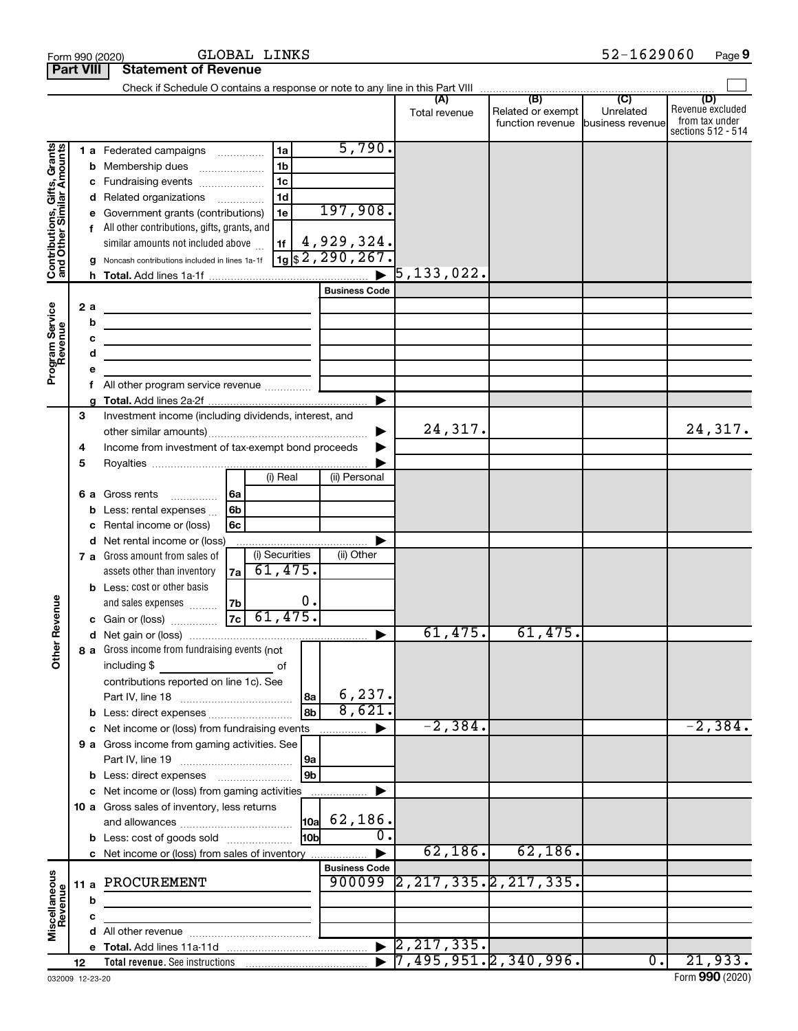Form 990 (2020) GLOBAL LINKS 52-1629060

## Part VIII Statement of Revenue

Check if Schedule O contains a response or note to any line in this Part VIII

| | | | | (A) Total revenue | (B) Related or exempt function revenue | (C) Unrelated business revenue | (D) Revenue excluded from tax under sections 512 - 514 |
|---|---|---|---|---|---|---|---|
| **Contributions, Gifts, Grants and Other Similar Amounts** | 1 a Federated campaigns | 1a | 5,790. | | | | |
| | b Membership dues | 1b | | | | | |
| | c Fundraising events | 1c | | | | | |
| | d Related organizations | 1d | | | | | |
| | e Government grants (contributions) | 1e | 197,908. | | | | |
| | f All other contributions, gifts, grants, and similar amounts not included above | 1f | 4,929,324. | | | | |
| | g Noncash contributions included in lines 1a-1f | 1g | $2,290,267. | | | | |
| | h **Total.** Add lines 1a-1f | | ▶ | 5,133,022. | | | |
| **Program Service Revenue** | | | Business Code | | | | |
| | 2 a | | | | | | |
| | b | | | | | | |
| | c | | | | | | |
| | d | | | | | | |
| | e | | | | | | |
| | f All other program service revenue | | | | | | |
| | g **Total.** Add lines 2a-2f | | ▶ | | | | |
| **Other Revenue** | 3 Investment income (including dividends, interest, and other similar amounts) | | ▶ | 24,317. | | | 24,317. |
| | 4 Income from investment of tax-exempt bond proceeds | | ▶ | | | | |
| | 5 Royalties | | ▶ | | | | |
| | | (i) Real | (ii) Personal | | | | |
| | 6 a Gross rents (6a) | | | | | | |
| | b Less: rental expenses (6b) | | | | | | |
| | c Rental income or (loss) (6c) | | | | | | |
| | d Net rental income or (loss) | | ▶ | | | | |
| | | (i) Securities | (ii) Other | | | | |
| | 7 a Gross amount from sales of assets other than inventory (7a) | 61,475. | | | | | |
| | b Less: cost or other basis and sales expenses (7b) | 0. | | | | | |
| | c Gain or (loss) (7c) | 61,475. | | | | | |
| | d Net gain or (loss) | | ▶ | 61,475. | 61,475. | | |
| | 8 a Gross income from fundraising events (not including $ ____ of contributions reported on line 1c). See Part IV, line 18 | 8a | 6,237. | | | | |
| | b Less: direct expenses | 8b | 8,621. | | | | |
| | c Net income or (loss) from fundraising events | | ▶ | -2,384. | | | -2,384. |
| | 9 a Gross income from gaming activities. See Part IV, line 19 | 9a | | | | | |
| | b Less: direct expenses | 9b | | | | | |
| | c Net income or (loss) from gaming activities | | ▶ | | | | |
| | 10 a Gross sales of inventory, less returns and allowances | 10a | 62,186. | | | | |
| | b Less: cost of goods sold | 10b | 0. | | | | |
| | c Net income or (loss) from sales of inventory | | ▶ | 62,186. | 62,186. | | |
| **Miscellaneous Revenue** | | | Business Code | | | | |
| | 11 a PROCUREMENT | | 900099 | 2,217,335. | 2,217,335. | | |
| | b | | | | | | |
| | c | | | | | | |
| | d All other revenue | | | | | | |
| | e **Total.** Add lines 11a-11d | | ▶ | 2,217,335. | | | |
| | 12 **Total revenue.** See instructions | | ▶ | 7,495,951. | 2,340,996. | 0. | 21,933. |

032009 12-23-20 Form **990** (2020)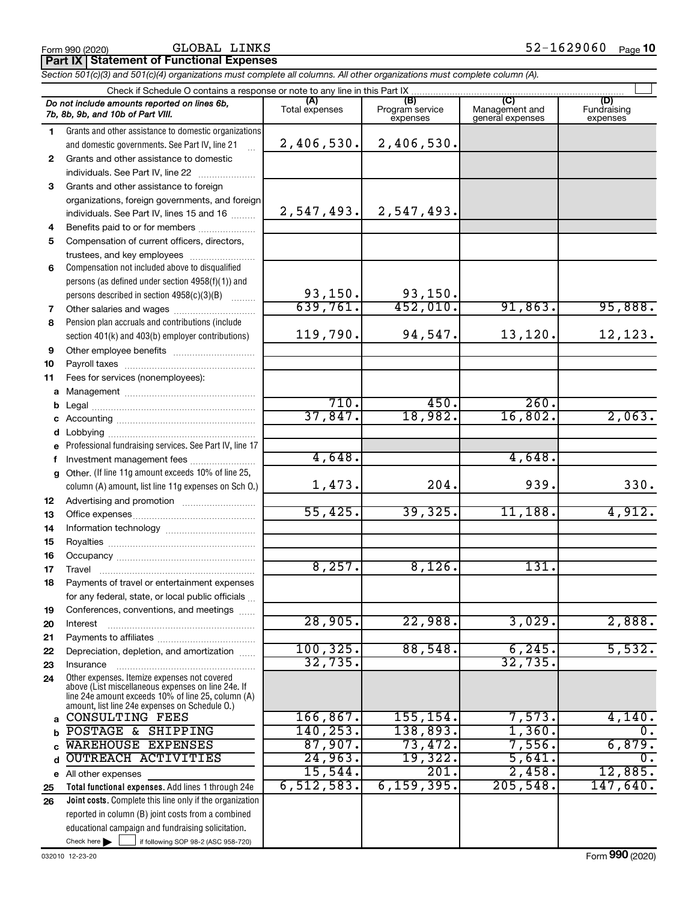Form 990 (2020) GLOBAL LINKS 52-1629060 Page **10**

**Part IX Statement of Functional Expenses**

*Section 501(c)(3) and 501(c)(4) organizations must complete all columns. All other organizations must complete column (A).*

Check if Schedule O contains a response or note to any line in this Part IX

| *Do not include amounts reported on lines 6b, 7b, 8b, 9b, and 10b of Part VIII.* | (A) Total expenses | (B) Program service expenses | (C) Management and general expenses | (D) Fundraising expenses |
|---|---|---|---|---|
| **1** Grants and other assistance to domestic organizations and domestic governments. See Part IV, line 21 | 2,406,530. | 2,406,530. | | |
| **2** Grants and other assistance to domestic individuals. See Part IV, line 22 | | | | |
| **3** Grants and other assistance to foreign organizations, foreign governments, and foreign individuals. See Part IV, lines 15 and 16 | 2,547,493. | 2,547,493. | | |
| **4** Benefits paid to or for members | | | | |
| **5** Compensation of current officers, directors, trustees, and key employees | | | | |
| **6** Compensation not included above to disqualified persons (as defined under section 4958(f)(1)) and persons described in section 4958(c)(3)(B) | 93,150. | 93,150. | | |
| **7** Other salaries and wages | 639,761. | 452,010. | 91,863. | 95,888. |
| **8** Pension plan accruals and contributions (include section 401(k) and 403(b) employer contributions) | 119,790. | 94,547. | 13,120. | 12,123. |
| **9** Other employee benefits | | | | |
| **10** Payroll taxes | | | | |
| **11** Fees for services (nonemployees): | | | | |
| **a** Management | | | | |
| **b** Legal | 710. | 450. | 260. | |
| **c** Accounting | 37,847. | 18,982. | 16,802. | 2,063. |
| **d** Lobbying | | | | |
| **e** Professional fundraising services. See Part IV, line 17 | | | | |
| **f** Investment management fees | 4,648. | | 4,648. | |
| **g** Other. (If line 11g amount exceeds 10% of line 25, column (A) amount, list line 11g expenses on Sch O.) | 1,473. | 204. | 939. | 330. |
| **12** Advertising and promotion | | | | |
| **13** Office expenses | 55,425. | 39,325. | 11,188. | 4,912. |
| **14** Information technology | | | | |
| **15** Royalties | | | | |
| **16** Occupancy | | | | |
| **17** Travel | 8,257. | 8,126. | 131. | |
| **18** Payments of travel or entertainment expenses for any federal, state, or local public officials | | | | |
| **19** Conferences, conventions, and meetings | | | | |
| **20** Interest | 28,905. | 22,988. | 3,029. | 2,888. |
| **21** Payments to affiliates | | | | |
| **22** Depreciation, depletion, and amortization | 100,325. | 88,548. | 6,245. | 5,532. |
| **23** Insurance | 32,735. | | 32,735. | |
| **24** Other expenses. Itemize expenses not covered above (List miscellaneous expenses on line 24e. If line 24e amount exceeds 10% of line 25, column (A) amount, list line 24e expenses on Schedule O.) | | | | |
| **a** CONSULTING FEES | 166,867. | 155,154. | 7,573. | 4,140. |
| **b** POSTAGE & SHIPPING | 140,253. | 138,893. | 1,360. | 0. |
| **c** WAREHOUSE EXPENSES | 87,907. | 73,472. | 7,556. | 6,879. |
| **d** OUTREACH ACTIVITIES | 24,963. | 19,322. | 5,641. | 0. |
| **e** All other expenses | 15,544. | 201. | 2,458. | 12,885. |
| **25** **Total functional expenses.** Add lines 1 through 24e | 6,512,583. | 6,159,395. | 205,548. | 147,640. |
| **26** **Joint costs.** Complete this line only if the organization reported in column (B) joint costs from a combined educational campaign and fundraising solicitation. Check here ☐ if following SOP 98-2 (ASC 958-720) | | | | |

032010 12-23-20 Form **990** (2020)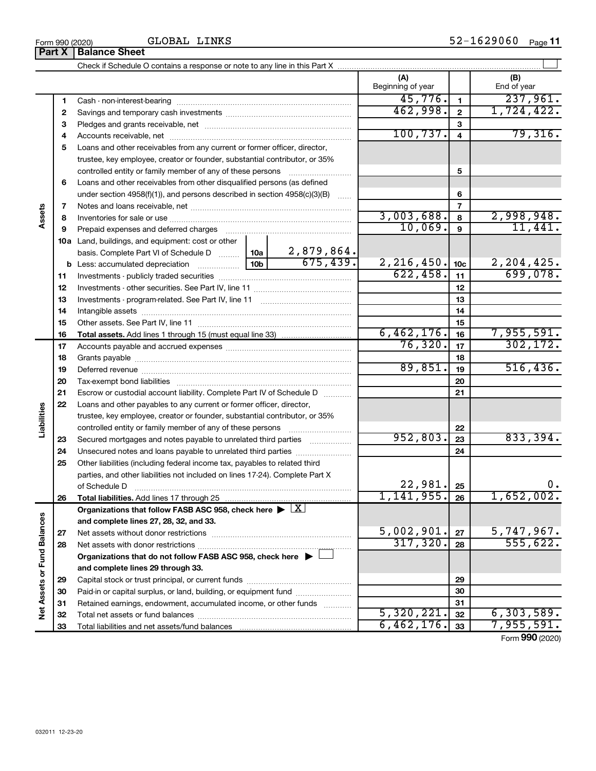Form 990 (2020) GLOBAL LINKS 52-1629060

## Part X | Balance Sheet

Check if Schedule O contains a response or note to any line in this Part X

| | | | | (A) Beginning of year | | (B) End of year |
|---|---|---|---|---|---|---|
| **Assets** | 1 | Cash - non-interest-bearing | | 45,776. | 1 | 237,961. |
| | 2 | Savings and temporary cash investments | | 462,998. | 2 | 1,724,422. |
| | 3 | Pledges and grants receivable, net | | | 3 | |
| | 4 | Accounts receivable, net | | 100,737. | 4 | 79,316. |
| | 5 | Loans and other receivables from any current or former officer, director, trustee, key employee, creator or founder, substantial contributor, or 35% controlled entity or family member of any of these persons | | | 5 | |
| | 6 | Loans and other receivables from other disqualified persons (as defined under section 4958(f)(1)), and persons described in section 4958(c)(3)(B) | | | 6 | |
| | 7 | Notes and loans receivable, net | | | 7 | |
| | 8 | Inventories for sale or use | | 3,003,688. | 8 | 2,998,948. |
| | 9 | Prepaid expenses and deferred charges | | 10,069. | 9 | 11,441. |
| | 10a | Land, buildings, and equipment: cost or other basis. Complete Part VI of Schedule D | 10a: 2,879,864. | | | |
| | b | Less: accumulated depreciation | 10b: 675,439. | 2,216,450. | 10c | 2,204,425. |
| | 11 | Investments - publicly traded securities | | 622,458. | 11 | 699,078. |
| | 12 | Investments - other securities. See Part IV, line 11 | | | 12 | |
| | 13 | Investments - program-related. See Part IV, line 11 | | | 13 | |
| | 14 | Intangible assets | | | 14 | |
| | 15 | Other assets. See Part IV, line 11 | | | 15 | |
| | 16 | **Total assets.** Add lines 1 through 15 (must equal line 33) | | 6,462,176. | 16 | 7,955,591. |
| **Liabilities** | 17 | Accounts payable and accrued expenses | | 76,320. | 17 | 302,172. |
| | 18 | Grants payable | | | 18 | |
| | 19 | Deferred revenue | | 89,851. | 19 | 516,436. |
| | 20 | Tax-exempt bond liabilities | | | 20 | |
| | 21 | Escrow or custodial account liability. Complete Part IV of Schedule D | | | 21 | |
| | 22 | Loans and other payables to any current or former officer, director, trustee, key employee, creator or founder, substantial contributor, or 35% controlled entity or family member of any of these persons | | | 22 | |
| | 23 | Secured mortgages and notes payable to unrelated third parties | | 952,803. | 23 | 833,394. |
| | 24 | Unsecured notes and loans payable to unrelated third parties | | | 24 | |
| | 25 | Other liabilities (including federal income tax, payables to related third parties, and other liabilities not included on lines 17-24). Complete Part X of Schedule D | | 22,981. | 25 | 0. |
| | 26 | **Total liabilities.** Add lines 17 through 25 | | 1,141,955. | 26 | 1,652,002. |
| **Net Assets or Fund Balances** | | **Organizations that follow FASB ASC 958, check here ▶ [X] and complete lines 27, 28, 32, and 33.** | | | | |
| | 27 | Net assets without donor restrictions | | 5,002,901. | 27 | 5,747,967. |
| | 28 | Net assets with donor restrictions | | 317,320. | 28 | 555,622. |
| | | **Organizations that do not follow FASB ASC 958, check here ▶ [ ] and complete lines 29 through 33.** | | | | |
| | 29 | Capital stock or trust principal, or current funds | | | 29 | |
| | 30 | Paid-in or capital surplus, or land, building, or equipment fund | | | 30 | |
| | 31 | Retained earnings, endowment, accumulated income, or other funds | | | 31 | |
| | 32 | Total net assets or fund balances | | 5,320,221. | 32 | 6,303,589. |
| | 33 | Total liabilities and net assets/fund balances | | 6,462,176. | 33 | 7,955,591. |

Form **990** (2020)

032011 12-23-20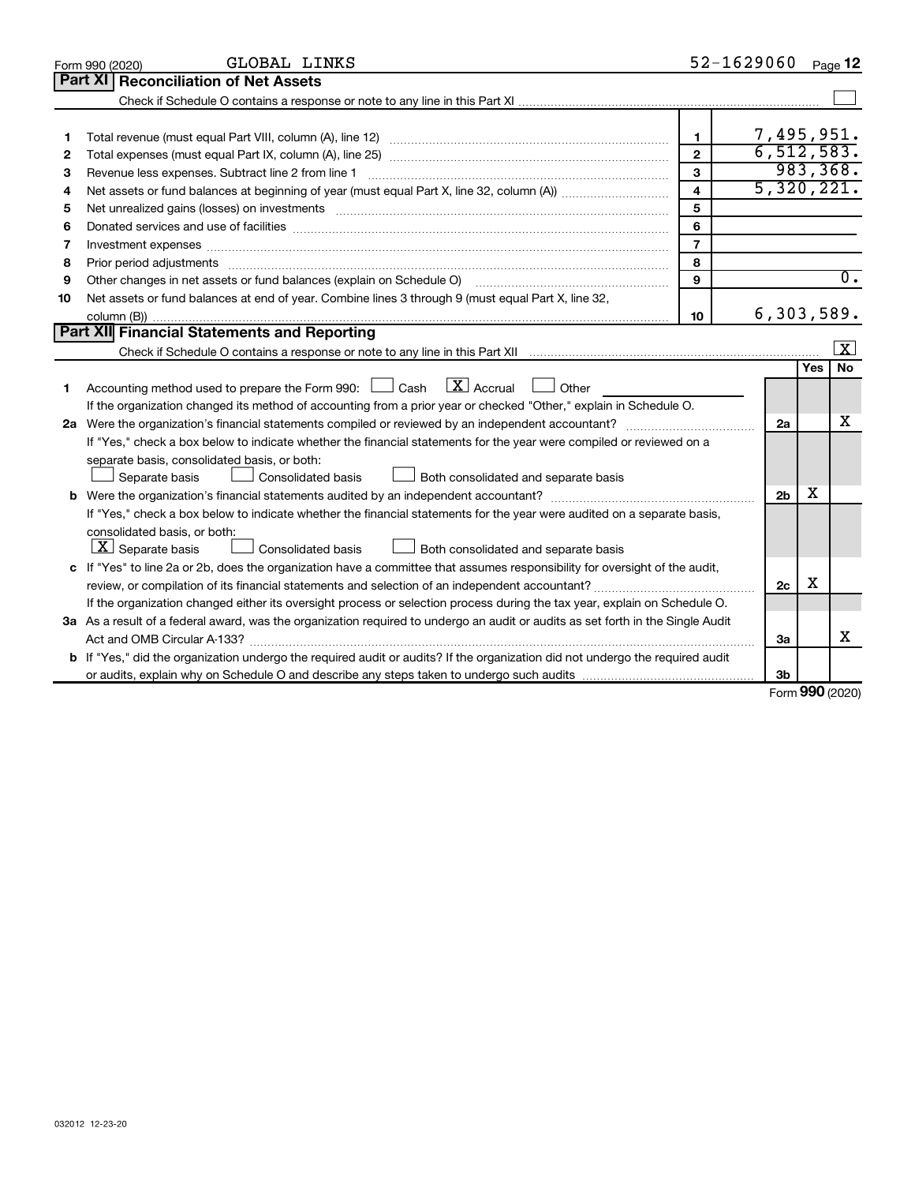Form 990 (2020) GLOBAL LINKS 52-1629060

## Part XI Reconciliation of Net Assets

Check if Schedule O contains a response or note to any line in this Part XI ☐

| | | | |
|---|---|---|---|
| 1 | Total revenue (must equal Part VIII, column (A), line 12) | 1 | 7,495,951. |
| 2 | Total expenses (must equal Part IX, column (A), line 25) | 2 | 6,512,583. |
| 3 | Revenue less expenses. Subtract line 2 from line 1 | 3 | 983,368. |
| 4 | Net assets or fund balances at beginning of year (must equal Part X, line 32, column (A)) | 4 | 5,320,221. |
| 5 | Net unrealized gains (losses) on investments | 5 | |
| 6 | Donated services and use of facilities | 6 | |
| 7 | Investment expenses | 7 | |
| 8 | Prior period adjustments | 8 | |
| 9 | Other changes in net assets or fund balances (explain on Schedule O) | 9 | 0. |
| 10 | Net assets or fund balances at end of year. Combine lines 3 through 9 (must equal Part X, line 32, column (B)) | 10 | 6,303,589. |

## Part XII Financial Statements and Reporting

Check if Schedule O contains a response or note to any line in this Part XII ☒

| | | | Yes | No |
|---|---|---|---|---|
| 1 | Accounting method used to prepare the Form 990: ☐ Cash ☒ Accrual ☐ Other<br>If the organization changed its method of accounting from a prior year or checked "Other," explain in Schedule O. | | | |
| 2a | Were the organization's financial statements compiled or reviewed by an independent accountant?<br>If "Yes," check a box below to indicate whether the financial statements for the year were compiled or reviewed on a separate basis, consolidated basis, or both:<br>☐ Separate basis ☐ Consolidated basis ☐ Both consolidated and separate basis | 2a | | X |
| b | Were the organization's financial statements audited by an independent accountant?<br>If "Yes," check a box below to indicate whether the financial statements for the year were audited on a separate basis, consolidated basis, or both:<br>☒ Separate basis ☐ Consolidated basis ☐ Both consolidated and separate basis | 2b | X | |
| c | If "Yes" to line 2a or 2b, does the organization have a committee that assumes responsibility for oversight of the audit, review, or compilation of its financial statements and selection of an independent accountant?<br>If the organization changed either its oversight process or selection process during the tax year, explain on Schedule O. | 2c | X | |
| 3a | As a result of a federal award, was the organization required to undergo an audit or audits as set forth in the Single Audit Act and OMB Circular A-133? | 3a | | X |
| b | If "Yes," did the organization undergo the required audit or audits? If the organization did not undergo the required audit or audits, explain why on Schedule O and describe any steps taken to undergo such audits | 3b | | |

Form 990 (2020)

032012 12-23-20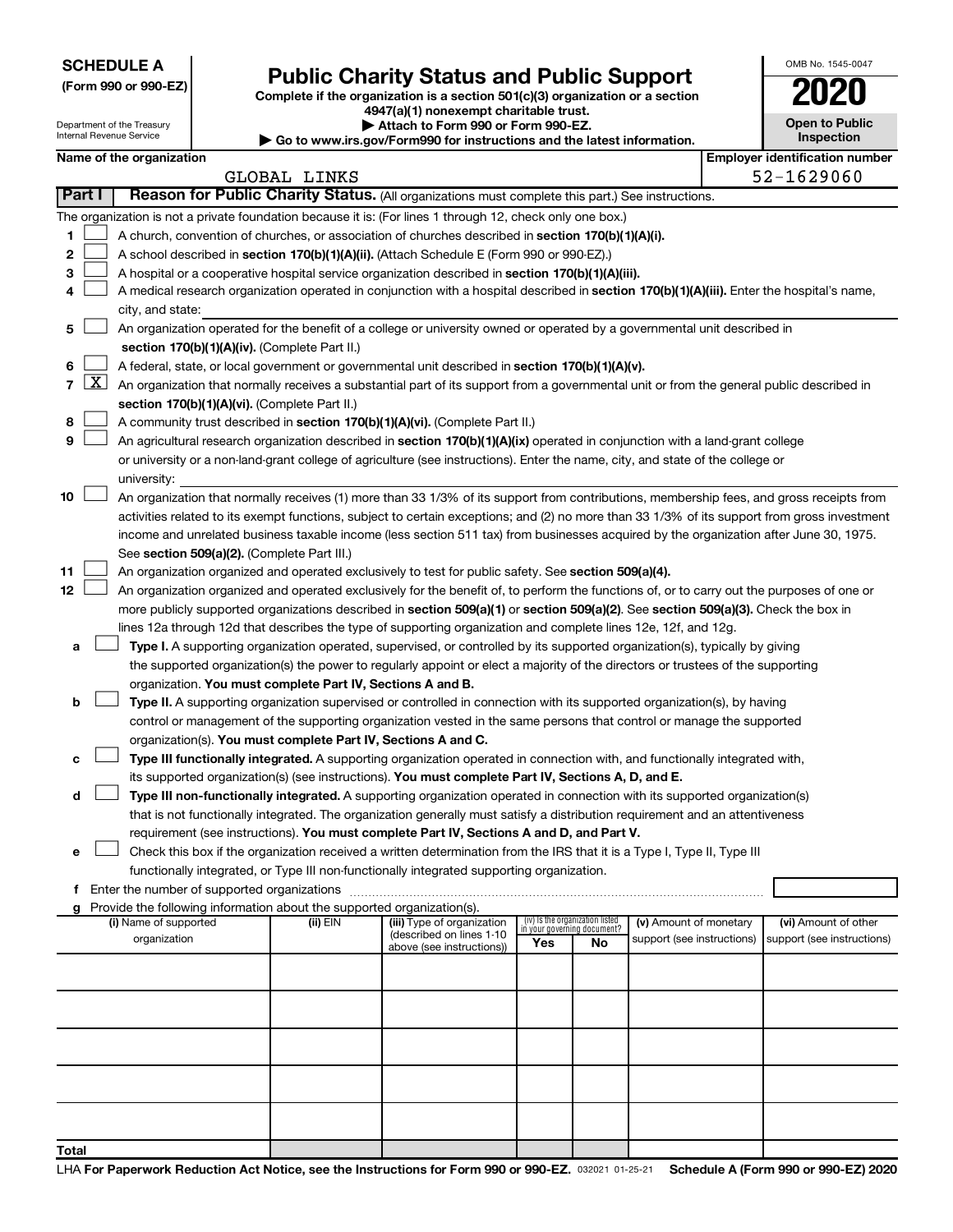**SCHEDULE A**
**(Form 990 or 990-EZ)**

Department of the Treasury
Internal Revenue Service

# Public Charity Status and Public Support

**Complete if the organization is a section 501(c)(3) organization or a section 4947(a)(1) nonexempt charitable trust.**
**▶ Attach to Form 990 or Form 990-EZ.**
**▶ Go to www.irs.gov/Form990 for instructions and the latest information.**

OMB No. 1545-0047

**2020**

**Open to Public Inspection**

**Name of the organization**
GLOBAL LINKS

**Employer identification number**
52-1629060

**Part I** **Reason for Public Charity Status.** (All organizations must complete this part.) See instructions.

The organization is not a private foundation because it is: (For lines 1 through 12, check only one box.)

1 ☐ A church, convention of churches, or association of churches described in **section 170(b)(1)(A)(i).**

2 ☐ A school described in **section 170(b)(1)(A)(ii).** (Attach Schedule E (Form 990 or 990-EZ).)

3 ☐ A hospital or a cooperative hospital service organization described in **section 170(b)(1)(A)(iii).**

4 ☐ A medical research organization operated in conjunction with a hospital described in **section 170(b)(1)(A)(iii).** Enter the hospital's name, city, and state:

5 ☐ An organization operated for the benefit of a college or university owned or operated by a governmental unit described in **section 170(b)(1)(A)(iv).** (Complete Part II.)

6 ☐ A federal, state, or local government or governmental unit described in **section 170(b)(1)(A)(v).**

7 ☒ An organization that normally receives a substantial part of its support from a governmental unit or from the general public described in **section 170(b)(1)(A)(vi).** (Complete Part II.)

8 ☐ A community trust described in **section 170(b)(1)(A)(vi).** (Complete Part II.)

9 ☐ An agricultural research organization described in **section 170(b)(1)(A)(ix)** operated in conjunction with a land-grant college or university or a non-land-grant college of agriculture (see instructions). Enter the name, city, and state of the college or university:

10 ☐ An organization that normally receives (1) more than 33 1/3% of its support from contributions, membership fees, and gross receipts from activities related to its exempt functions, subject to certain exceptions; and (2) no more than 33 1/3% of its support from gross investment income and unrelated business taxable income (less section 511 tax) from businesses acquired by the organization after June 30, 1975. See **section 509(a)(2).** (Complete Part III.)

11 ☐ An organization organized and operated exclusively to test for public safety. See **section 509(a)(4).**

12 ☐ An organization organized and operated exclusively for the benefit of, to perform the functions of, or to carry out the purposes of one or more publicly supported organizations described in **section 509(a)(1)** or **section 509(a)(2).** See **section 509(a)(3).** Check the box in lines 12a through 12d that describes the type of supporting organization and complete lines 12e, 12f, and 12g.

a ☐ **Type I.** A supporting organization operated, supervised, or controlled by its supported organization(s), typically by giving the supported organization(s) the power to regularly appoint or elect a majority of the directors or trustees of the supporting organization. **You must complete Part IV, Sections A and B.**

b ☐ **Type II.** A supporting organization supervised or controlled in connection with its supported organization(s), by having control or management of the supporting organization vested in the same persons that control or manage the supported organization(s). **You must complete Part IV, Sections A and C.**

c ☐ **Type III functionally integrated.** A supporting organization operated in connection with, and functionally integrated with, its supported organization(s) (see instructions). **You must complete Part IV, Sections A, D, and E.**

d ☐ **Type III non-functionally integrated.** A supporting organization operated in connection with its supported organization(s) that is not functionally integrated. The organization generally must satisfy a distribution requirement and an attentiveness requirement (see instructions). **You must complete Part IV, Sections A and D, and Part V.**

e ☐ Check this box if the organization received a written determination from the IRS that it is a Type I, Type II, Type III functionally integrated, or Type III non-functionally integrated supporting organization.

f Enter the number of supported organizations

g Provide the following information about the supported organization(s).

| (i) Name of supported organization | (ii) EIN | (iii) Type of organization (described on lines 1-10 above (see instructions)) | (iv) Is the organization listed in your governing document? Yes | No | (v) Amount of monetary support (see instructions) | (vi) Amount of other support (see instructions) |
|---|---|---|---|---|---|---|
| | | | | | | |
| | | | | | | |
| | | | | | | |
| | | | | | | |
| | | | | | | |
| **Total** | | | | | | |

LHA **For Paperwork Reduction Act Notice, see the Instructions for Form 990 or 990-EZ.** 032021 01-25-21 **Schedule A (Form 990 or 990-EZ) 2020**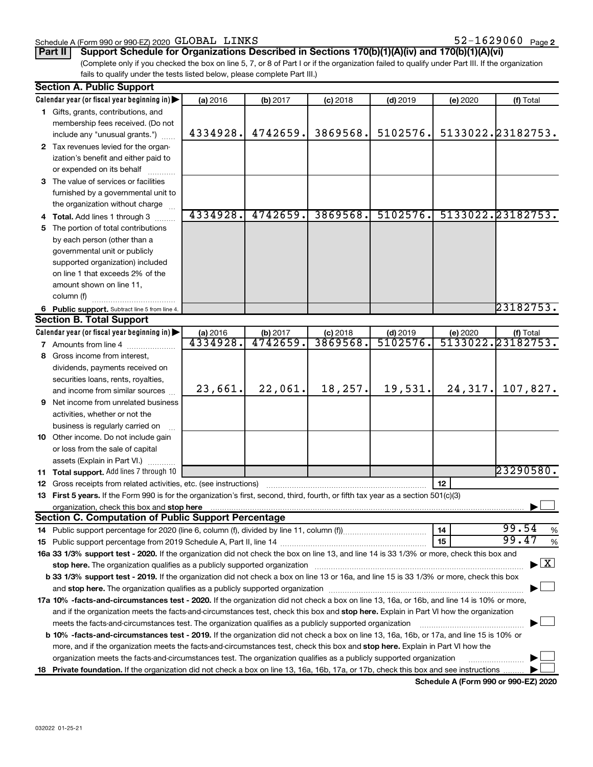Schedule A (Form 990 or 990-EZ) 2020 GLOBAL LINKS 52-1629060 Page 2

**Part II Support Schedule for Organizations Described in Sections 170(b)(1)(A)(iv) and 170(b)(1)(A)(vi)**

(Complete only if you checked the box on line 5, 7, or 8 of Part I or if the organization failed to qualify under Part III. If the organization fails to qualify under the tests listed below, please complete Part III.)

**Section A. Public Support**

| Calendar year (or fiscal year beginning in) | (a) 2016 | (b) 2017 | (c) 2018 | (d) 2019 | (e) 2020 | (f) Total |
|---|---|---|---|---|---|---|
| 1 Gifts, grants, contributions, and membership fees received. (Do not include any "unusual grants.") | 4334928. | 4742659. | 3869568. | 5102576. | 5133022. | 23182753. |
| 2 Tax revenues levied for the organization's benefit and either paid to or expended on its behalf | | | | | | |
| 3 The value of services or facilities furnished by a governmental unit to the organization without charge | | | | | | |
| 4 **Total.** Add lines 1 through 3 | 4334928. | 4742659. | 3869568. | 5102576. | 5133022. | 23182753. |
| 5 The portion of total contributions by each person (other than a governmental unit or publicly supported organization) included on line 1 that exceeds 2% of the amount shown on line 11, column (f) | | | | | | |
| 6 **Public support.** Subtract line 5 from line 4. | | | | | | 23182753. |

**Section B. Total Support**

| Calendar year (or fiscal year beginning in) | (a) 2016 | (b) 2017 | (c) 2018 | (d) 2019 | (e) 2020 | (f) Total |
|---|---|---|---|---|---|---|
| 7 Amounts from line 4 | 4334928. | 4742659. | 3869568. | 5102576. | 5133022. | 23182753. |
| 8 Gross income from interest, dividends, payments received on securities loans, rents, royalties, and income from similar sources | 23,661. | 22,061. | 18,257. | 19,531. | 24,317. | 107,827. |
| 9 Net income from unrelated business activities, whether or not the business is regularly carried on | | | | | | |
| 10 Other income. Do not include gain or loss from the sale of capital assets (Explain in Part VI.) | | | | | | |
| 11 **Total support.** Add lines 7 through 10 | | | | | | 23290580. |

12 Gross receipts from related activities, etc. (see instructions) | 12 |

13 **First 5 years.** If the Form 990 is for the organization's first, second, third, fourth, or fifth tax year as a section 501(c)(3) organization, check this box and **stop here** ☐

**Section C. Computation of Public Support Percentage**

14 Public support percentage for 2020 (line 6, column (f), divided by line 11, column (f)) | 14 | 99.54 %

15 Public support percentage from 2019 Schedule A, Part II, line 14 | 15 | 99.47 %

**16a 33 1/3% support test - 2020.** If the organization did not check the box on line 13, and line 14 is 33 1/3% or more, check this box and **stop here.** The organization qualifies as a publicly supported organization ☒

**b 33 1/3% support test - 2019.** If the organization did not check the box on line 13 or 16a, and line 15 is 33 1/3% or more, check this box and **stop here.** The organization qualifies as a publicly supported organization ☐

**17a 10% -facts-and-circumstances test - 2020.** If the organization did not check a box on line 13, 16a, or 16b, and line 14 is 10% or more, and if the organization meets the facts-and-circumstances test, check this box and **stop here.** Explain in Part VI how the organization meets the facts-and-circumstances test. The organization qualifies as a publicly supported organization ☐

**b 10% -facts-and-circumstances test - 2019.** If the organization did not check a box on line 13, 16a, 16b, or 17a, and line 15 is 10% or more, and if the organization meets the facts-and-circumstances test, check this box and **stop here.** Explain in Part VI how the organization meets the facts-and-circumstances test. The organization qualifies as a publicly supported organization ☐

**18 Private foundation.** If the organization did not check a box on line 13, 16a, 16b, 17a, or 17b, check this box and see instructions ☐

**Schedule A (Form 990 or 990-EZ) 2020**

032022 01-25-21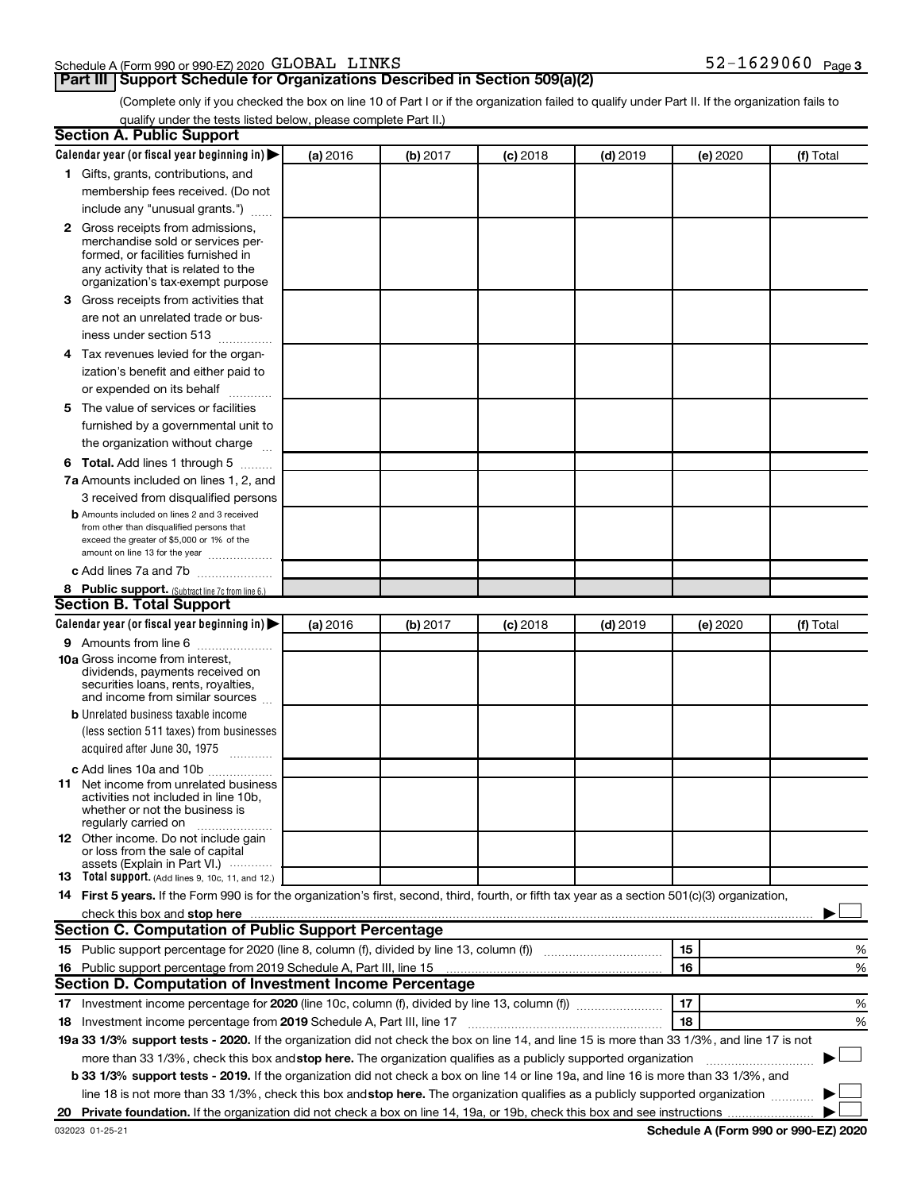Schedule A (Form 990 or 990-EZ) 2020 GLOBAL LINKS 52-1629060 Page 3

## Part III Support Schedule for Organizations Described in Section 509(a)(2)

(Complete only if you checked the box on line 10 of Part I or if the organization failed to qualify under Part II. If the organization fails to qualify under the tests listed below, please complete Part II.)

### Section A. Public Support

| Calendar year (or fiscal year beginning in) ▶ | (a) 2016 | (b) 2017 | (c) 2018 | (d) 2019 | (e) 2020 | (f) Total |
|---|---|---|---|---|---|---|
| **1** Gifts, grants, contributions, and membership fees received. (Do not include any "unusual grants.") | | | | | | |
| **2** Gross receipts from admissions, merchandise sold or services performed, or facilities furnished in any activity that is related to the organization's tax-exempt purpose | | | | | | |
| **3** Gross receipts from activities that are not an unrelated trade or business under section 513 | | | | | | |
| **4** Tax revenues levied for the organization's benefit and either paid to or expended on its behalf | | | | | | |
| **5** The value of services or facilities furnished by a governmental unit to the organization without charge | | | | | | |
| **6 Total.** Add lines 1 through 5 | | | | | | |
| **7a** Amounts included on lines 1, 2, and 3 received from disqualified persons | | | | | | |
| **b** Amounts included on lines 2 and 3 received from other than disqualified persons that exceed the greater of $5,000 or 1% of the amount on line 13 for the year | | | | | | |
| **c** Add lines 7a and 7b | | | | | | |
| **8 Public support.** (Subtract line 7c from line 6.) | | | | | | |

### Section B. Total Support

| Calendar year (or fiscal year beginning in) ▶ | (a) 2016 | (b) 2017 | (c) 2018 | (d) 2019 | (e) 2020 | (f) Total |
|---|---|---|---|---|---|---|
| **9** Amounts from line 6 | | | | | | |
| **10a** Gross income from interest, dividends, payments received on securities loans, rents, royalties, and income from similar sources | | | | | | |
| **b** Unrelated business taxable income (less section 511 taxes) from businesses acquired after June 30, 1975 | | | | | | |
| **c** Add lines 10a and 10b | | | | | | |
| **11** Net income from unrelated business activities not included in line 10b, whether or not the business is regularly carried on | | | | | | |
| **12** Other income. Do not include gain or loss from the sale of capital assets (Explain in Part VI.) | | | | | | |
| **13 Total support.** (Add lines 9, 10c, 11, and 12.) | | | | | | |

**14 First 5 years.** If the Form 990 is for the organization's first, second, third, fourth, or fifth tax year as a section 501(c)(3) organization, check this box and **stop here** ▶ ☐

### Section C. Computation of Public Support Percentage

**15** Public support percentage for 2020 (line 8, column (f), divided by line 13, column (f)) **15** %

**16** Public support percentage from 2019 Schedule A, Part III, line 15 **16** %

### Section D. Computation of Investment Income Percentage

**17** Investment income percentage for **2020** (line 10c, column (f), divided by line 13, column (f)) **17** %

**18** Investment income percentage from **2019** Schedule A, Part III, line 17 **18** %

**19a 33 1/3% support tests - 2020.** If the organization did not check the box on line 14, and line 15 is more than 33 1/3%, and line 17 is not more than 33 1/3%, check this box and **stop here.** The organization qualifies as a publicly supported organization ▶ ☐

**b 33 1/3% support tests - 2019.** If the organization did not check a box on line 14 or line 19a, and line 16 is more than 33 1/3%, and line 18 is not more than 33 1/3%, check this box and **stop here.** The organization qualifies as a publicly supported organization ▶ ☐

**20 Private foundation.** If the organization did not check a box on line 14, 19a, or 19b, check this box and see instructions ▶ ☐

032023 01-25-21 **Schedule A (Form 990 or 990-EZ) 2020**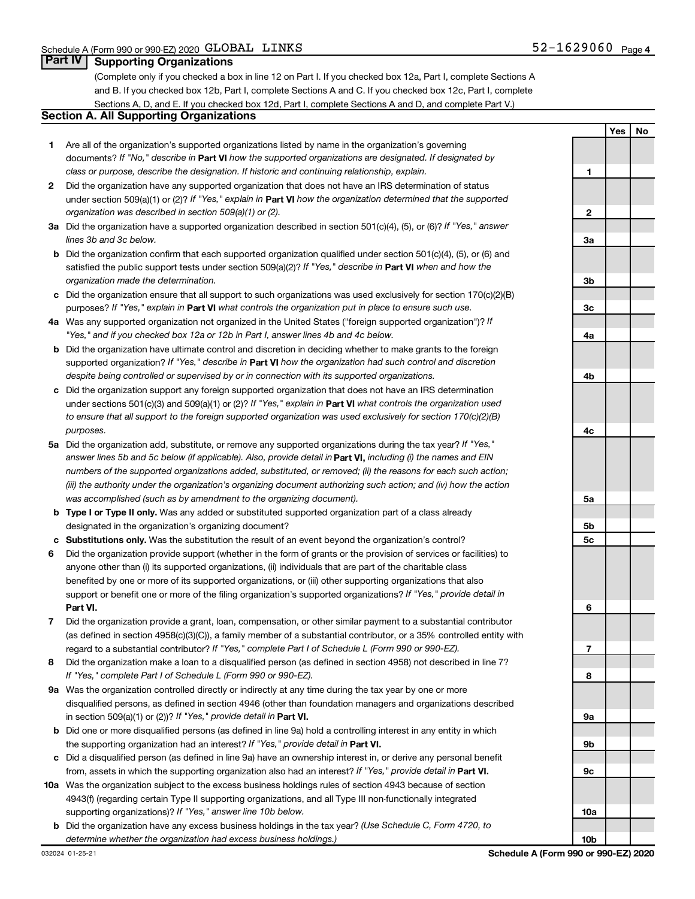Schedule A (Form 990 or 990-EZ) 2020 GLOBAL LINKS 52-1629060 Page 4

## Part IV Supporting Organizations

(Complete only if you checked a box in line 12 on Part I. If you checked box 12a, Part I, complete Sections A and B. If you checked box 12b, Part I, complete Sections A and C. If you checked box 12c, Part I, complete Sections A, D, and E. If you checked box 12d, Part I, complete Sections A and D, and complete Part V.)

### Section A. All Supporting Organizations

| | | | Yes | No |
|---|---|---|---|---|
| **1** | Are all of the organization's supported organizations listed by name in the organization's governing documents? *If "No," describe in* **Part VI** *how the supported organizations are designated. If designated by class or purpose, describe the designation. If historic and continuing relationship, explain.* | 1 | | |
| **2** | Did the organization have any supported organization that does not have an IRS determination of status under section 509(a)(1) or (2)? *If "Yes," explain in* **Part VI** *how the organization determined that the supported organization was described in section 509(a)(1) or (2).* | 2 | | |
| **3a** | Did the organization have a supported organization described in section 501(c)(4), (5), or (6)? *If "Yes," answer lines 3b and 3c below.* | 3a | | |
| **b** | Did the organization confirm that each supported organization qualified under section 501(c)(4), (5), or (6) and satisfied the public support tests under section 509(a)(2)? *If "Yes," describe in* **Part VI** *when and how the organization made the determination.* | 3b | | |
| **c** | Did the organization ensure that all support to such organizations was used exclusively for section 170(c)(2)(B) purposes? *If "Yes," explain in* **Part VI** *what controls the organization put in place to ensure such use.* | 3c | | |
| **4a** | Was any supported organization not organized in the United States ("foreign supported organization")? *If "Yes," and if you checked box 12a or 12b in Part I, answer lines 4b and 4c below.* | 4a | | |
| **b** | Did the organization have ultimate control and discretion in deciding whether to make grants to the foreign supported organization? *If "Yes," describe in* **Part VI** *how the organization had such control and discretion despite being controlled or supervised by or in connection with its supported organizations.* | 4b | | |
| **c** | Did the organization support any foreign supported organization that does not have an IRS determination under sections 501(c)(3) and 509(a)(1) or (2)? *If "Yes," explain in* **Part VI** *what controls the organization used to ensure that all support to the foreign supported organization was used exclusively for section 170(c)(2)(B) purposes.* | 4c | | |
| **5a** | Did the organization add, substitute, or remove any supported organizations during the tax year? *If "Yes," answer lines 5b and 5c below (if applicable). Also, provide detail in* **Part VI,** *including (i) the names and EIN numbers of the supported organizations added, substituted, or removed; (ii) the reasons for each such action; (iii) the authority under the organization's organizing document authorizing such action; and (iv) how the action was accomplished (such as by amendment to the organizing document).* | 5a | | |
| **b** | **Type I or Type II only.** Was any added or substituted supported organization part of a class already designated in the organization's organizing document? | 5b | | |
| **c** | **Substitutions only.** Was the substitution the result of an event beyond the organization's control? | 5c | | |
| **6** | Did the organization provide support (whether in the form of grants or the provision of services or facilities) to anyone other than (i) its supported organizations, (ii) individuals that are part of the charitable class benefited by one or more of its supported organizations, or (iii) other supporting organizations that also support or benefit one or more of the filing organization's supported organizations? *If "Yes," provide detail in* **Part VI.** | 6 | | |
| **7** | Did the organization provide a grant, loan, compensation, or other similar payment to a substantial contributor (as defined in section 4958(c)(3)(C)), a family member of a substantial contributor, or a 35% controlled entity with regard to a substantial contributor? *If "Yes," complete Part I of Schedule L (Form 990 or 990-EZ).* | 7 | | |
| **8** | Did the organization make a loan to a disqualified person (as defined in section 4958) not described in line 7? *If "Yes," complete Part I of Schedule L (Form 990 or 990-EZ).* | 8 | | |
| **9a** | Was the organization controlled directly or indirectly at any time during the tax year by one or more disqualified persons, as defined in section 4946 (other than foundation managers and organizations described in section 509(a)(1) or (2))? *If "Yes," provide detail in* **Part VI.** | 9a | | |
| **b** | Did one or more disqualified persons (as defined in line 9a) hold a controlling interest in any entity in which the supporting organization had an interest? *If "Yes," provide detail in* **Part VI.** | 9b | | |
| **c** | Did a disqualified person (as defined in line 9a) have an ownership interest in, or derive any personal benefit from, assets in which the supporting organization also had an interest? *If "Yes," provide detail in* **Part VI.** | 9c | | |
| **10a** | Was the organization subject to the excess business holdings rules of section 4943 because of section 4943(f) (regarding certain Type II supporting organizations, and all Type III non-functionally integrated supporting organizations)? *If "Yes," answer line 10b below.* | 10a | | |
| **b** | Did the organization have any excess business holdings in the tax year? *(Use Schedule C, Form 4720, to determine whether the organization had excess business holdings.)* | 10b | | |

032024 01-25-21 **Schedule A (Form 990 or 990-EZ) 2020**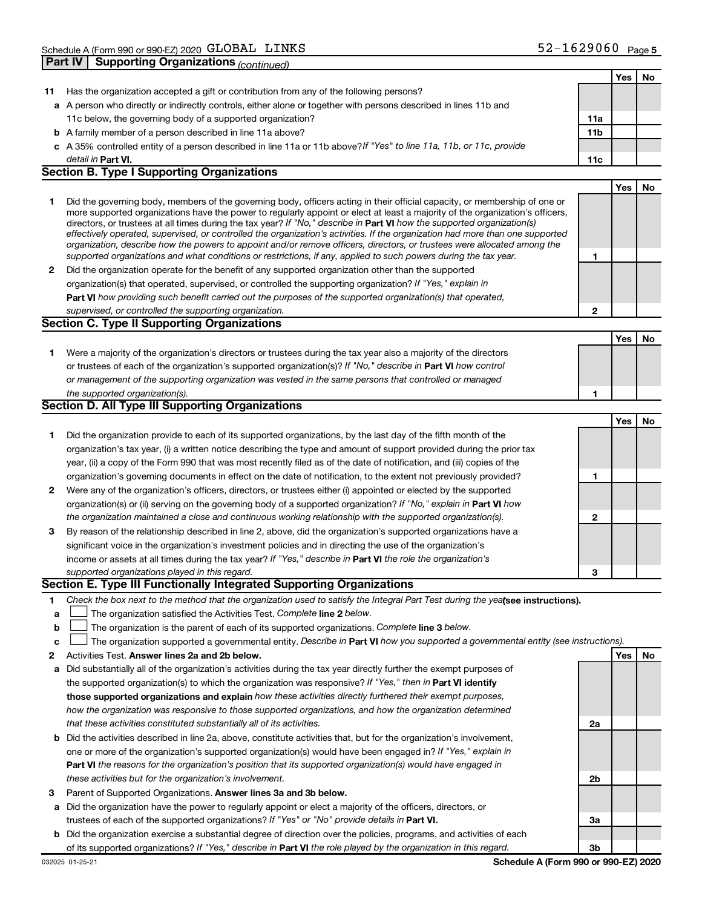Schedule A (Form 990 or 990-EZ) 2020 GLOBAL LINKS 52-1629060 Page 5

**Part IV | Supporting Organizations** *(continued)*

| | | | Yes | No |
|---|---|---|---|---|
| **11** | Has the organization accepted a gift or contribution from any of the following persons? | | | |
| **a** | A person who directly or indirectly controls, either alone or together with persons described in lines 11b and 11c below, the governing body of a supported organization? | **11a** | | |
| **b** | A family member of a person described in line 11a above? | **11b** | | |
| **c** | A 35% controlled entity of a person described in line 11a or 11b above? *If "Yes" to line 11a, 11b, or 11c, provide detail in* **Part VI.** | **11c** | | |

**Section B. Type I Supporting Organizations**

| | | | Yes | No |
|---|---|---|---|---|
| **1** | Did the governing body, members of the governing body, officers acting in their official capacity, or membership of one or more supported organizations have the power to regularly appoint or elect at least a majority of the organization's officers, directors, or trustees at all times during the tax year? *If "No," describe in* **Part VI** *how the supported organization(s) effectively operated, supervised, or controlled the organization's activities. If the organization had more than one supported organization, describe how the powers to appoint and/or remove officers, directors, or trustees were allocated among the supported organizations and what conditions or restrictions, if any, applied to such powers during the tax year.* | **1** | | |
| **2** | Did the organization operate for the benefit of any supported organization other than the supported organization(s) that operated, supervised, or controlled the supporting organization? *If "Yes," explain in* **Part VI** *how providing such benefit carried out the purposes of the supported organization(s) that operated, supervised, or controlled the supporting organization.* | **2** | | |

**Section C. Type II Supporting Organizations**

| | | | Yes | No |
|---|---|---|---|---|
| **1** | Were a majority of the organization's directors or trustees during the tax year also a majority of the directors or trustees of each of the organization's supported organization(s)? *If "No," describe in* **Part VI** *how control or management of the supporting organization was vested in the same persons that controlled or managed the supported organization(s).* | **1** | | |

**Section D. All Type III Supporting Organizations**

| | | | Yes | No |
|---|---|---|---|---|
| **1** | Did the organization provide to each of its supported organizations, by the last day of the fifth month of the organization's tax year, (i) a written notice describing the type and amount of support provided during the prior tax year, (ii) a copy of the Form 990 that was most recently filed as of the date of notification, and (iii) copies of the organization's governing documents in effect on the date of notification, to the extent not previously provided? | **1** | | |
| **2** | Were any of the organization's officers, directors, or trustees either (i) appointed or elected by the supported organization(s) or (ii) serving on the governing body of a supported organization? *If "No," explain in* **Part VI** *how the organization maintained a close and continuous working relationship with the supported organization(s).* | **2** | | |
| **3** | By reason of the relationship described in line 2, above, did the organization's supported organizations have a significant voice in the organization's investment policies and in directing the use of the organization's income or assets at all times during the tax year? *If "Yes," describe in* **Part VI** *the role the organization's supported organizations played in this regard.* | **3** | | |

**Section E. Type III Functionally Integrated Supporting Organizations**

**1** *Check the box next to the method that the organization used to satisfy the Integral Part Test during the year* **(see instructions).**

- **a** ☐ The organization satisfied the Activities Test. *Complete* **line 2** *below.*
- **b** ☐ The organization is the parent of each of its supported organizations. *Complete* **line 3** *below.*
- **c** ☐ The organization supported a governmental entity. *Describe in* **Part VI** *how you supported a governmental entity (see instructions).*

| | | | Yes | No |
|---|---|---|---|---|
| **2** | Activities Test. **Answer lines 2a and 2b below.** | | | |
| **a** | Did substantially all of the organization's activities during the tax year directly further the exempt purposes of the supported organization(s) to which the organization was responsive? *If "Yes," then in* **Part VI identify those supported organizations and explain** *how these activities directly furthered their exempt purposes, how the organization was responsive to those supported organizations, and how the organization determined that these activities constituted substantially all of its activities.* | **2a** | | |
| **b** | Did the activities described in line 2a, above, constitute activities that, but for the organization's involvement, one or more of the organization's supported organization(s) would have been engaged in? *If "Yes," explain in* **Part VI** *the reasons for the organization's position that its supported organization(s) would have engaged in these activities but for the organization's involvement.* | **2b** | | |
| **3** | Parent of Supported Organizations. **Answer lines 3a and 3b below.** | | | |
| **a** | Did the organization have the power to regularly appoint or elect a majority of the officers, directors, or trustees of each of the supported organizations? *If "Yes" or "No" provide details in* **Part VI.** | **3a** | | |
| **b** | Did the organization exercise a substantial degree of direction over the policies, programs, and activities of each of its supported organizations? *If "Yes," describe in* **Part VI** *the role played by the organization in this regard.* | **3b** | | |

032025 01-25-21 **Schedule A (Form 990 or 990-EZ) 2020**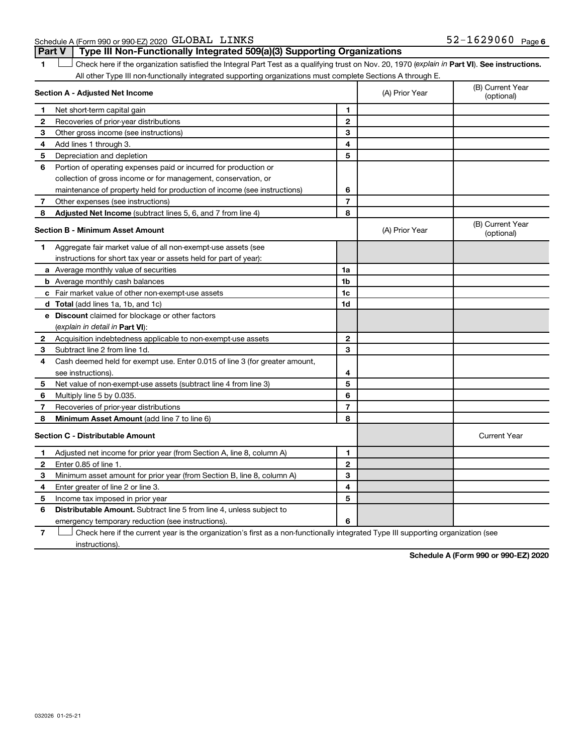Schedule A (Form 990 or 990-EZ) 2020 GLOBAL LINKS 52-1629060

## Part V Type III Non-Functionally Integrated 509(a)(3) Supporting Organizations

1 ☐ Check here if the organization satisfied the Integral Part Test as a qualifying trust on Nov. 20, 1970 (*explain in* **Part VI**). **See instructions.**
All other Type III non-functionally integrated supporting organizations must complete Sections A through E.

| Section A - Adjusted Net Income | | | (A) Prior Year | (B) Current Year (optional) |
|---|---|---|---|---|
| 1 | Net short-term capital gain | 1 | | |
| 2 | Recoveries of prior-year distributions | 2 | | |
| 3 | Other gross income (see instructions) | 3 | | |
| 4 | Add lines 1 through 3. | 4 | | |
| 5 | Depreciation and depletion | 5 | | |
| 6 | Portion of operating expenses paid or incurred for production or collection of gross income or for management, conservation, or maintenance of property held for production of income (see instructions) | 6 | | |
| 7 | Other expenses (see instructions) | 7 | | |
| 8 | **Adjusted Net Income** (subtract lines 5, 6, and 7 from line 4) | 8 | | |

| Section B - Minimum Asset Amount | | | (A) Prior Year | (B) Current Year (optional) |
|---|---|---|---|---|
| 1 | Aggregate fair market value of all non-exempt-use assets (see instructions for short tax year or assets held for part of year): | | | |
| a | Average monthly value of securities | 1a | | |
| b | Average monthly cash balances | 1b | | |
| c | Fair market value of other non-exempt-use assets | 1c | | |
| d | **Total** (add lines 1a, 1b, and 1c) | 1d | | |
| e | **Discount** claimed for blockage or other factors (*explain in detail in* **Part VI**): | | | |
| 2 | Acquisition indebtedness applicable to non-exempt-use assets | 2 | | |
| 3 | Subtract line 2 from line 1d. | 3 | | |
| 4 | Cash deemed held for exempt use. Enter 0.015 of line 3 (for greater amount, see instructions). | 4 | | |
| 5 | Net value of non-exempt-use assets (subtract line 4 from line 3) | 5 | | |
| 6 | Multiply line 5 by 0.035. | 6 | | |
| 7 | Recoveries of prior-year distributions | 7 | | |
| 8 | **Minimum Asset Amount** (add line 7 to line 6) | 8 | | |

| Section C - Distributable Amount | | | | Current Year |
|---|---|---|---|---|
| 1 | Adjusted net income for prior year (from Section A, line 8, column A) | 1 | | |
| 2 | Enter 0.85 of line 1. | 2 | | |
| 3 | Minimum asset amount for prior year (from Section B, line 8, column A) | 3 | | |
| 4 | Enter greater of line 2 or line 3. | 4 | | |
| 5 | Income tax imposed in prior year | 5 | | |
| 6 | **Distributable Amount.** Subtract line 5 from line 4, unless subject to emergency temporary reduction (see instructions). | 6 | | |

7 ☐ Check here if the current year is the organization's first as a non-functionally integrated Type III supporting organization (see instructions).

**Schedule A (Form 990 or 990-EZ) 2020**

032026 01-25-21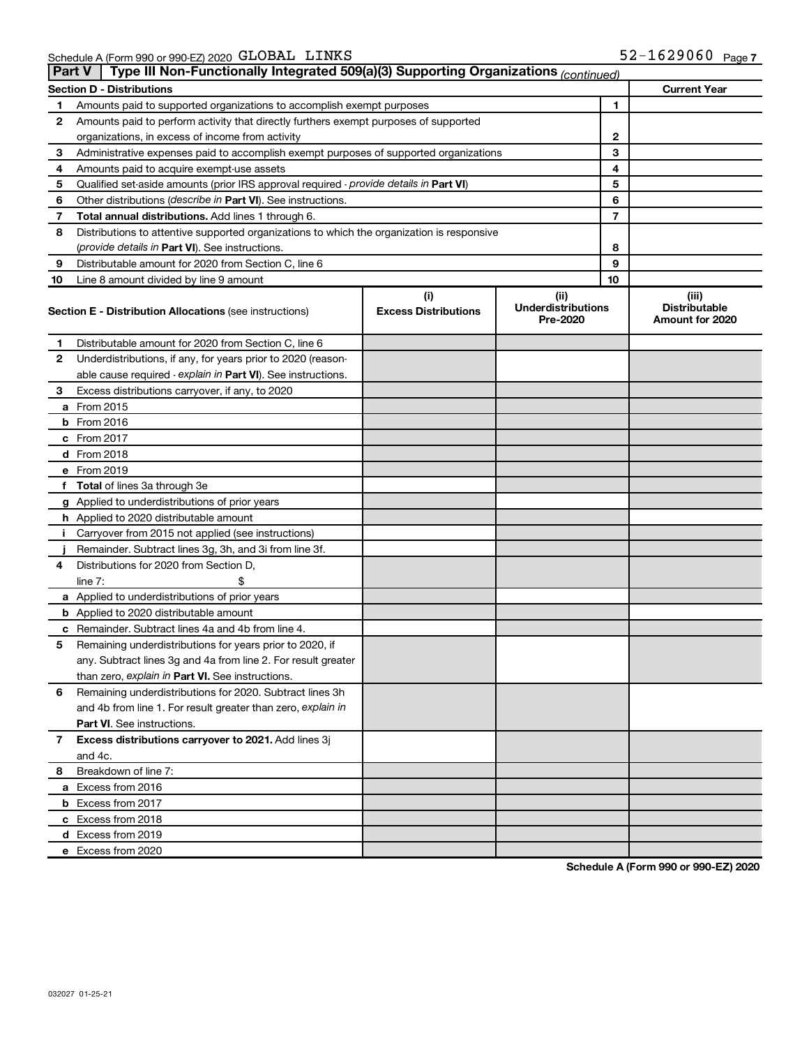Schedule A (Form 990 or 990-EZ) 2020 GLOBAL LINKS 52-1629060

## Part V Type III Non-Functionally Integrated 509(a)(3) Supporting Organizations *(continued)*

| **Section D - Distributions** | | | **Current Year** |
|---|---|---|---|
| 1 | Amounts paid to supported organizations to accomplish exempt purposes | 1 | |
| 2 | Amounts paid to perform activity that directly furthers exempt purposes of supported organizations, in excess of income from activity | 2 | |
| 3 | Administrative expenses paid to accomplish exempt purposes of supported organizations | 3 | |
| 4 | Amounts paid to acquire exempt-use assets | 4 | |
| 5 | Qualified set-aside amounts (prior IRS approval required - *provide details in* **Part VI**) | 5 | |
| 6 | Other distributions (*describe in* **Part VI**). See instructions. | 6 | |
| 7 | **Total annual distributions.** Add lines 1 through 6. | 7 | |
| 8 | Distributions to attentive supported organizations to which the organization is responsive (*provide details in* **Part VI**). See instructions. | 8 | |
| 9 | Distributable amount for 2020 from Section C, line 6 | 9 | |
| 10 | Line 8 amount divided by line 9 amount | 10 | |

| **Section E - Distribution Allocations** (see instructions) | (i) **Excess Distributions** | (ii) **Underdistributions Pre-2020** | (iii) **Distributable Amount for 2020** |
|---|---|---|---|
| **1** Distributable amount for 2020 from Section C, line 6 | | | |
| **2** Underdistributions, if any, for years prior to 2020 (reasonable cause required - *explain in* **Part VI**). See instructions. | | | |
| **3** Excess distributions carryover, if any, to 2020 | | | |
| **a** From 2015 | | | |
| **b** From 2016 | | | |
| **c** From 2017 | | | |
| **d** From 2018 | | | |
| **e** From 2019 | | | |
| **f Total** of lines 3a through 3e | | | |
| **g** Applied to underdistributions of prior years | | | |
| **h** Applied to 2020 distributable amount | | | |
| **i** Carryover from 2015 not applied (see instructions) | | | |
| **j** Remainder. Subtract lines 3g, 3h, and 3i from line 3f. | | | |
| **4** Distributions for 2020 from Section D, line 7: $ | | | |
| **a** Applied to underdistributions of prior years | | | |
| **b** Applied to 2020 distributable amount | | | |
| **c** Remainder. Subtract lines 4a and 4b from line 4. | | | |
| **5** Remaining underdistributions for years prior to 2020, if any. Subtract lines 3g and 4a from line 2. For result greater than zero, *explain in* **Part VI.** See instructions. | | | |
| **6** Remaining underdistributions for 2020. Subtract lines 3h and 4b from line 1. For result greater than zero, *explain in* **Part VI**. See instructions. | | | |
| **7 Excess distributions carryover to 2021.** Add lines 3j and 4c. | | | |
| **8** Breakdown of line 7: | | | |
| **a** Excess from 2016 | | | |
| **b** Excess from 2017 | | | |
| **c** Excess from 2018 | | | |
| **d** Excess from 2019 | | | |
| **e** Excess from 2020 | | | |

**Schedule A (Form 990 or 990-EZ) 2020**

032027 01-25-21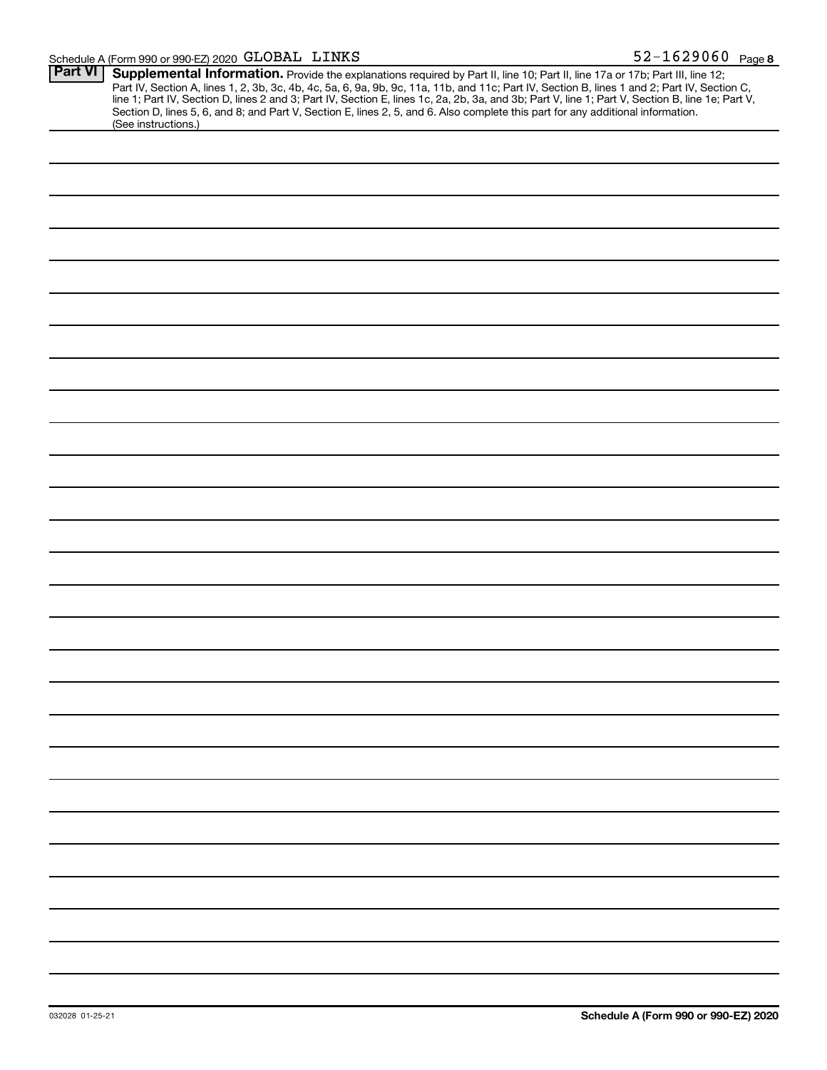Schedule A (Form 990 or 990-EZ) 2020 GLOBAL LINKS 52-1629060 Page 8

**Part VI** **Supplemental Information.** Provide the explanations required by Part II, line 10; Part II, line 17a or 17b; Part III, line 12; Part IV, Section A, lines 1, 2, 3b, 3c, 4b, 4c, 5a, 6, 9a, 9b, 9c, 11a, 11b, and 11c; Part IV, Section B, lines 1 and 2; Part IV, Section C, line 1; Part IV, Section D, lines 2 and 3; Part IV, Section E, lines 1c, 2a, 2b, 3a, and 3b; Part V, line 1; Part V, Section B, line 1e; Part V, Section D, lines 5, 6, and 8; and Part V, Section E, lines 2, 5, and 6. Also complete this part for any additional information. (See instructions.)

032028 01-25-21

**Schedule A (Form 990 or 990-EZ) 2020**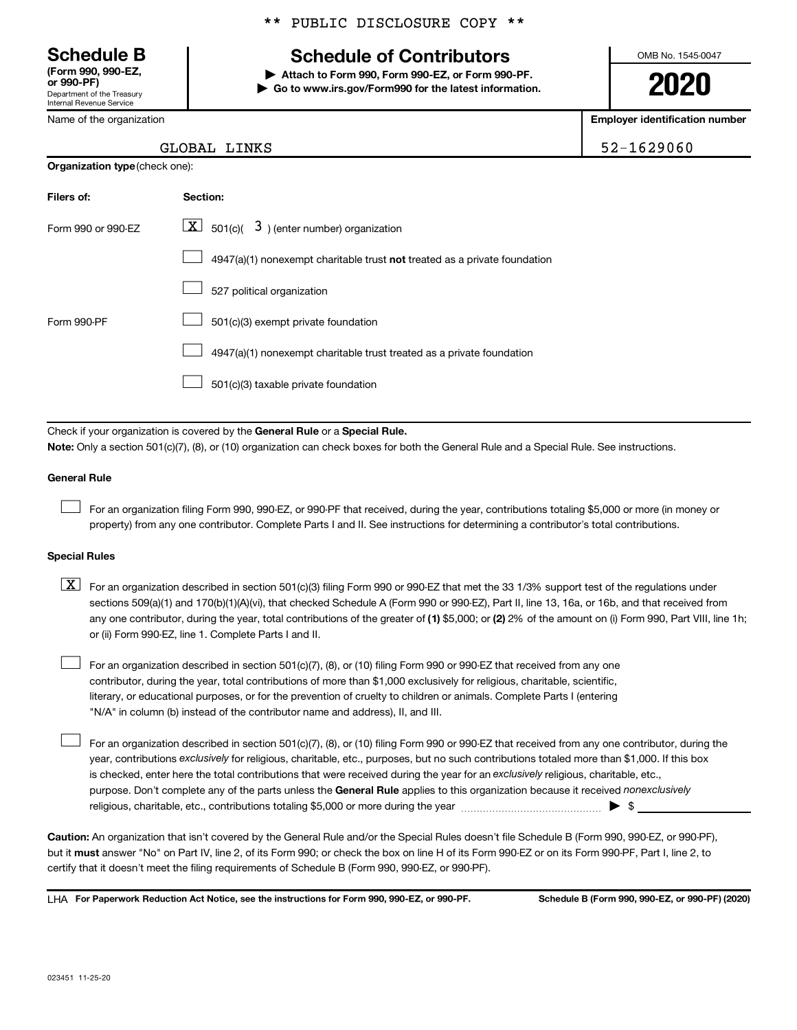** PUBLIC DISCLOSURE COPY **

# Schedule B

**(Form 990, 990-EZ, or 990-PF)**
Department of the Treasury
Internal Revenue Service

## Schedule of Contributors

▶ **Attach to Form 990, Form 990-EZ, or Form 990-PF.**
▶ **Go to www.irs.gov/Form990 for the latest information.**

OMB No. 1545-0047

**2020**

Name of the organization: GLOBAL LINKS

**Employer identification number:** 52-1629060

**Organization type** (check one):

| Filers of: | Section: |
|---|---|
| Form 990 or 990-EZ | [X] 501(c)( 3 ) (enter number) organization |
| | [ ] 4947(a)(1) nonexempt charitable trust **not** treated as a private foundation |
| | [ ] 527 political organization |
| Form 990-PF | [ ] 501(c)(3) exempt private foundation |
| | [ ] 4947(a)(1) nonexempt charitable trust treated as a private foundation |
| | [ ] 501(c)(3) taxable private foundation |

Check if your organization is covered by the **General Rule** or a **Special Rule.**

**Note:** Only a section 501(c)(7), (8), or (10) organization can check boxes for both the General Rule and a Special Rule. See instructions.

**General Rule**

[ ] For an organization filing Form 990, 990-EZ, or 990-PF that received, during the year, contributions totaling $5,000 or more (in money or property) from any one contributor. Complete Parts I and II. See instructions for determining a contributor's total contributions.

**Special Rules**

[X] For an organization described in section 501(c)(3) filing Form 990 or 990-EZ that met the 33 1/3% support test of the regulations under sections 509(a)(1) and 170(b)(1)(A)(vi), that checked Schedule A (Form 990 or 990-EZ), Part II, line 13, 16a, or 16b, and that received from any one contributor, during the year, total contributions of the greater of **(1)** $5,000; or **(2)** 2% of the amount on (i) Form 990, Part VIII, line 1h; or (ii) Form 990-EZ, line 1. Complete Parts I and II.

[ ] For an organization described in section 501(c)(7), (8), or (10) filing Form 990 or 990-EZ that received from any one contributor, during the year, total contributions of more than $1,000 exclusively for religious, charitable, scientific, literary, or educational purposes, or for the prevention of cruelty to children or animals. Complete Parts I (entering "N/A" in column (b) instead of the contributor name and address), II, and III.

[ ] For an organization described in section 501(c)(7), (8), or (10) filing Form 990 or 990-EZ that received from any one contributor, during the year, contributions *exclusively* for religious, charitable, etc., purposes, but no such contributions totaled more than $1,000. If this box is checked, enter here the total contributions that were received during the year for an *exclusively* religious, charitable, etc., purpose. Don't complete any of the parts unless the **General Rule** applies to this organization because it received *nonexclusively* religious, charitable, etc., contributions totaling $5,000 or more during the year ▶ $ ______

**Caution:** An organization that isn't covered by the General Rule and/or the Special Rules doesn't file Schedule B (Form 990, 990-EZ, or 990-PF), but it **must** answer "No" on Part IV, line 2, of its Form 990; or check the box on line H of its Form 990-EZ or on its Form 990-PF, Part I, line 2, to certify that it doesn't meet the filing requirements of Schedule B (Form 990, 990-EZ, or 990-PF).

LHA **For Paperwork Reduction Act Notice, see the instructions for Form 990, 990-EZ, or 990-PF.** **Schedule B (Form 990, 990-EZ, or 990-PF) (2020)**

023451 11-25-20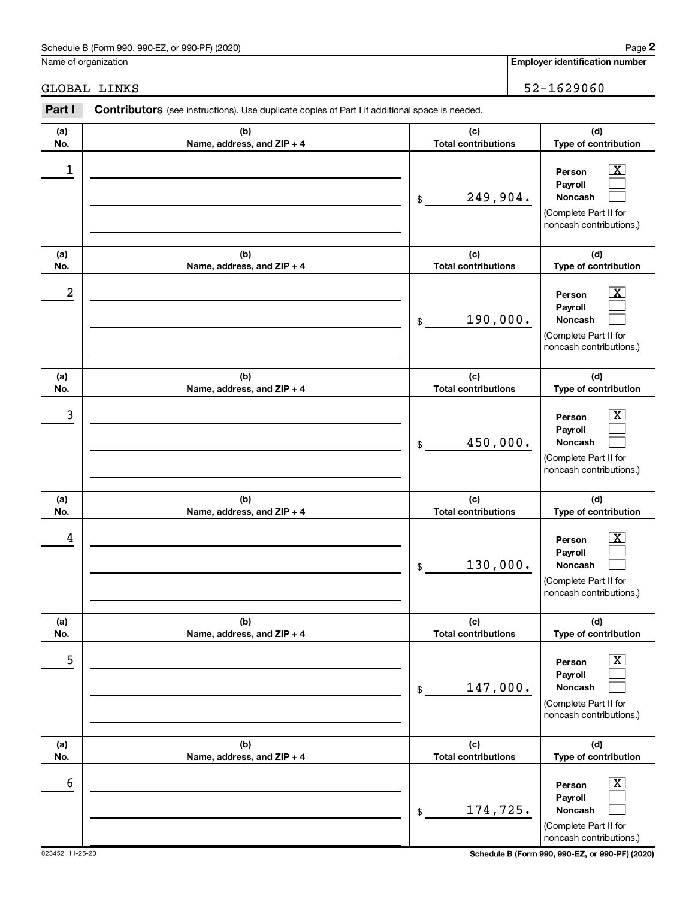Schedule B (Form 990, 990-EZ, or 990-PF) (2020)

Name of organization: GLOBAL LINKS

Employer identification number: 52-1629060

**Part I** **Contributors** (see instructions). Use duplicate copies of Part I if additional space is needed.

| (a) No. | (b) Name, address, and ZIP + 4 | (c) Total contributions | (d) Type of contribution |
|---|---|---|---|
| 1 | | $ 249,904. | Person [X] Payroll [ ] Noncash [ ] (Complete Part II for noncash contributions.) |
| 2 | | $ 190,000. | Person [X] Payroll [ ] Noncash [ ] (Complete Part II for noncash contributions.) |
| 3 | | $ 450,000. | Person [X] Payroll [ ] Noncash [ ] (Complete Part II for noncash contributions.) |
| 4 | | $ 130,000. | Person [X] Payroll [ ] Noncash [ ] (Complete Part II for noncash contributions.) |
| 5 | | $ 147,000. | Person [X] Payroll [ ] Noncash [ ] (Complete Part II for noncash contributions.) |
| 6 | | $ 174,725. | Person [X] Payroll [ ] Noncash [ ] (Complete Part II for noncash contributions.) |

023452 11-25-20

Schedule B (Form 990, 990-EZ, or 990-PF) (2020)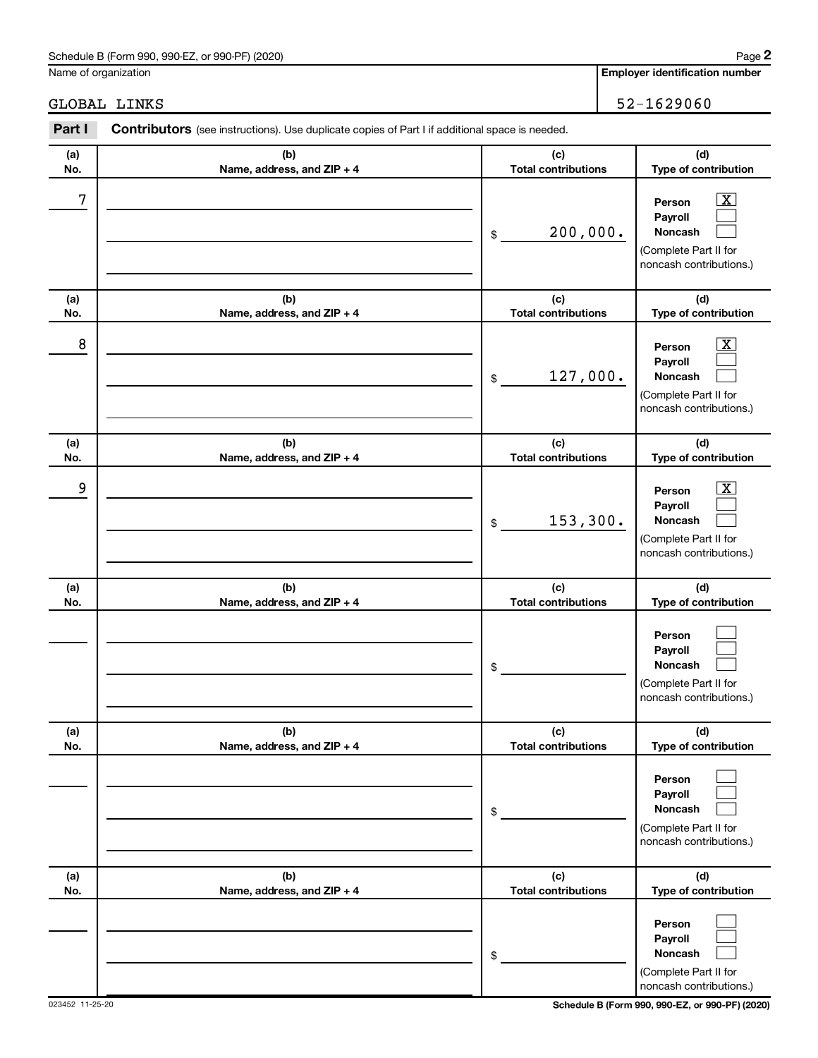Name of organization

GLOBAL LINKS

**Employer identification number**

52-1629060

**Part I** **Contributors** (see instructions). Use duplicate copies of Part I if additional space is needed.

| (a) No. | (b) Name, address, and ZIP + 4 | (c) Total contributions | (d) Type of contribution |
|---|---|---|---|
| 7 | | $ 200,000. | Person [X] Payroll [ ] Noncash [ ] (Complete Part II for noncash contributions.) |
| 8 | | $ 127,000. | Person [X] Payroll [ ] Noncash [ ] (Complete Part II for noncash contributions.) |
| 9 | | $ 153,300. | Person [X] Payroll [ ] Noncash [ ] (Complete Part II for noncash contributions.) |
| | | $ | Person [ ] Payroll [ ] Noncash [ ] (Complete Part II for noncash contributions.) |
| | | $ | Person [ ] Payroll [ ] Noncash [ ] (Complete Part II for noncash contributions.) |
| | | $ | Person [ ] Payroll [ ] Noncash [ ] (Complete Part II for noncash contributions.) |

023452 11-25-20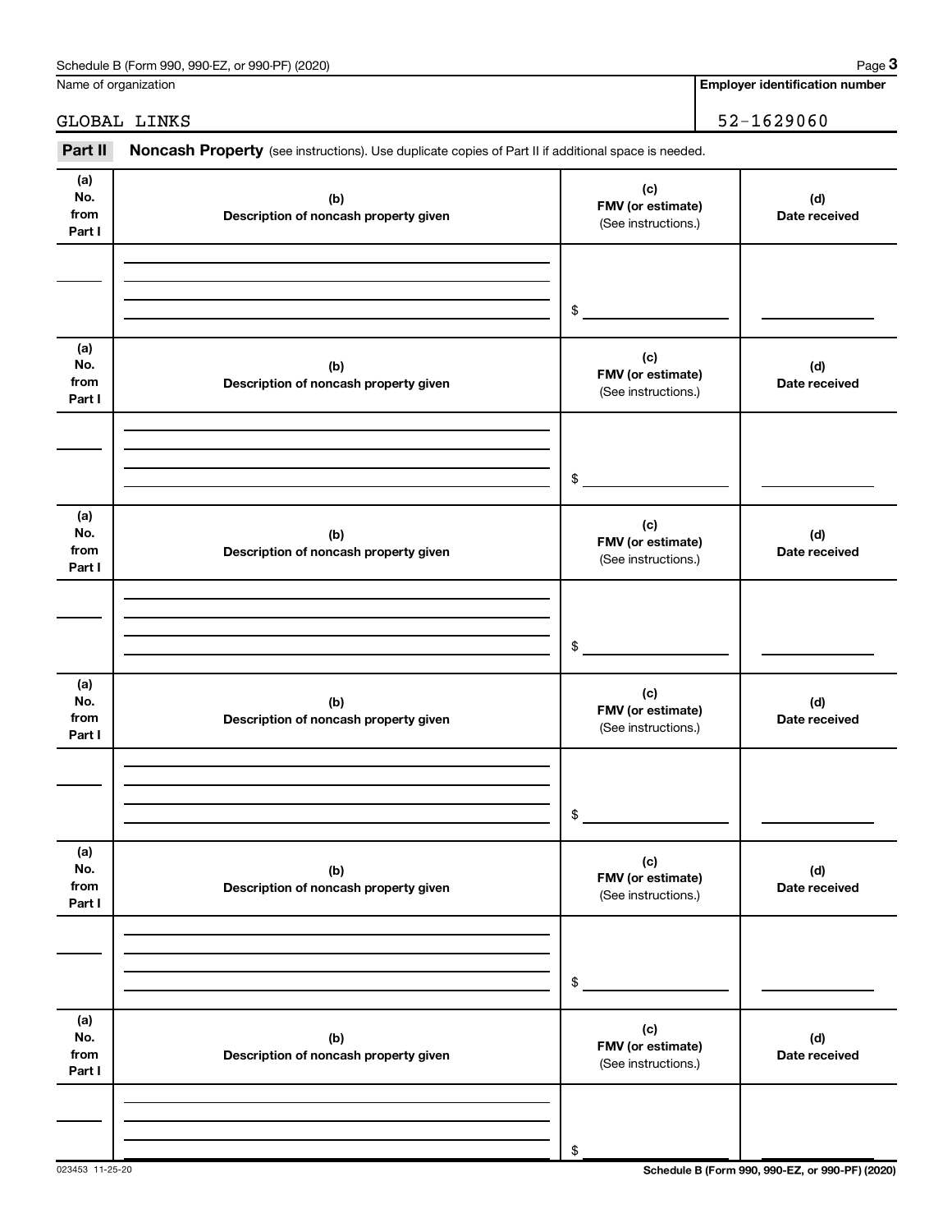Name of organization

GLOBAL LINKS

**Employer identification number**

52-1629060

**Part II** **Noncash Property** (see instructions). Use duplicate copies of Part II if additional space is needed.

| (a) No. from Part I | (b) Description of noncash property given | (c) FMV (or estimate) (See instructions.) | (d) Date received |
|---|---|---|---|
| | | $ | |

| (a) No. from Part I | (b) Description of noncash property given | (c) FMV (or estimate) (See instructions.) | (d) Date received |
|---|---|---|---|
| | | $ | |

| (a) No. from Part I | (b) Description of noncash property given | (c) FMV (or estimate) (See instructions.) | (d) Date received |
|---|---|---|---|
| | | $ | |

| (a) No. from Part I | (b) Description of noncash property given | (c) FMV (or estimate) (See instructions.) | (d) Date received |
|---|---|---|---|
| | | $ | |

| (a) No. from Part I | (b) Description of noncash property given | (c) FMV (or estimate) (See instructions.) | (d) Date received |
|---|---|---|---|
| | | $ | |

| (a) No. from Part I | (b) Description of noncash property given | (c) FMV (or estimate) (See instructions.) | (d) Date received |
|---|---|---|---|
| | | $ | |

023453 11-25-20

**Schedule B (Form 990, 990-EZ, or 990-PF) (2020)**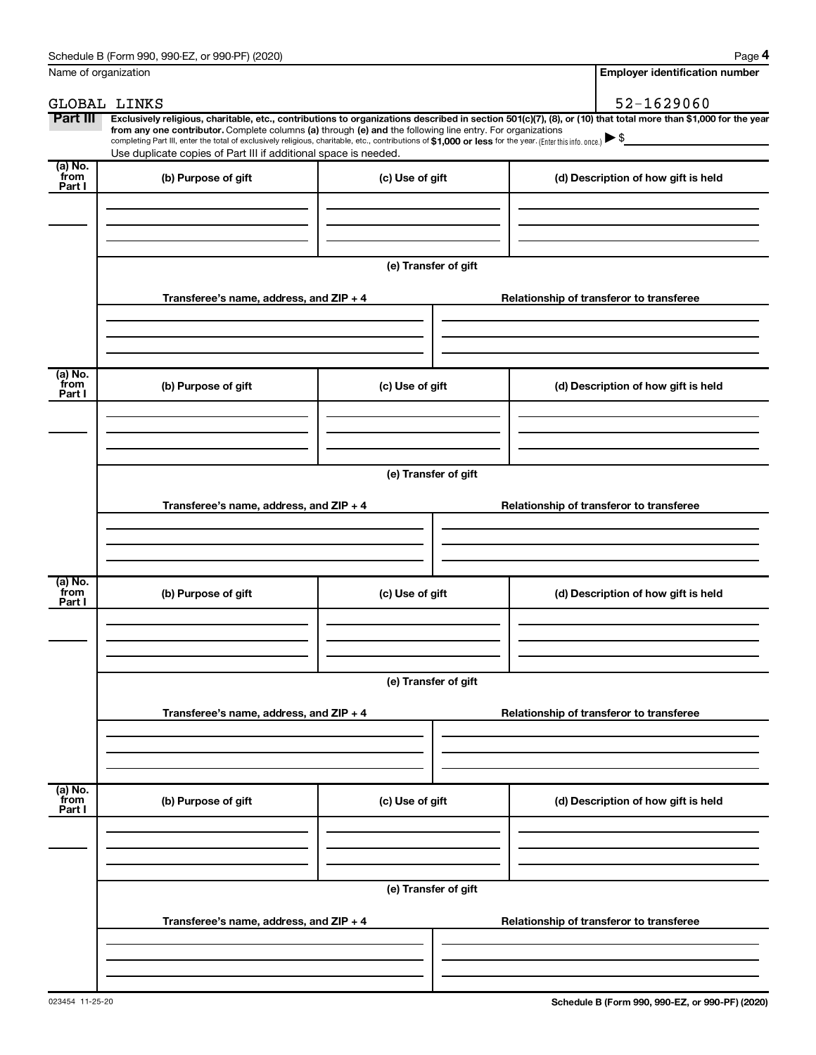Name of organization: GLOBAL LINKS

**Employer identification number:** 52-1629060

**Part III** **Exclusively religious, charitable, etc., contributions to organizations described in section 501(c)(7), (8), or (10) that total more than $1,000 for the year from any one contributor.** Complete columns **(a)** through **(e) and** the following line entry. For organizations completing Part III, enter the total of exclusively religious, charitable, etc., contributions of **$1,000 or less** for the year. (Enter this info. once.) ▶ $

Use duplicate copies of Part III if additional space is needed.

| (a) No. from Part I | (b) Purpose of gift | (c) Use of gift | (d) Description of how gift is held |
|---|---|---|---|
| | | | |

(e) Transfer of gift

| Transferee's name, address, and ZIP + 4 | Relationship of transferor to transferee |
|---|---|
| | |

| (a) No. from Part I | (b) Purpose of gift | (c) Use of gift | (d) Description of how gift is held |
|---|---|---|---|
| | | | |

(e) Transfer of gift

| Transferee's name, address, and ZIP + 4 | Relationship of transferor to transferee |
|---|---|
| | |

| (a) No. from Part I | (b) Purpose of gift | (c) Use of gift | (d) Description of how gift is held |
|---|---|---|---|
| | | | |

(e) Transfer of gift

| Transferee's name, address, and ZIP + 4 | Relationship of transferor to transferee |
|---|---|
| | |

| (a) No. from Part I | (b) Purpose of gift | (c) Use of gift | (d) Description of how gift is held |
|---|---|---|---|
| | | | |

(e) Transfer of gift

| Transferee's name, address, and ZIP + 4 | Relationship of transferor to transferee |
|---|---|
| | |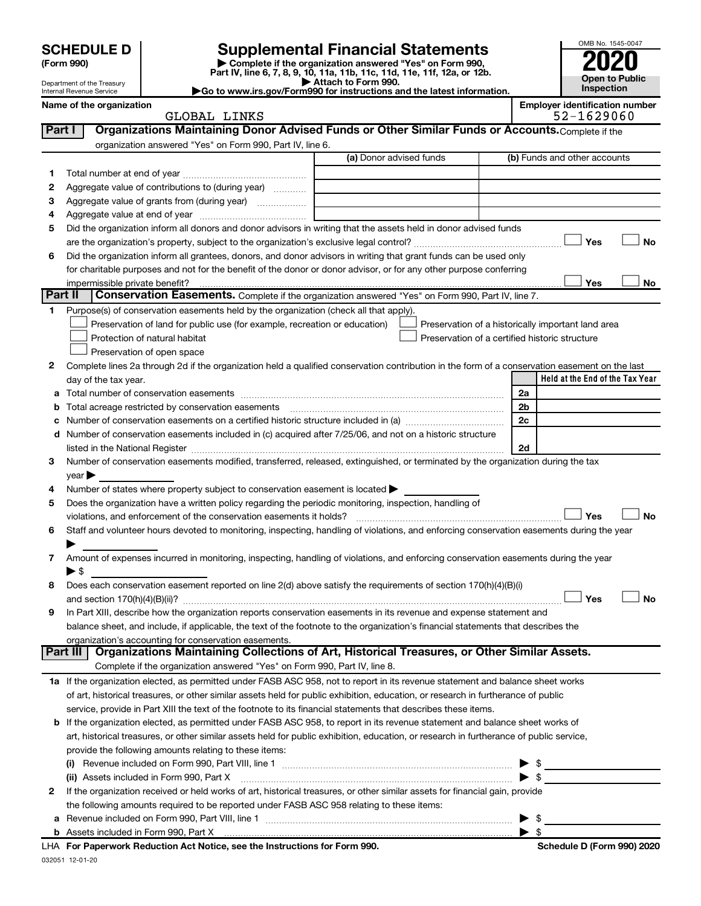# SCHEDULE D (Form 990)

Department of the Treasury
Internal Revenue Service

# Supplemental Financial Statements

▶ Complete if the organization answered "Yes" on Form 990, Part IV, line 6, 7, 8, 9, 10, 11a, 11b, 11c, 11d, 11e, 11f, 12a, or 12b.
▶ Attach to Form 990.
▶Go to www.irs.gov/Form990 for instructions and the latest information.

OMB No. 1545-0047
**2020**
**Open to Public Inspection**

**Name of the organization**
GLOBAL LINKS

**Employer identification number**
52-1629060

## Part I Organizations Maintaining Donor Advised Funds or Other Similar Funds or Accounts.

Complete if the organization answered "Yes" on Form 990, Part IV, line 6.

| | | (a) Donor advised funds | (b) Funds and other accounts |
|---|---|---|---|
| 1 | Total number at end of year | | |
| 2 | Aggregate value of contributions to (during year) | | |
| 3 | Aggregate value of grants from (during year) | | |
| 4 | Aggregate value at end of year | | |

5 Did the organization inform all donors and donor advisors in writing that the assets held in donor advised funds are the organization's property, subject to the organization's exclusive legal control? ☐ Yes ☐ No

6 Did the organization inform all grantees, donors, and donor advisors in writing that grant funds can be used only for charitable purposes and not for the benefit of the donor or donor advisor, or for any other purpose conferring impermissible private benefit? ☐ Yes ☐ No

## Part II Conservation Easements.

Complete if the organization answered "Yes" on Form 990, Part IV, line 7.

1 Purpose(s) of conservation easements held by the organization (check all that apply).

- ☐ Preservation of land for public use (for example, recreation or education)
- ☐ Protection of natural habitat
- ☐ Preservation of open space
- ☐ Preservation of a historically important land area
- ☐ Preservation of a certified historic structure

2 Complete lines 2a through 2d if the organization held a qualified conservation contribution in the form of a conservation easement on the last day of the tax year.

| | | | Held at the End of the Tax Year |
|---|---|---|---|
| a | Total number of conservation easements | 2a | |
| b | Total acreage restricted by conservation easements | 2b | |
| c | Number of conservation easements on a certified historic structure included in (a) | 2c | |
| d | Number of conservation easements included in (c) acquired after 7/25/06, and not on a historic structure listed in the National Register | 2d | |

3 Number of conservation easements modified, transferred, released, extinguished, or terminated by the organization during the tax year ▶

4 Number of states where property subject to conservation easement is located ▶

5 Does the organization have a written policy regarding the periodic monitoring, inspection, handling of violations, and enforcement of the conservation easements it holds? ☐ Yes ☐ No

6 Staff and volunteer hours devoted to monitoring, inspecting, handling of violations, and enforcing conservation easements during the year ▶

7 Amount of expenses incurred in monitoring, inspecting, handling of violations, and enforcing conservation easements during the year ▶ $

8 Does each conservation easement reported on line 2(d) above satisfy the requirements of section 170(h)(4)(B)(i) and section 170(h)(4)(B)(ii)? ☐ Yes ☐ No

9 In Part XIII, describe how the organization reports conservation easements in its revenue and expense statement and balance sheet, and include, if applicable, the text of the footnote to the organization's financial statements that describes the organization's accounting for conservation easements.

## Part III Organizations Maintaining Collections of Art, Historical Treasures, or Other Similar Assets.

Complete if the organization answered "Yes" on Form 990, Part IV, line 8.

1a If the organization elected, as permitted under FASB ASC 958, not to report in its revenue statement and balance sheet works of art, historical treasures, or other similar assets held for public exhibition, education, or research in furtherance of public service, provide in Part XIII the text of the footnote to its financial statements that describes these items.

b If the organization elected, as permitted under FASB ASC 958, to report in its revenue statement and balance sheet works of art, historical treasures, or other similar assets held for public exhibition, education, or research in furtherance of public service, provide the following amounts relating to these items:

(i) Revenue included on Form 990, Part VIII, line 1 ▶ $

(ii) Assets included in Form 990, Part X ▶ $

2 If the organization received or held works of art, historical treasures, or other similar assets for financial gain, provide the following amounts required to be reported under FASB ASC 958 relating to these items:

a Revenue included on Form 990, Part VIII, line 1 ▶ $

b Assets included in Form 990, Part X ▶ $

LHA For Paperwork Reduction Act Notice, see the Instructions for Form 990.

Schedule D (Form 990) 2020

032051 12-01-20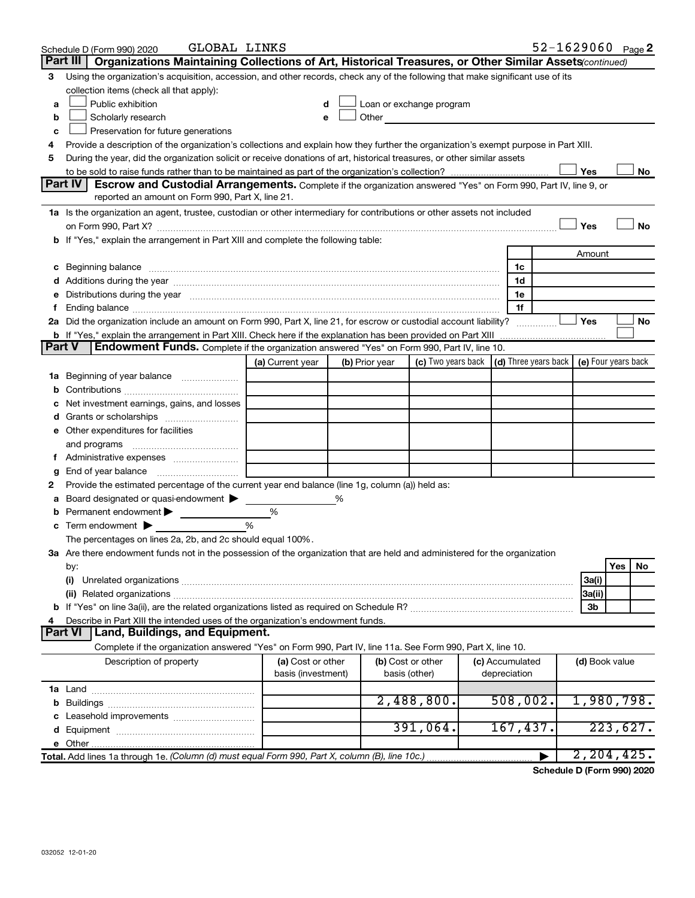Schedule D (Form 990) 2020 GLOBAL LINKS 52-1629060 Page 2

## Part III Organizations Maintaining Collections of Art, Historical Treasures, or Other Similar Assets *(continued)*

**3** Using the organization's acquisition, accession, and other records, check any of the following that make significant use of its collection items (check all that apply):

- **a** ☐ Public exhibition
- **b** ☐ Scholarly research
- **c** ☐ Preservation for future generations
- **d** ☐ Loan or exchange program
- **e** ☐ Other

**4** Provide a description of the organization's collections and explain how they further the organization's exempt purpose in Part XIII.

**5** During the year, did the organization solicit or receive donations of art, historical treasures, or other similar assets to be sold to raise funds rather than to be maintained as part of the organization's collection? ☐ Yes ☐ No

## Part IV Escrow and Custodial Arrangements.

Complete if the organization answered "Yes" on Form 990, Part IV, line 9, or reported an amount on Form 990, Part X, line 21.

**1a** Is the organization an agent, trustee, custodian or other intermediary for contributions or other assets not included on Form 990, Part X? ☐ Yes ☐ No

**b** If "Yes," explain the arrangement in Part XIII and complete the following table:

| | | Amount |
|---|---|---|
| **c** Beginning balance | 1c | |
| **d** Additions during the year | 1d | |
| **e** Distributions during the year | 1e | |
| **f** Ending balance | 1f | |

**2a** Did the organization include an amount on Form 990, Part X, line 21, for escrow or custodial account liability? ☐ Yes ☐ No

**b** If "Yes," explain the arrangement in Part XIII. Check here if the explanation has been provided on Part XIII ☐

## Part V Endowment Funds.

Complete if the organization answered "Yes" on Form 990, Part IV, line 10.

| | (a) Current year | (b) Prior year | (c) Two years back | (d) Three years back | (e) Four years back |
|---|---|---|---|---|---|
| **1a** Beginning of year balance | | | | | |
| **b** Contributions | | | | | |
| **c** Net investment earnings, gains, and losses | | | | | |
| **d** Grants or scholarships | | | | | |
| **e** Other expenditures for facilities and programs | | | | | |
| **f** Administrative expenses | | | | | |
| **g** End of year balance | | | | | |

**2** Provide the estimated percentage of the current year end balance (line 1g, column (a)) held as:

- **a** Board designated or quasi-endowment ▶ %
- **b** Permanent endowment ▶ %
- **c** Term endowment ▶ %

The percentages on lines 2a, 2b, and 2c should equal 100%.

**3a** Are there endowment funds not in the possession of the organization that are held and administered for the organization by:

| | | Yes | No |
|---|---|---|---|
| **(i)** Unrelated organizations | 3a(i) | | |
| **(ii)** Related organizations | 3a(ii) | | |
| **b** If "Yes" on line 3a(ii), are the related organizations listed as required on Schedule R? | 3b | | |

**4** Describe in Part XIII the intended uses of the organization's endowment funds.

## Part VI Land, Buildings, and Equipment.

Complete if the organization answered "Yes" on Form 990, Part IV, line 11a. See Form 990, Part X, line 10.

| Description of property | (a) Cost or other basis (investment) | (b) Cost or other basis (other) | (c) Accumulated depreciation | (d) Book value |
|---|---|---|---|---|
| **1a** Land | | | | |
| **b** Buildings | | 2,488,800. | 508,002. | 1,980,798. |
| **c** Leasehold improvements | | | | |
| **d** Equipment | | 391,064. | 167,437. | 223,627. |
| **e** Other | | | | |
| **Total.** Add lines 1a through 1e. *(Column (d) must equal Form 990, Part X, column (B), line 10c.)* | | | ▶ | 2,204,425. |

**Schedule D (Form 990) 2020**

032052 12-01-20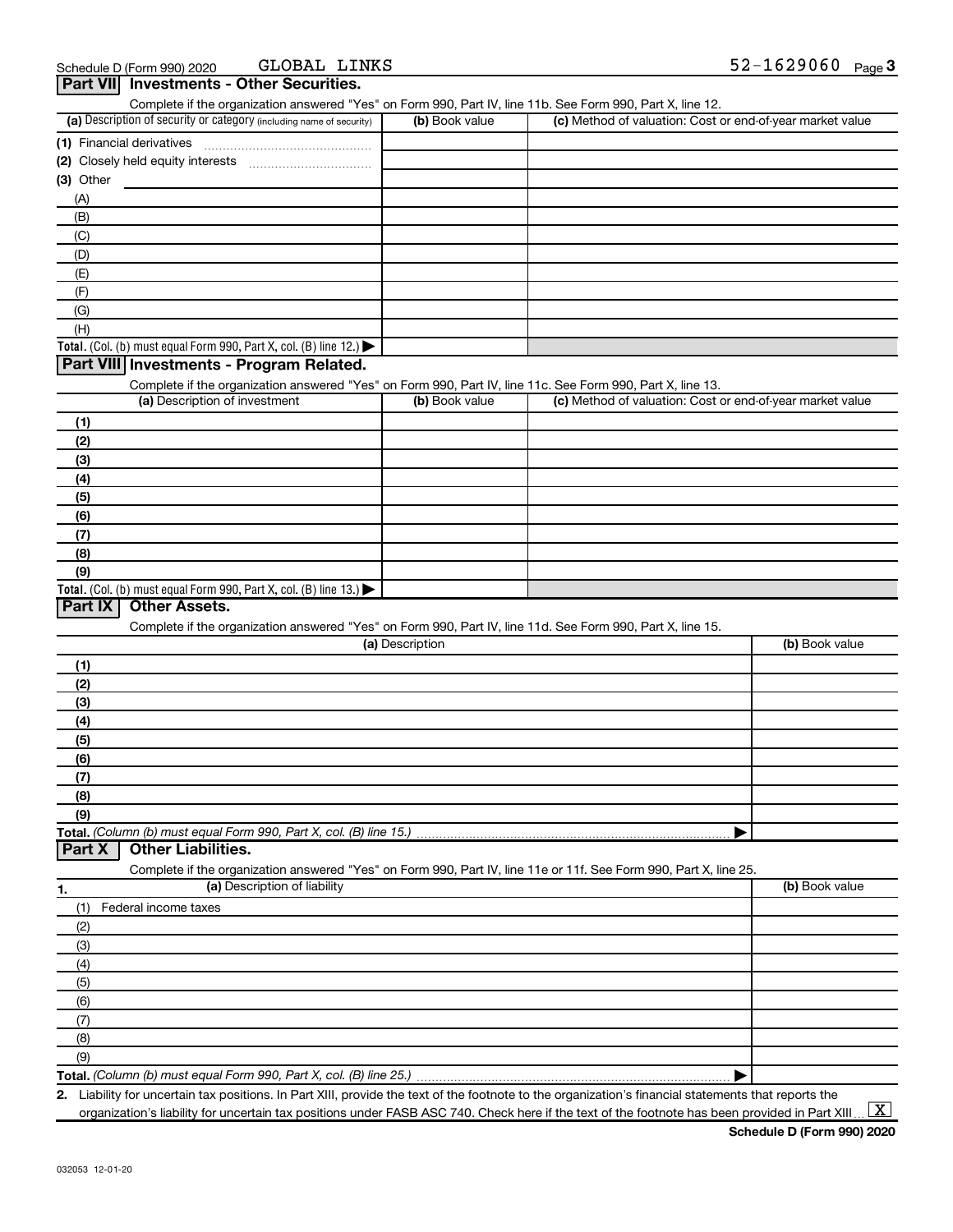Schedule D (Form 990) 2020 GLOBAL LINKS 52-1629060 Page 3

## Part VII Investments - Other Securities.

Complete if the organization answered "Yes" on Form 990, Part IV, line 11b. See Form 990, Part X, line 12.

| (a) Description of security or category (including name of security) | (b) Book value | (c) Method of valuation: Cost or end-of-year market value |
|---|---|---|
| (1) Financial derivatives | | |
| (2) Closely held equity interests | | |
| (3) Other | | |
| (A) | | |
| (B) | | |
| (C) | | |
| (D) | | |
| (E) | | |
| (F) | | |
| (G) | | |
| (H) | | |
| **Total.** (Col. (b) must equal Form 990, Part X, col. (B) line 12.) ▶ | | |

## Part VIII Investments - Program Related.

Complete if the organization answered "Yes" on Form 990, Part IV, line 11c. See Form 990, Part X, line 13.

| (a) Description of investment | (b) Book value | (c) Method of valuation: Cost or end-of-year market value |
|---|---|---|
| (1) | | |
| (2) | | |
| (3) | | |
| (4) | | |
| (5) | | |
| (6) | | |
| (7) | | |
| (8) | | |
| (9) | | |
| **Total.** (Col. (b) must equal Form 990, Part X, col. (B) line 13.) ▶ | | |

## Part IX Other Assets.

Complete if the organization answered "Yes" on Form 990, Part IV, line 11d. See Form 990, Part X, line 15.

| (a) Description | (b) Book value |
|---|---|
| (1) | |
| (2) | |
| (3) | |
| (4) | |
| (5) | |
| (6) | |
| (7) | |
| (8) | |
| (9) | |
| **Total.** *(Column (b) must equal Form 990, Part X, col. (B) line 15.)* ▶ | |

## Part X Other Liabilities.

Complete if the organization answered "Yes" on Form 990, Part IV, line 11e or 11f. See Form 990, Part X, line 25.

| 1. (a) Description of liability | (b) Book value |
|---|---|
| (1) Federal income taxes | |
| (2) | |
| (3) | |
| (4) | |
| (5) | |
| (6) | |
| (7) | |
| (8) | |
| (9) | |
| **Total.** *(Column (b) must equal Form 990, Part X, col. (B) line 25.)* ▶ | |

2. Liability for uncertain tax positions. In Part XIII, provide the text of the footnote to the organization's financial statements that reports the organization's liability for uncertain tax positions under FASB ASC 740. Check here if the text of the footnote has been provided in Part XIII [X]

Schedule D (Form 990) 2020

032053 12-01-20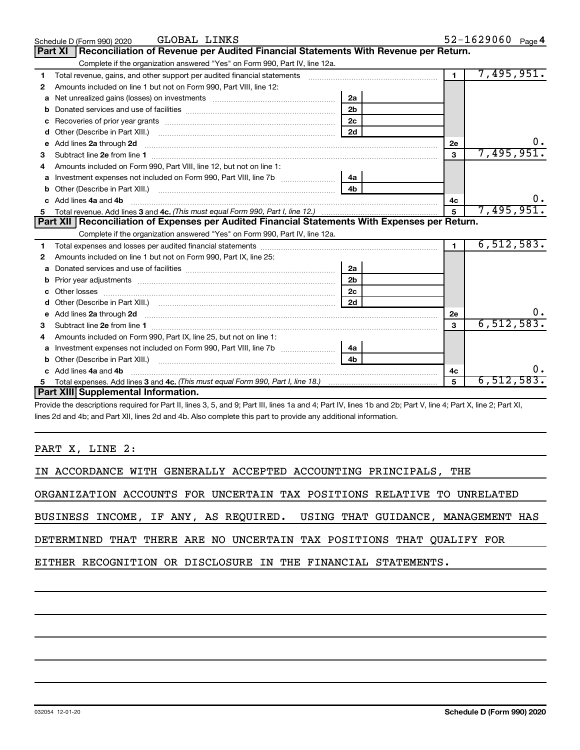Schedule D (Form 990) 2020 GLOBAL LINKS 52-1629060 Page 4

## Part XI Reconciliation of Revenue per Audited Financial Statements With Revenue per Return.

Complete if the organization answered "Yes" on Form 990, Part IV, line 12a.

| | | | | | |
|---|---|---|---|---|---|
| 1 | Total revenue, gains, and other support per audited financial statements | | | 1 | 7,495,951. |
| 2 | Amounts included on line 1 but not on Form 990, Part VIII, line 12: | | | | |
| a | Net unrealized gains (losses) on investments | 2a | | | |
| b | Donated services and use of facilities | 2b | | | |
| c | Recoveries of prior year grants | 2c | | | |
| d | Other (Describe in Part XIII.) | 2d | | | |
| e | Add lines 2a through 2d | | | 2e | 0. |
| 3 | Subtract line 2e from line 1 | | | 3 | 7,495,951. |
| 4 | Amounts included on Form 990, Part VIII, line 12, but not on line 1: | | | | |
| a | Investment expenses not included on Form 990, Part VIII, line 7b | 4a | | | |
| b | Other (Describe in Part XIII.) | 4b | | | |
| c | Add lines 4a and 4b | | | 4c | 0. |
| 5 | Total revenue. Add lines 3 and 4c. *(This must equal Form 990, Part I, line 12.)* | | | 5 | 7,495,951. |

## Part XII Reconciliation of Expenses per Audited Financial Statements With Expenses per Return.

Complete if the organization answered "Yes" on Form 990, Part IV, line 12a.

| | | | | | |
|---|---|---|---|---|---|
| 1 | Total expenses and losses per audited financial statements | | | 1 | 6,512,583. |
| 2 | Amounts included on line 1 but not on Form 990, Part IX, line 25: | | | | |
| a | Donated services and use of facilities | 2a | | | |
| b | Prior year adjustments | 2b | | | |
| c | Other losses | 2c | | | |
| d | Other (Describe in Part XIII.) | 2d | | | |
| e | Add lines 2a through 2d | | | 2e | 0. |
| 3 | Subtract line 2e from line 1 | | | 3 | 6,512,583. |
| 4 | Amounts included on Form 990, Part IX, line 25, but not on line 1: | | | | |
| a | Investment expenses not included on Form 990, Part VIII, line 7b | 4a | | | |
| b | Other (Describe in Part XIII.) | 4b | | | |
| c | Add lines 4a and 4b | | | 4c | 0. |
| 5 | Total expenses. Add lines 3 and 4c. *(This must equal Form 990, Part I, line 18.)* | | | 5 | 6,512,583. |

## Part XIII Supplemental Information.

Provide the descriptions required for Part II, lines 3, 5, and 9; Part III, lines 1a and 4; Part IV, lines 1b and 2b; Part V, line 4; Part X, line 2; Part XI, lines 2d and 4b; and Part XII, lines 2d and 4b. Also complete this part to provide any additional information.

PART X, LINE 2:

IN ACCORDANCE WITH GENERALLY ACCEPTED ACCOUNTING PRINCIPALS, THE ORGANIZATION ACCOUNTS FOR UNCERTAIN TAX POSITIONS RELATIVE TO UNRELATED BUSINESS INCOME, IF ANY, AS REQUIRED. USING THAT GUIDANCE, MANAGEMENT HAS DETERMINED THAT THERE ARE NO UNCERTAIN TAX POSITIONS THAT QUALIFY FOR EITHER RECOGNITION OR DISCLOSURE IN THE FINANCIAL STATEMENTS.

032054 12-01-20 **Schedule D (Form 990) 2020**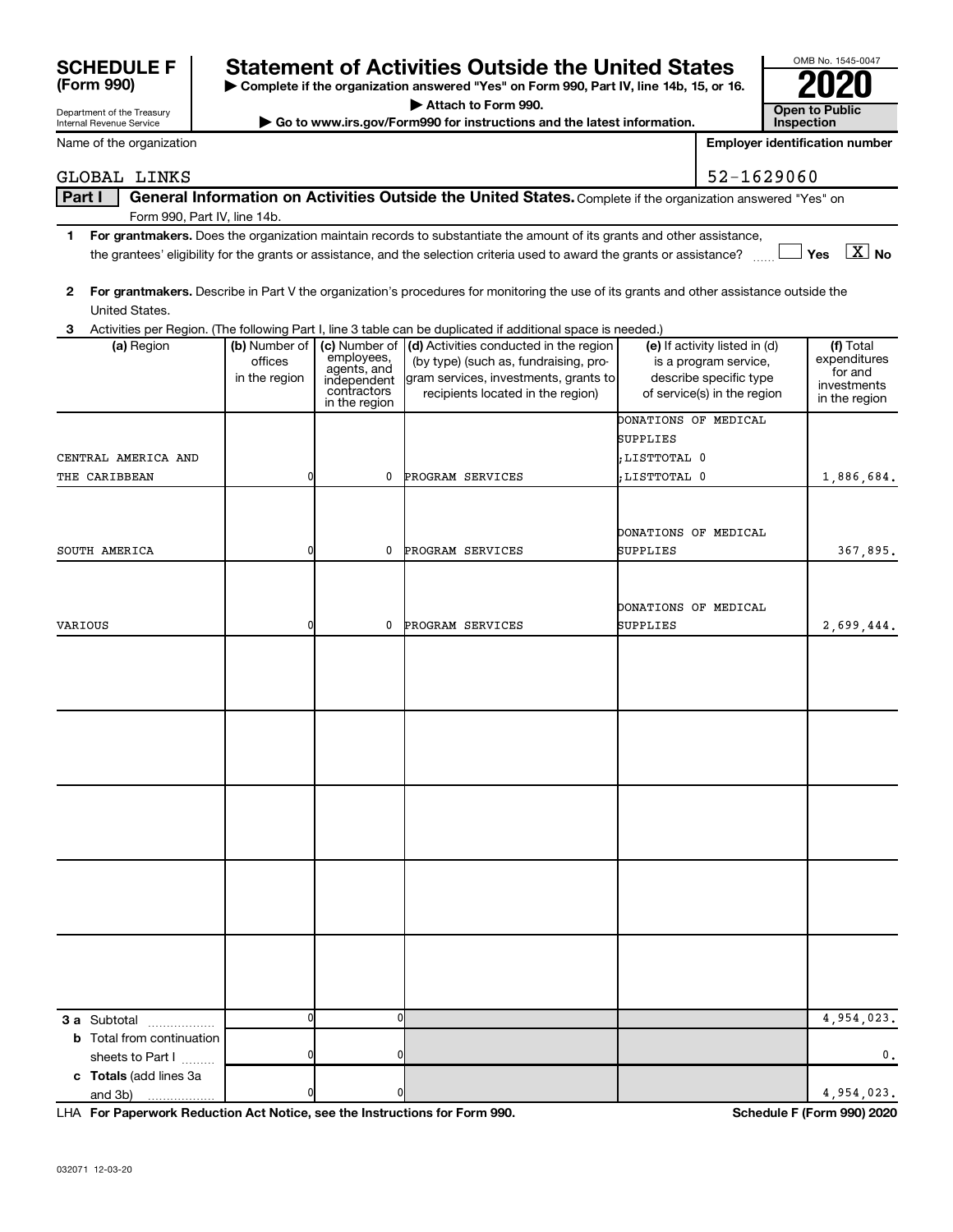**SCHEDULE F (Form 990)**

Department of the Treasury
Internal Revenue Service

# Statement of Activities Outside the United States

▶ Complete if the organization answered "Yes" on Form 990, Part IV, line 14b, 15, or 16.
▶ Attach to Form 990.
▶ Go to www.irs.gov/Form990 for instructions and the latest information.

OMB No. 1545-0047
**2020**
**Open to Public Inspection**

Name of the organization: GLOBAL LINKS

Employer identification number: 52-1629060

**Part I — General Information on Activities Outside the United States.** Complete if the organization answered "Yes" on Form 990, Part IV, line 14b.

1 **For grantmakers.** Does the organization maintain records to substantiate the amount of its grants and other assistance, the grantees' eligibility for the grants or assistance, and the selection criteria used to award the grants or assistance? ☐ Yes ☒ No

2 **For grantmakers.** Describe in Part V the organization's procedures for monitoring the use of its grants and other assistance outside the United States.

3 Activities per Region. (The following Part I, line 3 table can be duplicated if additional space is needed.)

| (a) Region | (b) Number of offices in the region | (c) Number of employees, agents, and independent contractors in the region | (d) Activities conducted in the region (by type) (such as, fundraising, program services, investments, grants to recipients located in the region) | (e) If activity listed in (d) is a program service, describe specific type of service(s) in the region | (f) Total expenditures for and investments in the region |
|---|---|---|---|---|---|
| CENTRAL AMERICA AND THE CARIBBEAN | 0 | 0 | PROGRAM SERVICES | DONATIONS OF MEDICAL SUPPLIES ;LISTTOTAL 0 ;LISTTOTAL 0 | 1,886,684. |
| SOUTH AMERICA | 0 | 0 | PROGRAM SERVICES | DONATIONS OF MEDICAL SUPPLIES | 367,895. |
| VARIOUS | 0 | 0 | PROGRAM SERVICES | DONATIONS OF MEDICAL SUPPLIES | 2,699,444. |
| | | | | | |
| | | | | | |
| | | | | | |
| | | | | | |
| | | | | | |
| **3 a** Subtotal | 0 | 0 | | | 4,954,023. |
| **b** Total from continuation sheets to Part I | 0 | 0 | | | 0. |
| **c Totals** (add lines 3a and 3b) | 0 | 0 | | | 4,954,023. |

LHA **For Paperwork Reduction Act Notice, see the Instructions for Form 990.** **Schedule F (Form 990) 2020**

032071 12-03-20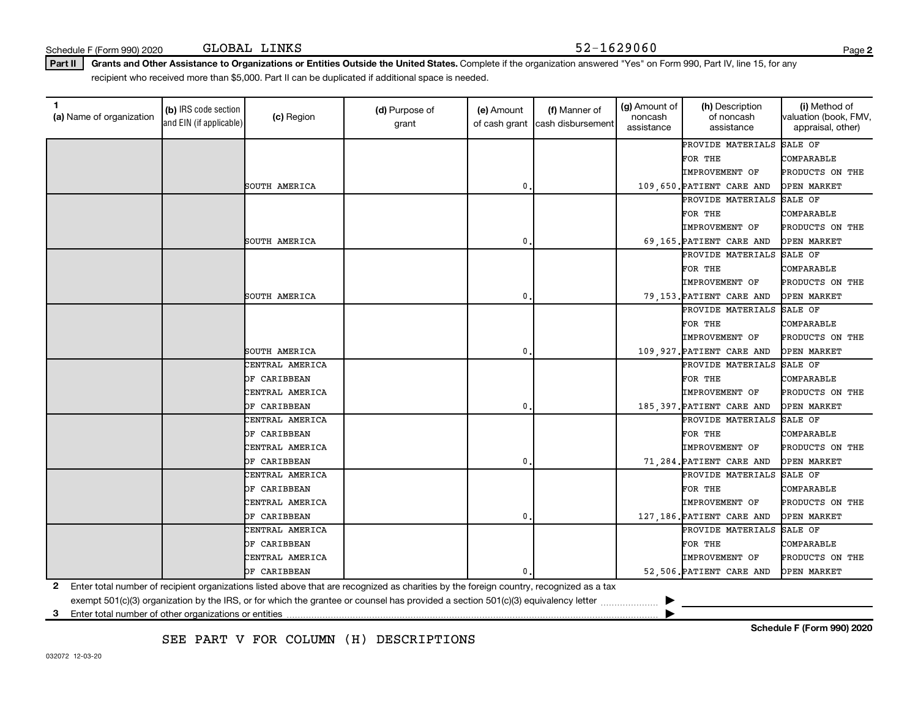Schedule F (Form 990) 2020 GLOBAL LINKS 52-1629060

**Part II** **Grants and Other Assistance to Organizations or Entities Outside the United States.** Complete if the organization answered "Yes" on Form 990, Part IV, line 15, for any recipient who received more than $5,000. Part II can be duplicated if additional space is needed.

| 1 (a) Name of organization | (b) IRS code section and EIN (if applicable) | (c) Region | (d) Purpose of grant | (e) Amount of cash grant | (f) Manner of cash disbursement | (g) Amount of noncash assistance | (h) Description of noncash assistance | (i) Method of valuation (book, FMV, appraisal, other) |
|---|---|---|---|---|---|---|---|---|
| | | SOUTH AMERICA | | 0. | | 109,650. | PROVIDE MATERIALS FOR THE IMPROVEMENT OF PATIENT CARE AND | SALE OF COMPARABLE PRODUCTS ON THE OPEN MARKET |
| | | SOUTH AMERICA | | 0. | | 69,165. | PROVIDE MATERIALS FOR THE IMPROVEMENT OF PATIENT CARE AND | SALE OF COMPARABLE PRODUCTS ON THE OPEN MARKET |
| | | SOUTH AMERICA | | 0. | | 79,153. | PROVIDE MATERIALS FOR THE IMPROVEMENT OF PATIENT CARE AND | SALE OF COMPARABLE PRODUCTS ON THE OPEN MARKET |
| | | SOUTH AMERICA | | 0. | | 109,927. | PROVIDE MATERIALS FOR THE IMPROVEMENT OF PATIENT CARE AND | SALE OF COMPARABLE PRODUCTS ON THE OPEN MARKET |
| | | CENTRAL AMERICA OF CARIBBEAN CENTRAL AMERICA OF CARIBBEAN | | 0. | | 185,397. | PROVIDE MATERIALS FOR THE IMPROVEMENT OF PATIENT CARE AND | SALE OF COMPARABLE PRODUCTS ON THE OPEN MARKET |
| | | CENTRAL AMERICA OF CARIBBEAN CENTRAL AMERICA OF CARIBBEAN | | 0. | | 71,284. | PROVIDE MATERIALS FOR THE IMPROVEMENT OF PATIENT CARE AND | SALE OF COMPARABLE PRODUCTS ON THE OPEN MARKET |
| | | CENTRAL AMERICA OF CARIBBEAN CENTRAL AMERICA OF CARIBBEAN | | 0. | | 127,186. | PROVIDE MATERIALS FOR THE IMPROVEMENT OF PATIENT CARE AND | SALE OF COMPARABLE PRODUCTS ON THE OPEN MARKET |
| | | CENTRAL AMERICA OF CARIBBEAN CENTRAL AMERICA OF CARIBBEAN | | 0. | | 52,506. | PROVIDE MATERIALS FOR THE IMPROVEMENT OF PATIENT CARE AND | SALE OF COMPARABLE PRODUCTS ON THE OPEN MARKET |

**2** Enter total number of recipient organizations listed above that are recognized as charities by the foreign country, recognized as a tax exempt 501(c)(3) organization by the IRS, or for which the grantee or counsel has provided a section 501(c)(3) equivalency letter ▶

**3** Enter total number of other organizations or entities ▶

SEE PART V FOR COLUMN (H) DESCRIPTIONS

**Schedule F (Form 990) 2020**

032072 12-03-20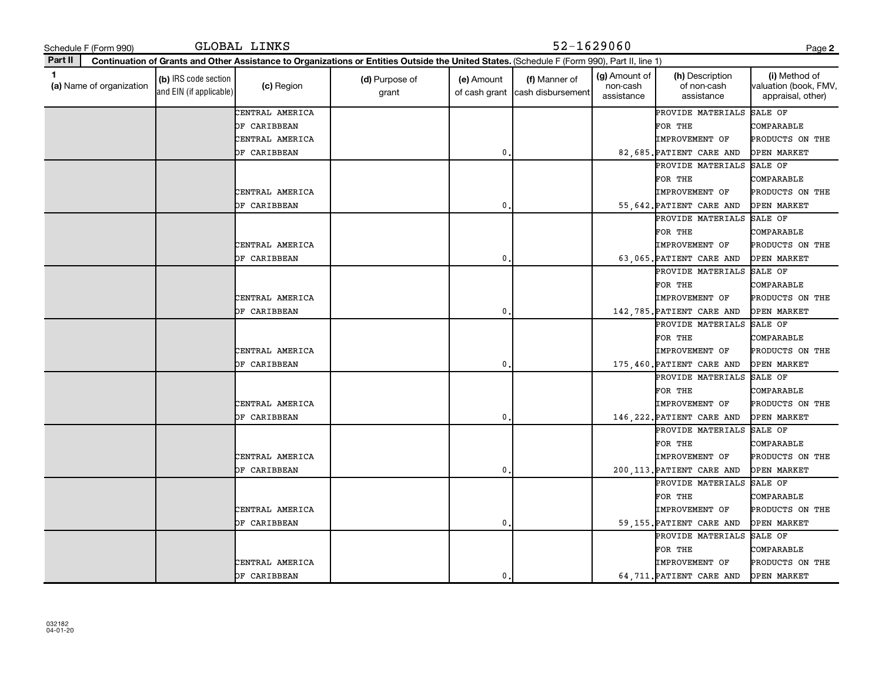Schedule F (Form 990) GLOBAL LINKS 52-1629060

**Part II** **Continuation of Grants and Other Assistance to Organizations or Entities Outside the United States.** (Schedule F (Form 990), Part II, line 1)

| 1 (a) Name of organization | (b) IRS code section and EIN (if applicable) | (c) Region | (d) Purpose of grant | (e) Amount of cash grant | (f) Manner of cash disbursement | (g) Amount of non-cash assistance | (h) Description of non-cash assistance | (i) Method of valuation (book, FMV, appraisal, other) |
|---|---|---|---|---|---|---|---|---|
| | | CENTRAL AMERICA OF CARIBBEAN CENTRAL AMERICA OF CARIBBEAN | | 0. | | 82,685. | PROVIDE MATERIALS FOR THE IMPROVEMENT OF PATIENT CARE AND | SALE OF COMPARABLE PRODUCTS ON THE OPEN MARKET |
| | | CENTRAL AMERICA OF CARIBBEAN | | 0. | | 55,642. | PROVIDE MATERIALS FOR THE IMPROVEMENT OF PATIENT CARE AND | SALE OF COMPARABLE PRODUCTS ON THE OPEN MARKET |
| | | CENTRAL AMERICA OF CARIBBEAN | | 0. | | 63,065. | PROVIDE MATERIALS FOR THE IMPROVEMENT OF PATIENT CARE AND | SALE OF COMPARABLE PRODUCTS ON THE OPEN MARKET |
| | | CENTRAL AMERICA OF CARIBBEAN | | 0. | | 142,785. | PROVIDE MATERIALS FOR THE IMPROVEMENT OF PATIENT CARE AND | SALE OF COMPARABLE PRODUCTS ON THE OPEN MARKET |
| | | CENTRAL AMERICA OF CARIBBEAN | | 0. | | 175,460. | PROVIDE MATERIALS FOR THE IMPROVEMENT OF PATIENT CARE AND | SALE OF COMPARABLE PRODUCTS ON THE OPEN MARKET |
| | | CENTRAL AMERICA OF CARIBBEAN | | 0. | | 146,222. | PROVIDE MATERIALS FOR THE IMPROVEMENT OF PATIENT CARE AND | SALE OF COMPARABLE PRODUCTS ON THE OPEN MARKET |
| | | CENTRAL AMERICA OF CARIBBEAN | | 0. | | 200,113. | PROVIDE MATERIALS FOR THE IMPROVEMENT OF PATIENT CARE AND | SALE OF COMPARABLE PRODUCTS ON THE OPEN MARKET |
| | | CENTRAL AMERICA OF CARIBBEAN | | 0. | | 59,155. | PROVIDE MATERIALS FOR THE IMPROVEMENT OF PATIENT CARE AND | SALE OF COMPARABLE PRODUCTS ON THE OPEN MARKET |
| | | CENTRAL AMERICA OF CARIBBEAN | | 0. | | 64,711. | PROVIDE MATERIALS FOR THE IMPROVEMENT OF PATIENT CARE AND | SALE OF COMPARABLE PRODUCTS ON THE OPEN MARKET |

032182 04-01-20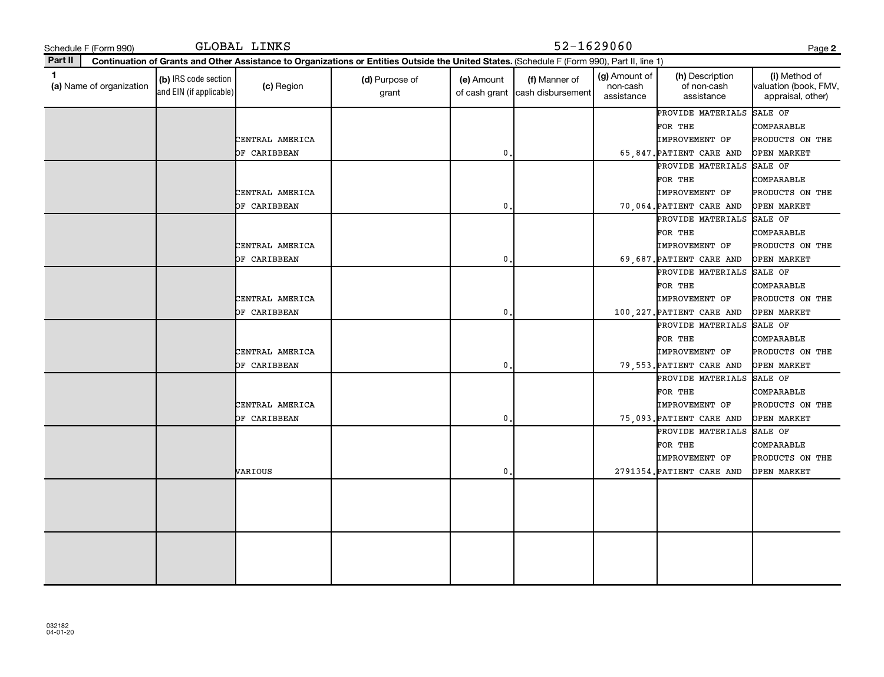Schedule F (Form 990) GLOBAL LINKS 52-1629060

**Part II** **Continuation of Grants and Other Assistance to Organizations or Entities Outside the United States.** (Schedule F (Form 990), Part II, line 1)

| 1 (a) Name of organization | (b) IRS code section and EIN (if applicable) | (c) Region | (d) Purpose of grant | (e) Amount of cash grant | (f) Manner of cash disbursement | (g) Amount of non-cash assistance | (h) Description of non-cash assistance | (i) Method of valuation (book, FMV, appraisal, other) |
|---|---|---|---|---|---|---|---|---|
| | | CENTRAL AMERICA OF CARIBBEAN | | 0. | | 65,847. | PROVIDE MATERIALS FOR THE IMPROVEMENT OF PATIENT CARE AND | SALE OF COMPARABLE PRODUCTS ON THE OPEN MARKET |
| | | CENTRAL AMERICA OF CARIBBEAN | | 0. | | 70,064. | PROVIDE MATERIALS FOR THE IMPROVEMENT OF PATIENT CARE AND | SALE OF COMPARABLE PRODUCTS ON THE OPEN MARKET |
| | | CENTRAL AMERICA OF CARIBBEAN | | 0. | | 69,687. | PROVIDE MATERIALS FOR THE IMPROVEMENT OF PATIENT CARE AND | SALE OF COMPARABLE PRODUCTS ON THE OPEN MARKET |
| | | CENTRAL AMERICA OF CARIBBEAN | | 0. | | 100,227. | PROVIDE MATERIALS FOR THE IMPROVEMENT OF PATIENT CARE AND | SALE OF COMPARABLE PRODUCTS ON THE OPEN MARKET |
| | | CENTRAL AMERICA OF CARIBBEAN | | 0. | | 79,553. | PROVIDE MATERIALS FOR THE IMPROVEMENT OF PATIENT CARE AND | SALE OF COMPARABLE PRODUCTS ON THE OPEN MARKET |
| | | CENTRAL AMERICA OF CARIBBEAN | | 0. | | 75,093. | PROVIDE MATERIALS FOR THE IMPROVEMENT OF PATIENT CARE AND | SALE OF COMPARABLE PRODUCTS ON THE OPEN MARKET |
| | | VARIOUS | | 0. | | 2791354. | PROVIDE MATERIALS FOR THE IMPROVEMENT OF PATIENT CARE AND | SALE OF COMPARABLE PRODUCTS ON THE OPEN MARKET |
| | | | | | | | | |
| | | | | | | | | |

032182 04-01-20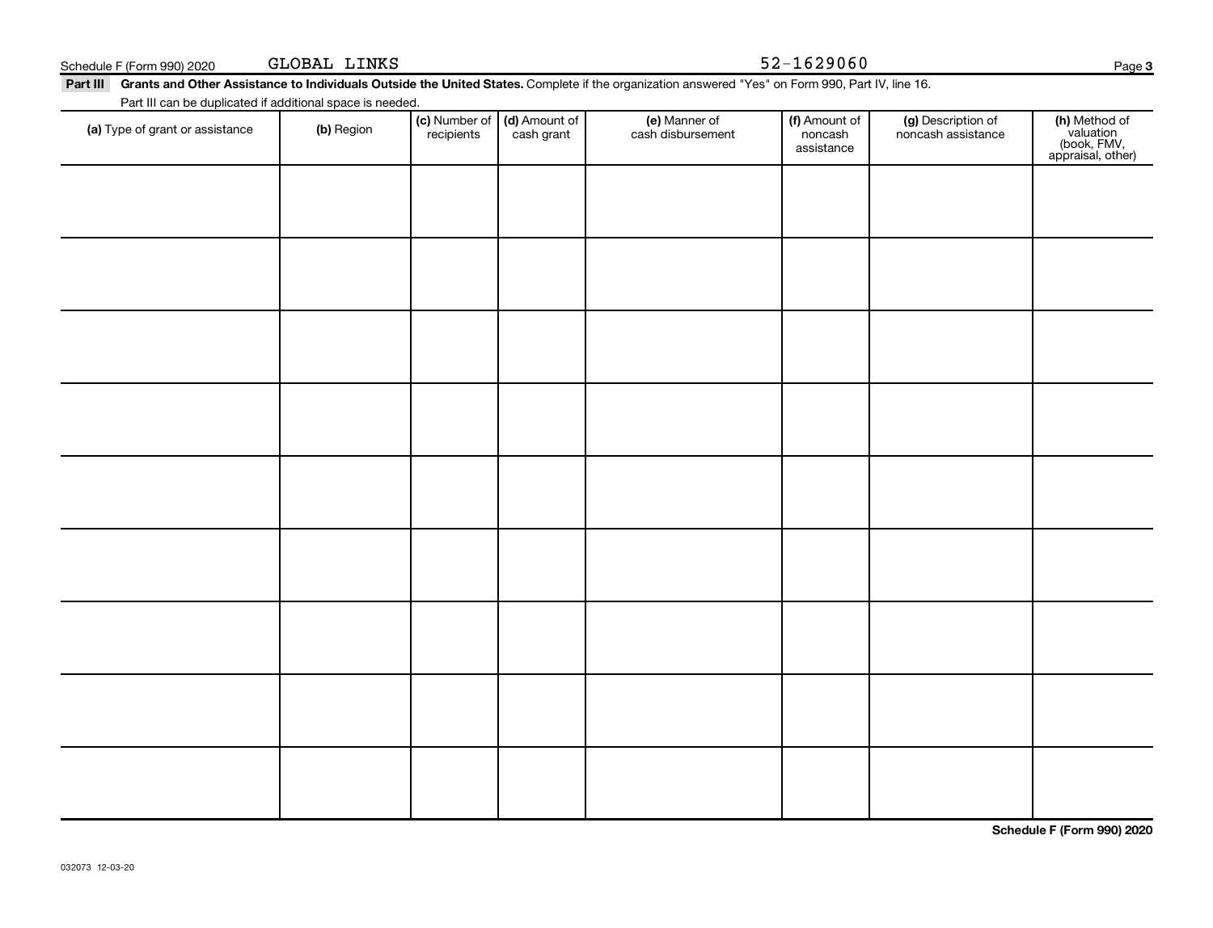Schedule F (Form 990) 2020 GLOBAL LINKS 52-1629060

**Part III** **Grants and Other Assistance to Individuals Outside the United States.** Complete if the organization answered "Yes" on Form 990, Part IV, line 16.

Part III can be duplicated if additional space is needed.

| (a) Type of grant or assistance | (b) Region | (c) Number of recipients | (d) Amount of cash grant | (e) Manner of cash disbursement | (f) Amount of noncash assistance | (g) Description of noncash assistance | (h) Method of valuation (book, FMV, appraisal, other) |
|---|---|---|---|---|---|---|---|
| | | | | | | | |
| | | | | | | | |
| | | | | | | | |
| | | | | | | | |
| | | | | | | | |
| | | | | | | | |
| | | | | | | | |
| | | | | | | | |
| | | | | | | | |

**Schedule F (Form 990) 2020**

032073 12-03-20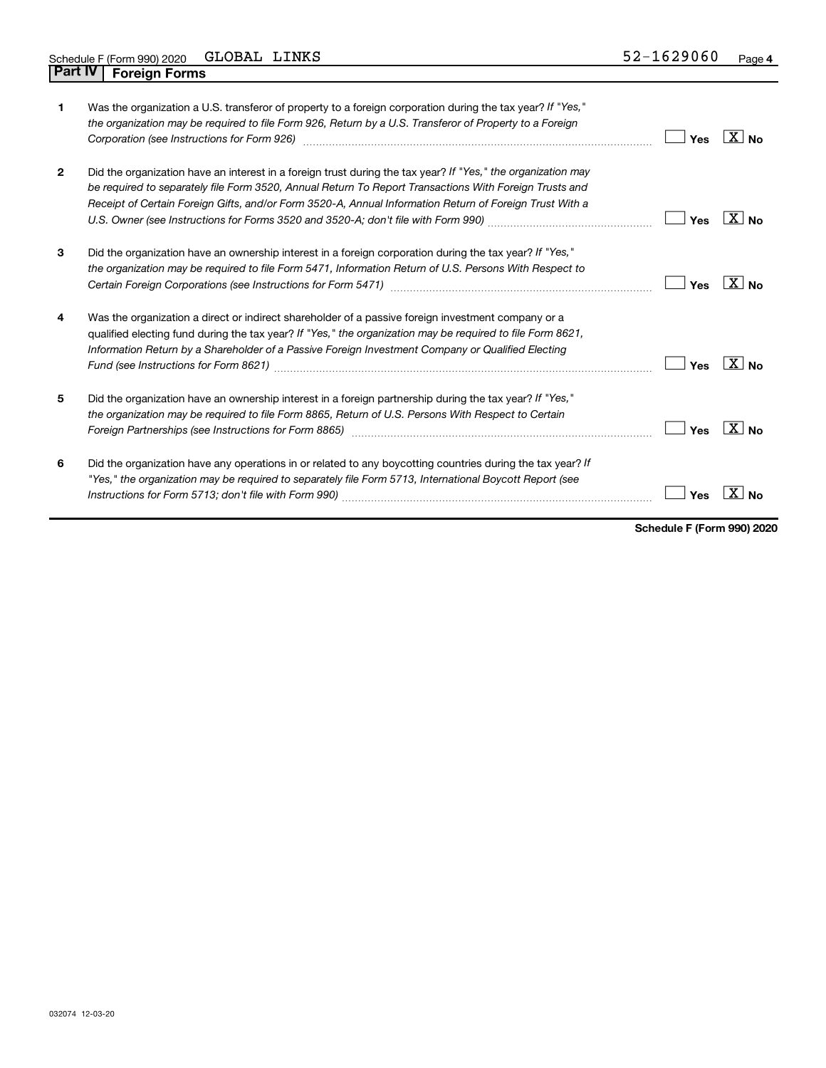Schedule F (Form 990) 2020 GLOBAL LINKS 52-1629060 Page 4

## Part IV Foreign Forms

| | | Yes | No |
|---|---|---|---|
| **1** | Was the organization a U.S. transferor of property to a foreign corporation during the tax year? *If "Yes," the organization may be required to file Form 926, Return by a U.S. Transferor of Property to a Foreign Corporation (see Instructions for Form 926)* | | X |
| **2** | Did the organization have an interest in a foreign trust during the tax year? *If "Yes," the organization may be required to separately file Form 3520, Annual Return To Report Transactions With Foreign Trusts and Receipt of Certain Foreign Gifts, and/or Form 3520-A, Annual Information Return of Foreign Trust With a U.S. Owner (see Instructions for Forms 3520 and 3520-A; don't file with Form 990)* | | X |
| **3** | Did the organization have an ownership interest in a foreign corporation during the tax year? *If "Yes," the organization may be required to file Form 5471, Information Return of U.S. Persons With Respect to Certain Foreign Corporations (see Instructions for Form 5471)* | | X |
| **4** | Was the organization a direct or indirect shareholder of a passive foreign investment company or a qualified electing fund during the tax year? *If "Yes," the organization may be required to file Form 8621, Information Return by a Shareholder of a Passive Foreign Investment Company or Qualified Electing Fund (see Instructions for Form 8621)* | | X |
| **5** | Did the organization have an ownership interest in a foreign partnership during the tax year? *If "Yes," the organization may be required to file Form 8865, Return of U.S. Persons With Respect to Certain Foreign Partnerships (see Instructions for Form 8865)* | | X |
| **6** | Did the organization have any operations in or related to any boycotting countries during the tax year? *If "Yes," the organization may be required to separately file Form 5713, International Boycott Report (see Instructions for Form 5713; don't file with Form 990)* | | X |

**Schedule F (Form 990) 2020**

032074 12-03-20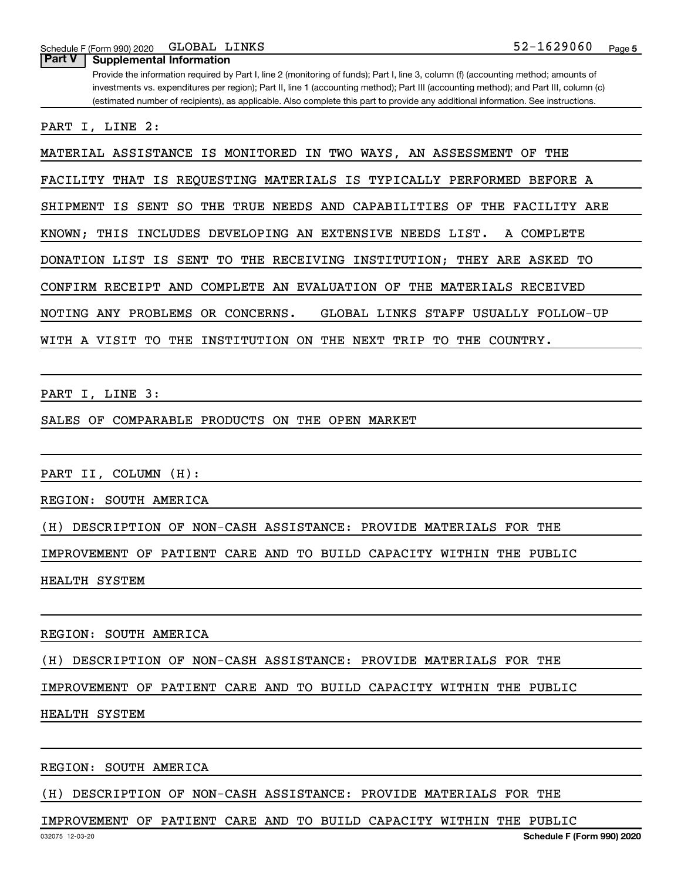## Part V Supplemental Information

Provide the information required by Part I, line 2 (monitoring of funds); Part I, line 3, column (f) (accounting method; amounts of investments vs. expenditures per region); Part II, line 1 (accounting method); Part III (accounting method); and Part III, column (c) (estimated number of recipients), as applicable. Also complete this part to provide any additional information. See instructions.

PART I, LINE 2:

MATERIAL ASSISTANCE IS MONITORED IN TWO WAYS, AN ASSESSMENT OF THE FACILITY THAT IS REQUESTING MATERIALS IS TYPICALLY PERFORMED BEFORE A SHIPMENT IS SENT SO THE TRUE NEEDS AND CAPABILITIES OF THE FACILITY ARE KNOWN; THIS INCLUDES DEVELOPING AN EXTENSIVE NEEDS LIST. A COMPLETE DONATION LIST IS SENT TO THE RECEIVING INSTITUTION; THEY ARE ASKED TO CONFIRM RECEIPT AND COMPLETE AN EVALUATION OF THE MATERIALS RECEIVED NOTING ANY PROBLEMS OR CONCERNS. GLOBAL LINKS STAFF USUALLY FOLLOW-UP WITH A VISIT TO THE INSTITUTION ON THE NEXT TRIP TO THE COUNTRY.

PART I, LINE 3:

SALES OF COMPARABLE PRODUCTS ON THE OPEN MARKET

PART II, COLUMN (H):

REGION: SOUTH AMERICA

(H) DESCRIPTION OF NON-CASH ASSISTANCE: PROVIDE MATERIALS FOR THE IMPROVEMENT OF PATIENT CARE AND TO BUILD CAPACITY WITHIN THE PUBLIC HEALTH SYSTEM

REGION: SOUTH AMERICA

(H) DESCRIPTION OF NON-CASH ASSISTANCE: PROVIDE MATERIALS FOR THE IMPROVEMENT OF PATIENT CARE AND TO BUILD CAPACITY WITHIN THE PUBLIC HEALTH SYSTEM

REGION: SOUTH AMERICA

(H) DESCRIPTION OF NON-CASH ASSISTANCE: PROVIDE MATERIALS FOR THE IMPROVEMENT OF PATIENT CARE AND TO BUILD CAPACITY WITHIN THE PUBLIC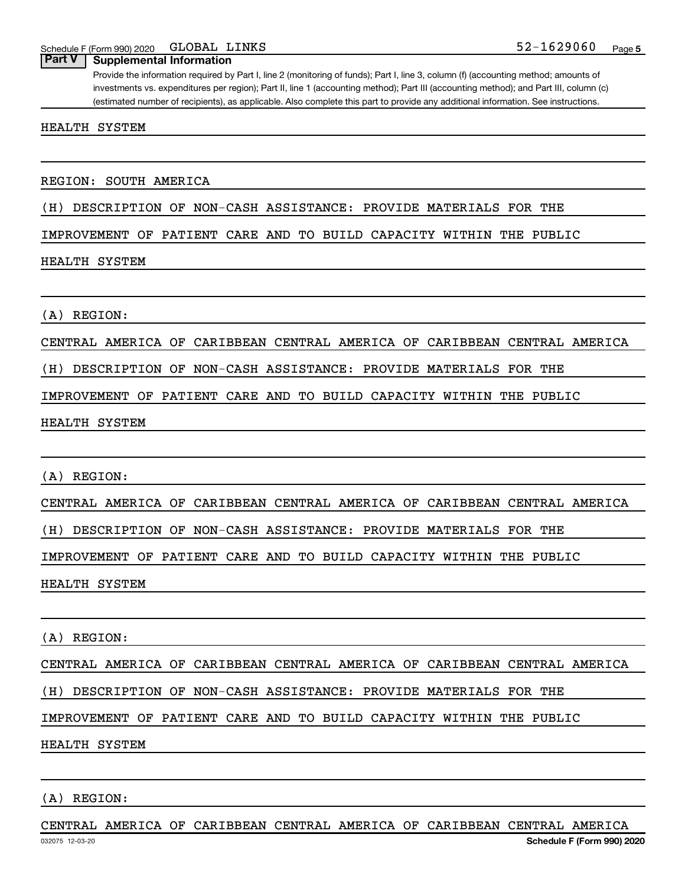**Part V Supplemental Information**

Provide the information required by Part I, line 2 (monitoring of funds); Part I, line 3, column (f) (accounting method; amounts of investments vs. expenditures per region); Part II, line 1 (accounting method); Part III (accounting method); and Part III, column (c) (estimated number of recipients), as applicable. Also complete this part to provide any additional information. See instructions.

HEALTH SYSTEM

REGION: SOUTH AMERICA

(H) DESCRIPTION OF NON-CASH ASSISTANCE: PROVIDE MATERIALS FOR THE IMPROVEMENT OF PATIENT CARE AND TO BUILD CAPACITY WITHIN THE PUBLIC HEALTH SYSTEM

(A) REGION:

CENTRAL AMERICA OF CARIBBEAN CENTRAL AMERICA OF CARIBBEAN CENTRAL AMERICA

(H) DESCRIPTION OF NON-CASH ASSISTANCE: PROVIDE MATERIALS FOR THE IMPROVEMENT OF PATIENT CARE AND TO BUILD CAPACITY WITHIN THE PUBLIC HEALTH SYSTEM

(A) REGION:

CENTRAL AMERICA OF CARIBBEAN CENTRAL AMERICA OF CARIBBEAN CENTRAL AMERICA

(H) DESCRIPTION OF NON-CASH ASSISTANCE: PROVIDE MATERIALS FOR THE IMPROVEMENT OF PATIENT CARE AND TO BUILD CAPACITY WITHIN THE PUBLIC HEALTH SYSTEM

(A) REGION:

CENTRAL AMERICA OF CARIBBEAN CENTRAL AMERICA OF CARIBBEAN CENTRAL AMERICA

(H) DESCRIPTION OF NON-CASH ASSISTANCE: PROVIDE MATERIALS FOR THE IMPROVEMENT OF PATIENT CARE AND TO BUILD CAPACITY WITHIN THE PUBLIC HEALTH SYSTEM

(A) REGION:

CENTRAL AMERICA OF CARIBBEAN CENTRAL AMERICA OF CARIBBEAN CENTRAL AMERICA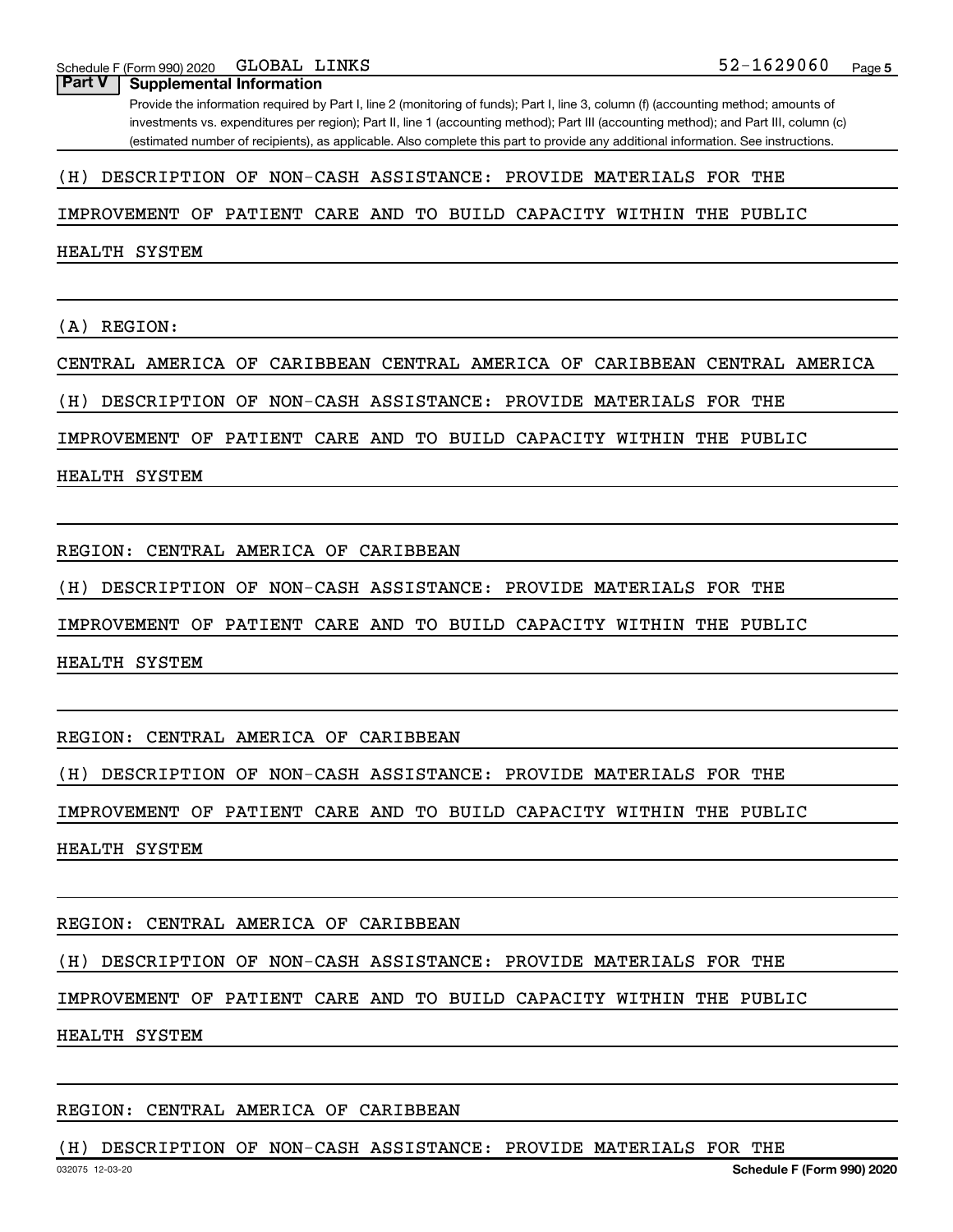## Part V Supplemental Information

Provide the information required by Part I, line 2 (monitoring of funds); Part I, line 3, column (f) (accounting method; amounts of investments vs. expenditures per region); Part II, line 1 (accounting method); Part III (accounting method); and Part III, column (c) (estimated number of recipients), as applicable. Also complete this part to provide any additional information. See instructions.

(H) DESCRIPTION OF NON-CASH ASSISTANCE: PROVIDE MATERIALS FOR THE IMPROVEMENT OF PATIENT CARE AND TO BUILD CAPACITY WITHIN THE PUBLIC HEALTH SYSTEM

(A) REGION:

CENTRAL AMERICA OF CARIBBEAN CENTRAL AMERICA OF CARIBBEAN CENTRAL AMERICA

(H) DESCRIPTION OF NON-CASH ASSISTANCE: PROVIDE MATERIALS FOR THE IMPROVEMENT OF PATIENT CARE AND TO BUILD CAPACITY WITHIN THE PUBLIC HEALTH SYSTEM

REGION: CENTRAL AMERICA OF CARIBBEAN

(H) DESCRIPTION OF NON-CASH ASSISTANCE: PROVIDE MATERIALS FOR THE IMPROVEMENT OF PATIENT CARE AND TO BUILD CAPACITY WITHIN THE PUBLIC HEALTH SYSTEM

REGION: CENTRAL AMERICA OF CARIBBEAN

(H) DESCRIPTION OF NON-CASH ASSISTANCE: PROVIDE MATERIALS FOR THE IMPROVEMENT OF PATIENT CARE AND TO BUILD CAPACITY WITHIN THE PUBLIC HEALTH SYSTEM

REGION: CENTRAL AMERICA OF CARIBBEAN

(H) DESCRIPTION OF NON-CASH ASSISTANCE: PROVIDE MATERIALS FOR THE IMPROVEMENT OF PATIENT CARE AND TO BUILD CAPACITY WITHIN THE PUBLIC HEALTH SYSTEM

REGION: CENTRAL AMERICA OF CARIBBEAN

(H) DESCRIPTION OF NON-CASH ASSISTANCE: PROVIDE MATERIALS FOR THE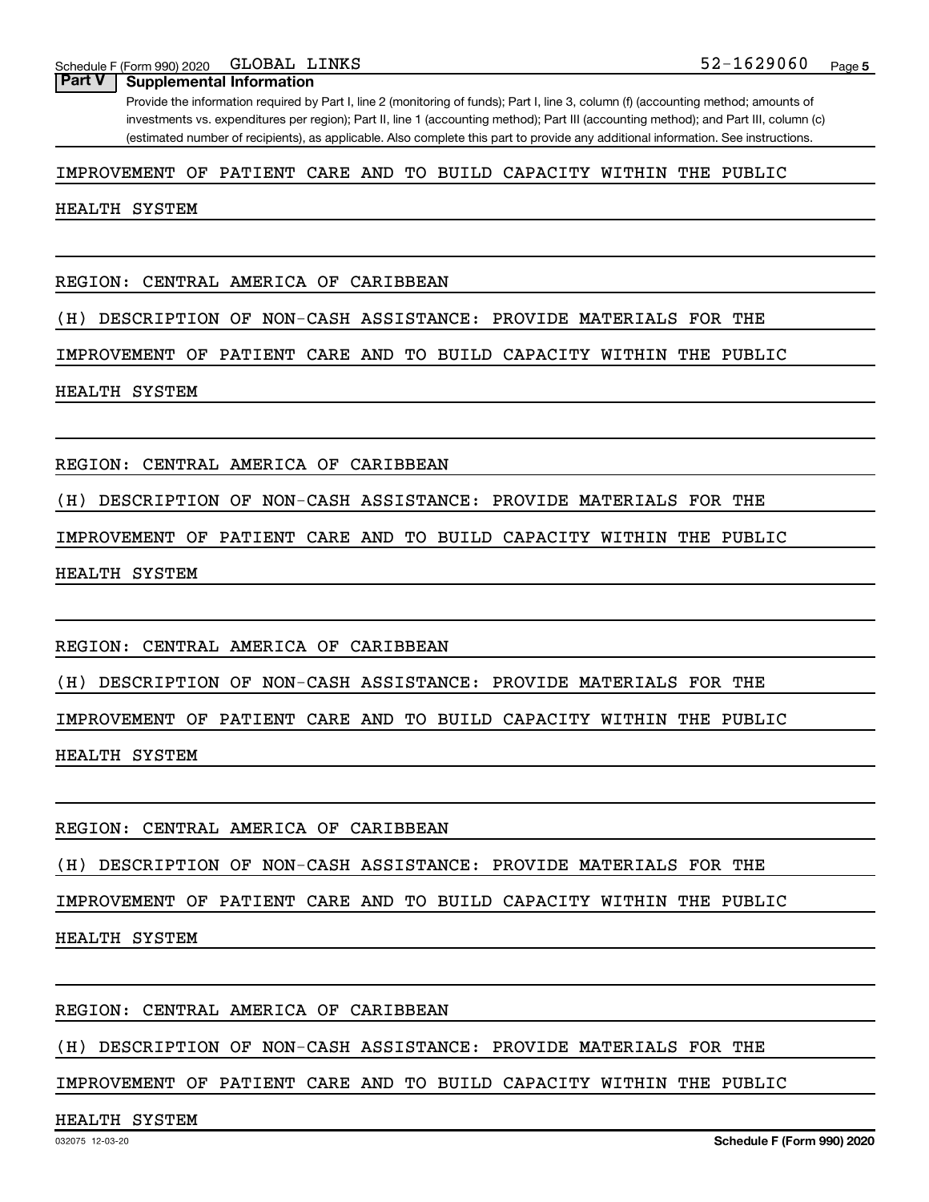## Part V Supplemental Information

Provide the information required by Part I, line 2 (monitoring of funds); Part I, line 3, column (f) (accounting method; amounts of investments vs. expenditures per region); Part II, line 1 (accounting method); Part III (accounting method); and Part III, column (c) (estimated number of recipients), as applicable. Also complete this part to provide any additional information. See instructions.

IMPROVEMENT OF PATIENT CARE AND TO BUILD CAPACITY WITHIN THE PUBLIC HEALTH SYSTEM

REGION: CENTRAL AMERICA OF CARIBBEAN

(H) DESCRIPTION OF NON-CASH ASSISTANCE: PROVIDE MATERIALS FOR THE IMPROVEMENT OF PATIENT CARE AND TO BUILD CAPACITY WITHIN THE PUBLIC HEALTH SYSTEM

REGION: CENTRAL AMERICA OF CARIBBEAN

(H) DESCRIPTION OF NON-CASH ASSISTANCE: PROVIDE MATERIALS FOR THE IMPROVEMENT OF PATIENT CARE AND TO BUILD CAPACITY WITHIN THE PUBLIC HEALTH SYSTEM

REGION: CENTRAL AMERICA OF CARIBBEAN

(H) DESCRIPTION OF NON-CASH ASSISTANCE: PROVIDE MATERIALS FOR THE IMPROVEMENT OF PATIENT CARE AND TO BUILD CAPACITY WITHIN THE PUBLIC HEALTH SYSTEM

REGION: CENTRAL AMERICA OF CARIBBEAN

(H) DESCRIPTION OF NON-CASH ASSISTANCE: PROVIDE MATERIALS FOR THE IMPROVEMENT OF PATIENT CARE AND TO BUILD CAPACITY WITHIN THE PUBLIC HEALTH SYSTEM

REGION: CENTRAL AMERICA OF CARIBBEAN

(H) DESCRIPTION OF NON-CASH ASSISTANCE: PROVIDE MATERIALS FOR THE IMPROVEMENT OF PATIENT CARE AND TO BUILD CAPACITY WITHIN THE PUBLIC HEALTH SYSTEM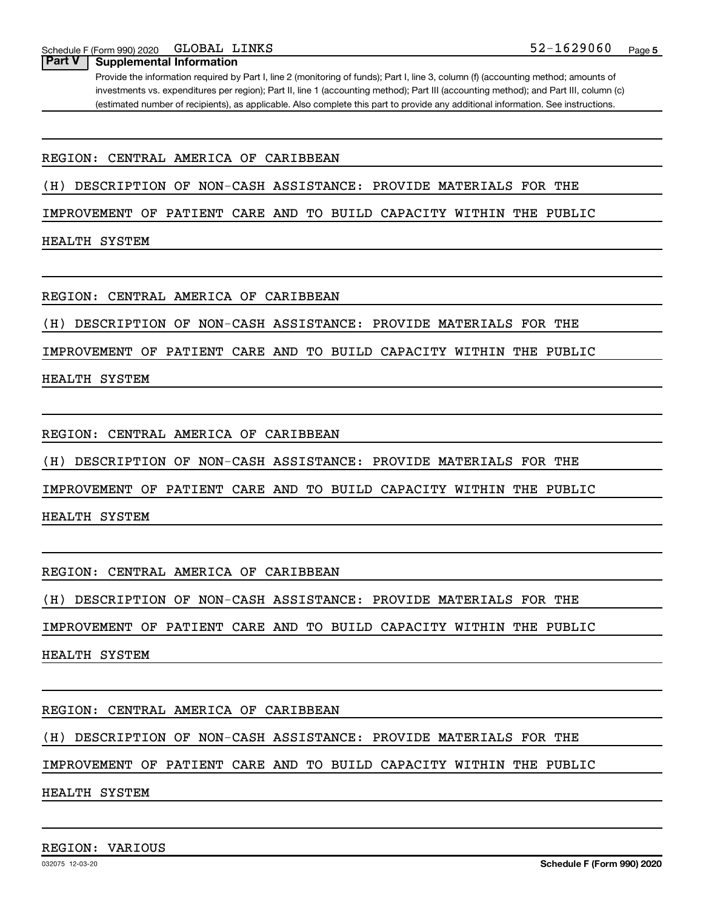## Part V | Supplemental Information

Provide the information required by Part I, line 2 (monitoring of funds); Part I, line 3, column (f) (accounting method; amounts of investments vs. expenditures per region); Part II, line 1 (accounting method); Part III (accounting method); and Part III, column (c) (estimated number of recipients), as applicable. Also complete this part to provide any additional information. See instructions.

REGION: CENTRAL AMERICA OF CARIBBEAN

(H) DESCRIPTION OF NON-CASH ASSISTANCE: PROVIDE MATERIALS FOR THE IMPROVEMENT OF PATIENT CARE AND TO BUILD CAPACITY WITHIN THE PUBLIC HEALTH SYSTEM

REGION: CENTRAL AMERICA OF CARIBBEAN

(H) DESCRIPTION OF NON-CASH ASSISTANCE: PROVIDE MATERIALS FOR THE IMPROVEMENT OF PATIENT CARE AND TO BUILD CAPACITY WITHIN THE PUBLIC HEALTH SYSTEM

REGION: CENTRAL AMERICA OF CARIBBEAN

(H) DESCRIPTION OF NON-CASH ASSISTANCE: PROVIDE MATERIALS FOR THE IMPROVEMENT OF PATIENT CARE AND TO BUILD CAPACITY WITHIN THE PUBLIC HEALTH SYSTEM

REGION: CENTRAL AMERICA OF CARIBBEAN

(H) DESCRIPTION OF NON-CASH ASSISTANCE: PROVIDE MATERIALS FOR THE IMPROVEMENT OF PATIENT CARE AND TO BUILD CAPACITY WITHIN THE PUBLIC HEALTH SYSTEM

REGION: CENTRAL AMERICA OF CARIBBEAN

(H) DESCRIPTION OF NON-CASH ASSISTANCE: PROVIDE MATERIALS FOR THE IMPROVEMENT OF PATIENT CARE AND TO BUILD CAPACITY WITHIN THE PUBLIC HEALTH SYSTEM

REGION: VARIOUS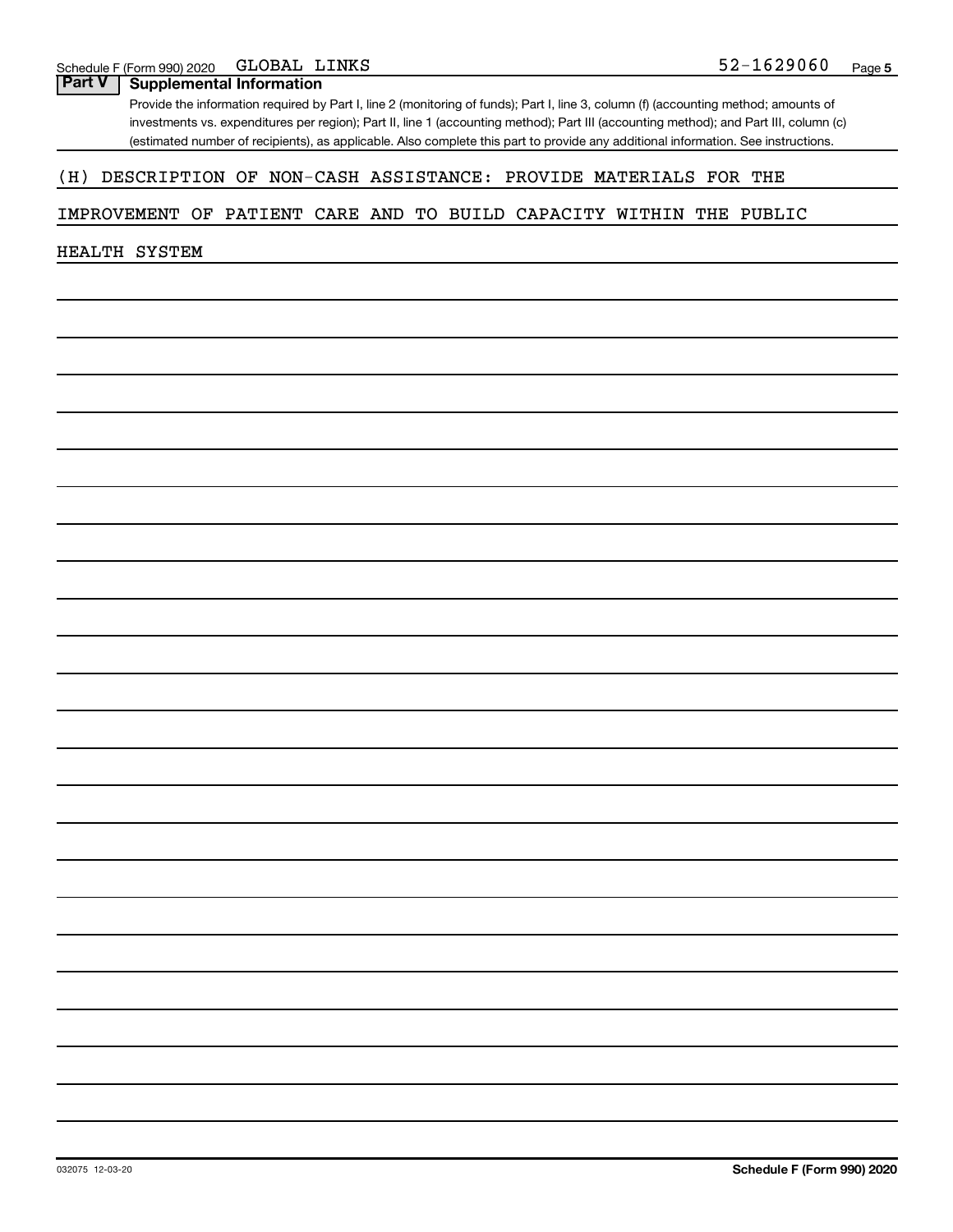Schedule F (Form 990) 2020 GLOBAL LINKS 52-1629060

## Part V Supplemental Information

Provide the information required by Part I, line 2 (monitoring of funds); Part I, line 3, column (f) (accounting method; amounts of investments vs. expenditures per region); Part II, line 1 (accounting method); Part III (accounting method); and Part III, column (c) (estimated number of recipients), as applicable. Also complete this part to provide any additional information. See instructions.

(H) DESCRIPTION OF NON-CASH ASSISTANCE: PROVIDE MATERIALS FOR THE IMPROVEMENT OF PATIENT CARE AND TO BUILD CAPACITY WITHIN THE PUBLIC HEALTH SYSTEM

032075 12-03-20 Schedule F (Form 990) 2020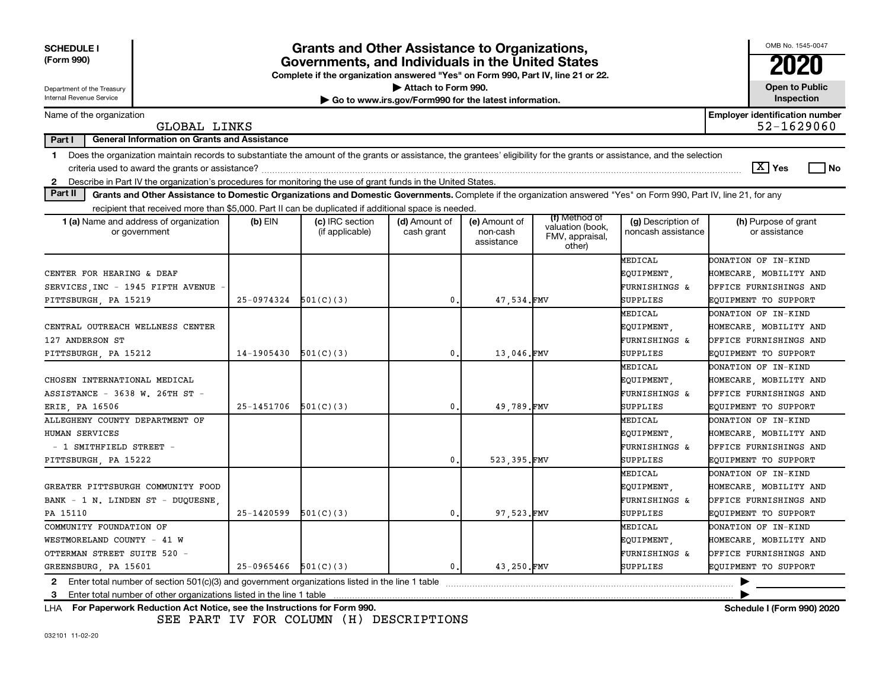**SCHEDULE I**
**(Form 990)**

Department of the Treasury
Internal Revenue Service

# Grants and Other Assistance to Organizations, Governments, and Individuals in the United States

**Complete if the organization answered "Yes" on Form 990, Part IV, line 21 or 22.**
▶ **Attach to Form 990.**
▶ **Go to www.irs.gov/Form990 for the latest information.**

OMB No. 1545-0047
**2020**
**Open to Public Inspection**

Name of the organization: GLOBAL LINKS
**Employer identification number:** 52-1629060

**Part I General Information on Grants and Assistance**

1 Does the organization maintain records to substantiate the amount of the grants or assistance, the grantees' eligibility for the grants or assistance, and the selection criteria used to award the grants or assistance? [X] Yes [ ] No

2 Describe in Part IV the organization's procedures for monitoring the use of grant funds in the United States.

**Part II Grants and Other Assistance to Domestic Organizations and Domestic Governments.** Complete if the organization answered "Yes" on Form 990, Part IV, line 21, for any recipient that received more than $5,000. Part II can be duplicated if additional space is needed.

| 1 (a) Name and address of organization or government | (b) EIN | (c) IRC section (if applicable) | (d) Amount of cash grant | (e) Amount of non-cash assistance | (f) Method of valuation (book, FMV, appraisal, other) | (g) Description of noncash assistance | (h) Purpose of grant or assistance |
|---|---|---|---|---|---|---|---|
| CENTER FOR HEARING & DEAF SERVICES, INC - 1945 FIFTH AVENUE - PITTSBURGH, PA 15219 | 25-0974324 | 501(C)(3) | 0. | 47,534. | FMV | MEDICAL EQUIPMENT, FURNISHINGS & SUPPLIES | DONATION OF IN-KIND HOMECARE, MOBILITY AND OFFICE FURNISHINGS AND EQUIPMENT TO SUPPORT |
| CENTRAL OUTREACH WELLNESS CENTER 127 ANDERSON ST PITTSBURGH, PA 15212 | 14-1905430 | 501(C)(3) | 0. | 13,046. | FMV | MEDICAL EQUIPMENT, FURNISHINGS & SUPPLIES | DONATION OF IN-KIND HOMECARE, MOBILITY AND OFFICE FURNISHINGS AND EQUIPMENT TO SUPPORT |
| CHOSEN INTERNATIONAL MEDICAL ASSISTANCE - 3638 W. 26TH ST - ERIE, PA 16506 | 25-1451706 | 501(C)(3) | 0. | 49,789. | FMV | MEDICAL EQUIPMENT, FURNISHINGS & SUPPLIES | DONATION OF IN-KIND HOMECARE, MOBILITY AND OFFICE FURNISHINGS AND EQUIPMENT TO SUPPORT |
| ALLEGHENY COUNTY DEPARTMENT OF HUMAN SERVICES - 1 SMITHFIELD STREET - PITTSBURGH, PA 15222 | | | 0. | 523,395. | FMV | MEDICAL EQUIPMENT, FURNISHINGS & SUPPLIES | DONATION OF IN-KIND HOMECARE, MOBILITY AND OFFICE FURNISHINGS AND EQUIPMENT TO SUPPORT |
| GREATER PITTSBURGH COMMUNITY FOOD BANK - 1 N. LINDEN ST - DUQUESNE, PA 15110 | 25-1420599 | 501(C)(3) | 0. | 97,523. | FMV | MEDICAL EQUIPMENT, FURNISHINGS & SUPPLIES | DONATION OF IN-KIND HOMECARE, MOBILITY AND OFFICE FURNISHINGS AND EQUIPMENT TO SUPPORT |
| COMMUNITY FOUNDATION OF WESTMORELAND COUNTY - 41 W OTTERMAN STREET SUITE 520 - GREENSBURG, PA 15601 | 25-0965466 | 501(C)(3) | 0. | 43,250. | FMV | MEDICAL EQUIPMENT, FURNISHINGS & SUPPLIES | DONATION OF IN-KIND HOMECARE, MOBILITY AND OFFICE FURNISHINGS AND EQUIPMENT TO SUPPORT |

2 Enter total number of section 501(c)(3) and government organizations listed in the line 1 table ▶

3 Enter total number of other organizations listed in the line 1 table ▶

LHA **For Paperwork Reduction Act Notice, see the Instructions for Form 990.** **Schedule I (Form 990) 2020**

SEE PART IV FOR COLUMN (H) DESCRIPTIONS

032101 11-02-20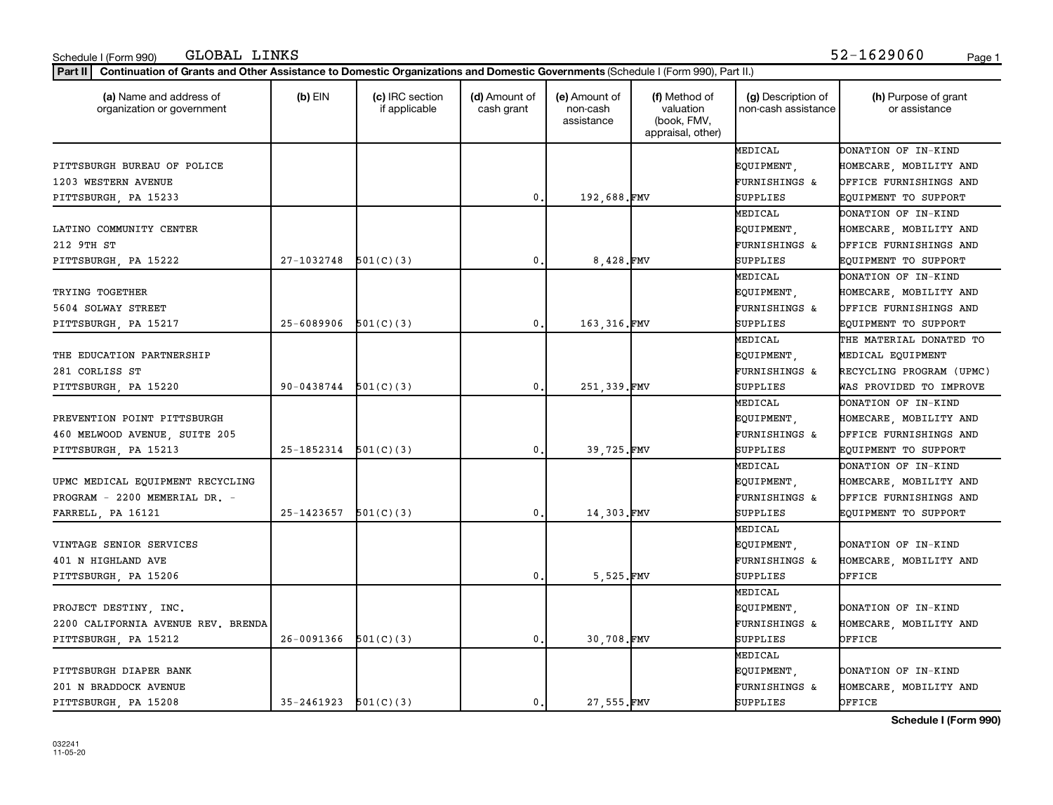Schedule I (Form 990) GLOBAL LINKS 52-1629060

**Part II** **Continuation of Grants and Other Assistance to Domestic Organizations and Domestic Governments** (Schedule I (Form 990), Part II.)

| (a) Name and address of organization or government | (b) EIN | (c) IRC section if applicable | (d) Amount of cash grant | (e) Amount of non-cash assistance | (f) Method of valuation (book, FMV, appraisal, other) | (g) Description of non-cash assistance | (h) Purpose of grant or assistance |
|---|---|---|---|---|---|---|---|
| PITTSBURGH BUREAU OF POLICE 1203 WESTERN AVENUE PITTSBURGH, PA 15233 | | | 0. | 192,688. | FMV | MEDICAL EQUIPMENT, FURNISHINGS & SUPPLIES | DONATION OF IN-KIND HOMECARE, MOBILITY AND OFFICE FURNISHINGS AND EQUIPMENT TO SUPPORT |
| LATINO COMMUNITY CENTER 212 9TH ST PITTSBURGH, PA 15222 | 27-1032748 | 501(C)(3) | 0. | 8,428. | FMV | MEDICAL EQUIPMENT, FURNISHINGS & SUPPLIES | DONATION OF IN-KIND HOMECARE, MOBILITY AND OFFICE FURNISHINGS AND EQUIPMENT TO SUPPORT |
| TRYING TOGETHER 5604 SOLWAY STREET PITTSBURGH, PA 15217 | 25-6089906 | 501(C)(3) | 0. | 163,316. | FMV | MEDICAL EQUIPMENT, FURNISHINGS & SUPPLIES | DONATION OF IN-KIND HOMECARE, MOBILITY AND OFFICE FURNISHINGS AND EQUIPMENT TO SUPPORT |
| THE EDUCATION PARTNERSHIP 281 CORLISS ST PITTSBURGH, PA 15220 | 90-0438744 | 501(C)(3) | 0. | 251,339. | FMV | MEDICAL EQUIPMENT, FURNISHINGS & SUPPLIES | THE MATERIAL DONATED TO MEDICAL EQUIPMENT RECYCLING PROGRAM (UPMC) WAS PROVIDED TO IMPROVE |
| PREVENTION POINT PITTSBURGH 460 MELWOOD AVENUE, SUITE 205 PITTSBURGH, PA 15213 | 25-1852314 | 501(C)(3) | 0. | 39,725. | FMV | MEDICAL EQUIPMENT, FURNISHINGS & SUPPLIES | DONATION OF IN-KIND HOMECARE, MOBILITY AND OFFICE FURNISHINGS AND EQUIPMENT TO SUPPORT |
| UPMC MEDICAL EQUIPMENT RECYCLING PROGRAM - 2200 MEMERIAL DR. - FARRELL, PA 16121 | 25-1423657 | 501(C)(3) | 0. | 14,303. | FMV | MEDICAL EQUIPMENT, FURNISHINGS & SUPPLIES | DONATION OF IN-KIND HOMECARE, MOBILITY AND OFFICE FURNISHINGS AND EQUIPMENT TO SUPPORT |
| VINTAGE SENIOR SERVICES 401 N HIGHLAND AVE PITTSBURGH, PA 15206 | | | 0. | 5,525. | FMV | MEDICAL EQUIPMENT, FURNISHINGS & SUPPLIES | DONATION OF IN-KIND HOMECARE, MOBILITY AND OFFICE |
| PROJECT DESTINY, INC. 2200 CALIFORNIA AVENUE REV. BRENDA PITTSBURGH, PA 15212 | 26-0091366 | 501(C)(3) | 0. | 30,708. | FMV | MEDICAL EQUIPMENT, FURNISHINGS & SUPPLIES | DONATION OF IN-KIND HOMECARE, MOBILITY AND OFFICE |
| PITTSBURGH DIAPER BANK 201 N BRADDOCK AVENUE PITTSBURGH, PA 15208 | 35-2461923 | 501(C)(3) | 0. | 27,555. | FMV | MEDICAL EQUIPMENT, FURNISHINGS & SUPPLIES | DONATION OF IN-KIND HOMECARE, MOBILITY AND OFFICE |

**Schedule I (Form 990)**

032241 11-05-20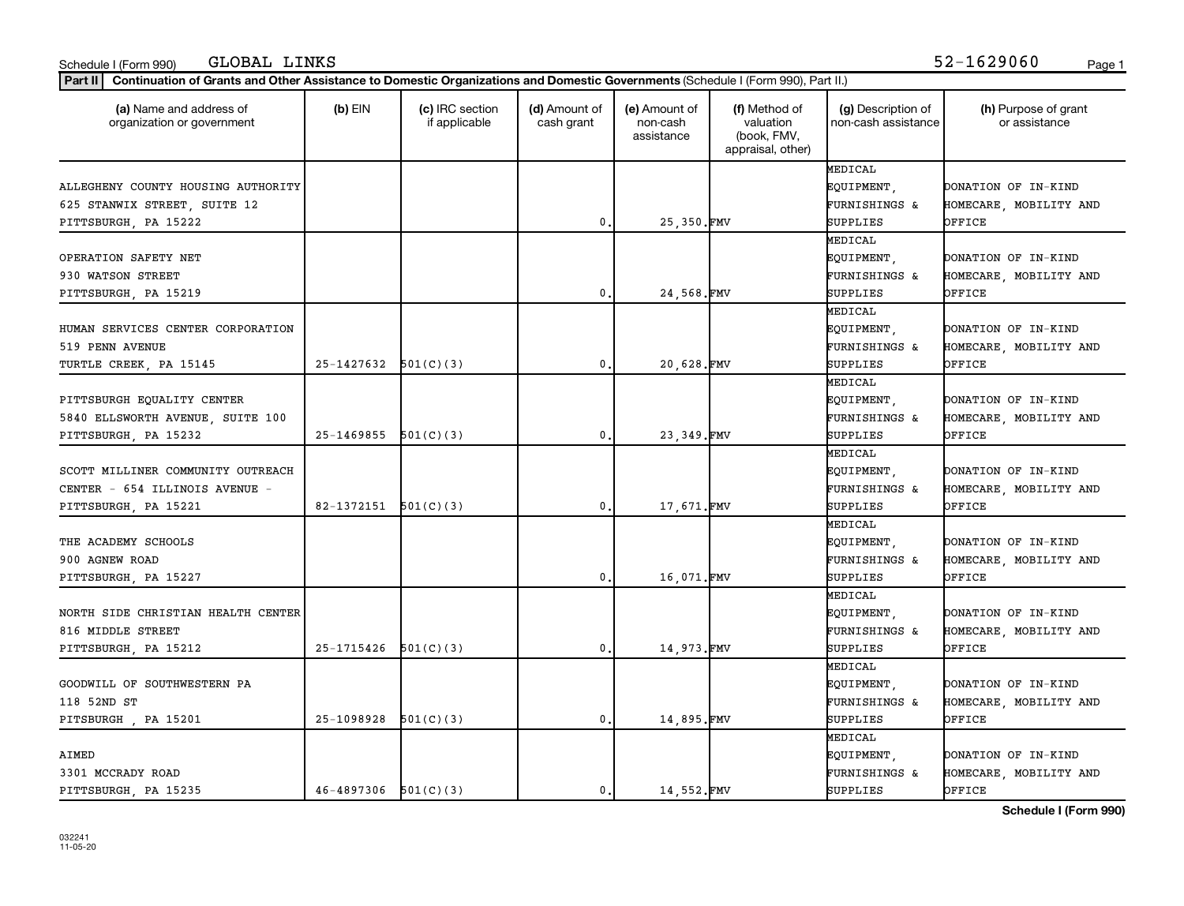Schedule I (Form 990) GLOBAL LINKS 52-1629060

**Part II** **Continuation of Grants and Other Assistance to Domestic Organizations and Domestic Governments** (Schedule I (Form 990), Part II.)

| (a) Name and address of organization or government | (b) EIN | (c) IRC section if applicable | (d) Amount of cash grant | (e) Amount of non-cash assistance | (f) Method of valuation (book, FMV, appraisal, other) | (g) Description of non-cash assistance | (h) Purpose of grant or assistance |
|---|---|---|---|---|---|---|---|
| ALLEGHENY COUNTY HOUSING AUTHORITY 625 STANWIX STREET, SUITE 12 PITTSBURGH, PA 15222 | | | 0. | 25,350. | FMV | MEDICAL EQUIPMENT, FURNISHINGS & SUPPLIES | DONATION OF IN-KIND HOMECARE, MOBILITY AND OFFICE |
| OPERATION SAFETY NET 930 WATSON STREET PITTSBURGH, PA 15219 | | | 0. | 24,568. | FMV | MEDICAL EQUIPMENT, FURNISHINGS & SUPPLIES | DONATION OF IN-KIND HOMECARE, MOBILITY AND OFFICE |
| HUMAN SERVICES CENTER CORPORATION 519 PENN AVENUE TURTLE CREEK, PA 15145 | 25-1427632 | 501(C)(3) | 0. | 20,628. | FMV | MEDICAL EQUIPMENT, FURNISHINGS & SUPPLIES | DONATION OF IN-KIND HOMECARE, MOBILITY AND OFFICE |
| PITTSBURGH EQUALITY CENTER 5840 ELLSWORTH AVENUE, SUITE 100 PITTSBURGH, PA 15232 | 25-1469855 | 501(C)(3) | 0. | 23,349. | FMV | MEDICAL EQUIPMENT, FURNISHINGS & SUPPLIES | DONATION OF IN-KIND HOMECARE, MOBILITY AND OFFICE |
| SCOTT MILLINER COMMUNITY OUTREACH CENTER - 654 ILLINOIS AVENUE - PITTSBURGH, PA 15221 | 82-1372151 | 501(C)(3) | 0. | 17,671. | FMV | MEDICAL EQUIPMENT, FURNISHINGS & SUPPLIES | DONATION OF IN-KIND HOMECARE, MOBILITY AND OFFICE |
| THE ACADEMY SCHOOLS 900 AGNEW ROAD PITTSBURGH, PA 15227 | | | 0. | 16,071. | FMV | MEDICAL EQUIPMENT, FURNISHINGS & SUPPLIES | DONATION OF IN-KIND HOMECARE, MOBILITY AND OFFICE |
| NORTH SIDE CHRISTIAN HEALTH CENTER 816 MIDDLE STREET PITTSBURGH, PA 15212 | 25-1715426 | 501(C)(3) | 0. | 14,973. | FMV | MEDICAL EQUIPMENT, FURNISHINGS & SUPPLIES | DONATION OF IN-KIND HOMECARE, MOBILITY AND OFFICE |
| GOODWILL OF SOUTHWESTERN PA 118 52ND ST PITSBURGH , PA 15201 | 25-1098928 | 501(C)(3) | 0. | 14,895. | FMV | MEDICAL EQUIPMENT, FURNISHINGS & SUPPLIES | DONATION OF IN-KIND HOMECARE, MOBILITY AND OFFICE |
| AIMED 3301 MCCRADY ROAD PITTSBURGH, PA 15235 | 46-4897306 | 501(C)(3) | 0. | 14,552. | FMV | MEDICAL EQUIPMENT, FURNISHINGS & SUPPLIES | DONATION OF IN-KIND HOMECARE, MOBILITY AND OFFICE |

032241 11-05-20

**Schedule I (Form 990)**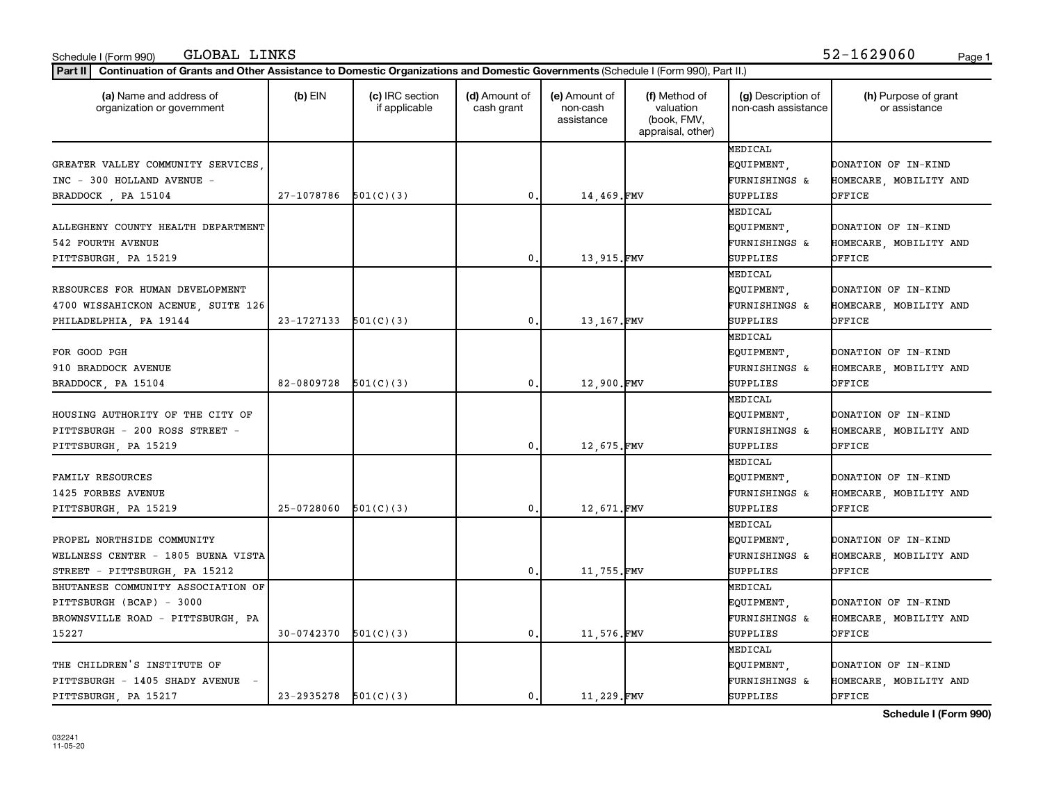Schedule I (Form 990) GLOBAL LINKS 52-1629060

**Part II** **Continuation of Grants and Other Assistance to Domestic Organizations and Domestic Governments** (Schedule I (Form 990), Part II.)

| (a) Name and address of organization or government | (b) EIN | (c) IRC section if applicable | (d) Amount of cash grant | (e) Amount of non-cash assistance | (f) Method of valuation (book, FMV, appraisal, other) | (g) Description of non-cash assistance | (h) Purpose of grant or assistance |
|---|---|---|---|---|---|---|---|
| GREATER VALLEY COMMUNITY SERVICES, INC - 300 HOLLAND AVENUE - BRADDOCK , PA 15104 | 27-1078786 | 501(C)(3) | 0. | 14,469. | FMV | MEDICAL EQUIPMENT, FURNISHINGS & SUPPLIES | DONATION OF IN-KIND HOMECARE, MOBILITY AND OFFICE |
| ALLEGHENY COUNTY HEALTH DEPARTMENT 542 FOURTH AVENUE PITTSBURGH, PA 15219 | | | 0. | 13,915. | FMV | MEDICAL EQUIPMENT, FURNISHINGS & SUPPLIES | DONATION OF IN-KIND HOMECARE, MOBILITY AND OFFICE |
| RESOURCES FOR HUMAN DEVELOPMENT 4700 WISSAHICKON ACENUE, SUITE 126 PHILADELPHIA, PA 19144 | 23-1727133 | 501(C)(3) | 0. | 13,167. | FMV | MEDICAL EQUIPMENT, FURNISHINGS & SUPPLIES | DONATION OF IN-KIND HOMECARE, MOBILITY AND OFFICE |
| FOR GOOD PGH 910 BRADDOCK AVENUE BRADDOCK, PA 15104 | 82-0809728 | 501(C)(3) | 0. | 12,900. | FMV | MEDICAL EQUIPMENT, FURNISHINGS & SUPPLIES | DONATION OF IN-KIND HOMECARE, MOBILITY AND OFFICE |
| HOUSING AUTHORITY OF THE CITY OF PITTSBURGH - 200 ROSS STREET - PITTSBURGH, PA 15219 | | | 0. | 12,675. | FMV | MEDICAL EQUIPMENT, FURNISHINGS & SUPPLIES | DONATION OF IN-KIND HOMECARE, MOBILITY AND OFFICE |
| FAMILY RESOURCES 1425 FORBES AVENUE PITTSBURGH, PA 15219 | 25-0728060 | 501(C)(3) | 0. | 12,671. | FMV | MEDICAL EQUIPMENT, FURNISHINGS & SUPPLIES | DONATION OF IN-KIND HOMECARE, MOBILITY AND OFFICE |
| PROPEL NORTHSIDE COMMUNITY WELLNESS CENTER - 1805 BUENA VISTA STREET - PITTSBURGH, PA 15212 | | | 0. | 11,755. | FMV | MEDICAL EQUIPMENT, FURNISHINGS & SUPPLIES | DONATION OF IN-KIND HOMECARE, MOBILITY AND OFFICE |
| BHUTANESE COMMUNITY ASSOCIATION OF PITTSBURGH (BCAP) - 3000 BROWNSVILLE ROAD - PITTSBURGH, PA 15227 | 30-0742370 | 501(C)(3) | 0. | 11,576. | FMV | MEDICAL EQUIPMENT, FURNISHINGS & SUPPLIES | DONATION OF IN-KIND HOMECARE, MOBILITY AND OFFICE |
| THE CHILDREN'S INSTITUTE OF PITTSBURGH - 1405 SHADY AVENUE - PITTSBURGH, PA 15217 | 23-2935278 | 501(C)(3) | 0. | 11,229. | FMV | MEDICAL EQUIPMENT, FURNISHINGS & SUPPLIES | DONATION OF IN-KIND HOMECARE, MOBILITY AND OFFICE |

**Schedule I (Form 990)**

032241
11-05-20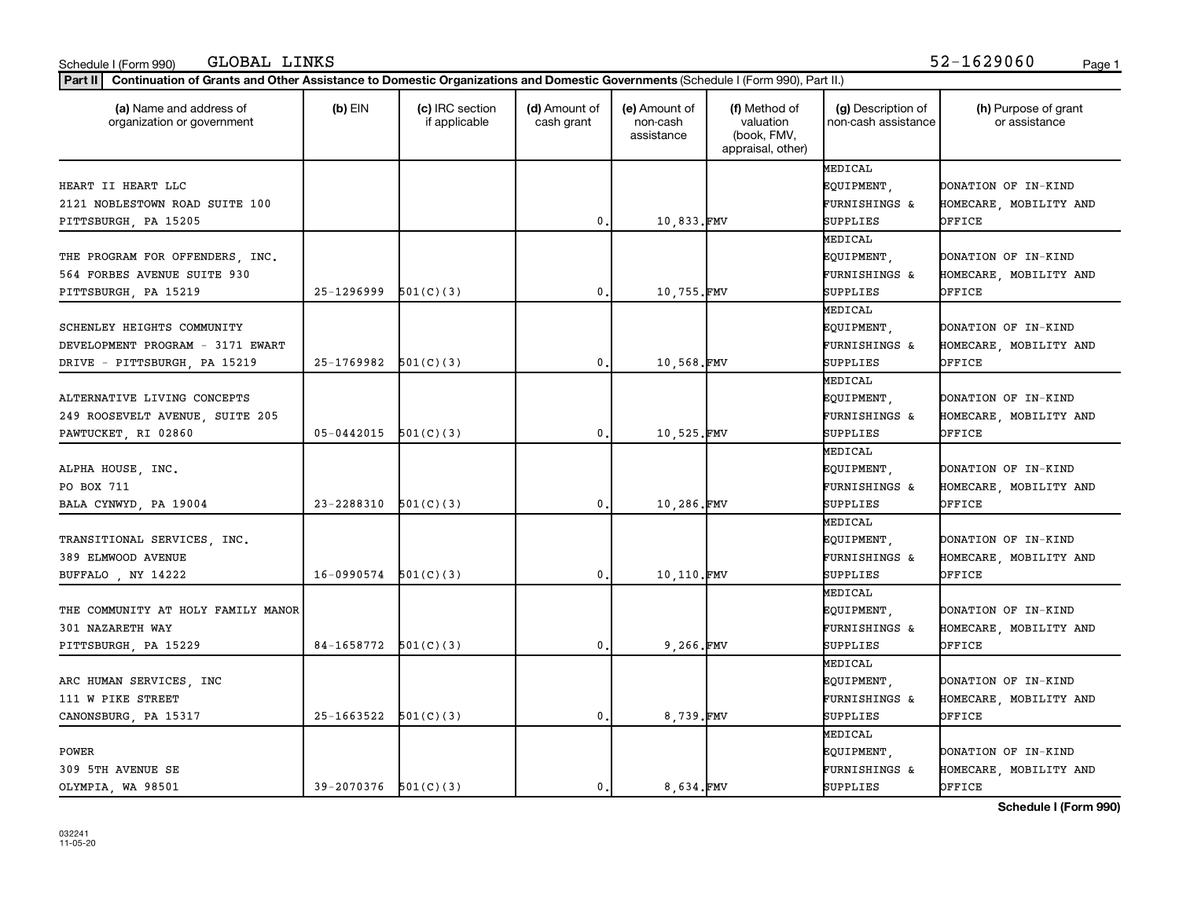Schedule I (Form 990) GLOBAL LINKS 52-1629060

**Part II** **Continuation of Grants and Other Assistance to Domestic Organizations and Domestic Governments** (Schedule I (Form 990), Part II.)

| (a) Name and address of organization or government | (b) EIN | (c) IRC section if applicable | (d) Amount of cash grant | (e) Amount of non-cash assistance | (f) Method of valuation (book, FMV, appraisal, other) | (g) Description of non-cash assistance | (h) Purpose of grant or assistance |
|---|---|---|---|---|---|---|---|
| HEART II HEART LLC<br>2121 NOBLESTOWN ROAD SUITE 100<br>PITTSBURGH, PA 15205 | | | 0. | 10,833. | FMV | MEDICAL EQUIPMENT, FURNISHINGS & SUPPLIES | DONATION OF IN-KIND HOMECARE, MOBILITY AND OFFICE |
| THE PROGRAM FOR OFFENDERS, INC.<br>564 FORBES AVENUE SUITE 930<br>PITTSBURGH, PA 15219 | 25-1296999 | 501(C)(3) | 0. | 10,755. | FMV | MEDICAL EQUIPMENT, FURNISHINGS & SUPPLIES | DONATION OF IN-KIND HOMECARE, MOBILITY AND OFFICE |
| SCHENLEY HEIGHTS COMMUNITY DEVELOPMENT PROGRAM - 3171 EWART DRIVE - PITTSBURGH, PA 15219 | 25-1769982 | 501(C)(3) | 0. | 10,568. | FMV | MEDICAL EQUIPMENT, FURNISHINGS & SUPPLIES | DONATION OF IN-KIND HOMECARE, MOBILITY AND OFFICE |
| ALTERNATIVE LIVING CONCEPTS<br>249 ROOSEVELT AVENUE, SUITE 205<br>PAWTUCKET, RI 02860 | 05-0442015 | 501(C)(3) | 0. | 10,525. | FMV | MEDICAL EQUIPMENT, FURNISHINGS & SUPPLIES | DONATION OF IN-KIND HOMECARE, MOBILITY AND OFFICE |
| ALPHA HOUSE, INC.<br>PO BOX 711<br>BALA CYNWYD, PA 19004 | 23-2288310 | 501(C)(3) | 0. | 10,286. | FMV | MEDICAL EQUIPMENT, FURNISHINGS & SUPPLIES | DONATION OF IN-KIND HOMECARE, MOBILITY AND OFFICE |
| TRANSITIONAL SERVICES, INC.<br>389 ELMWOOD AVENUE<br>BUFFALO , NY 14222 | 16-0990574 | 501(C)(3) | 0. | 10,110. | FMV | MEDICAL EQUIPMENT, FURNISHINGS & SUPPLIES | DONATION OF IN-KIND HOMECARE, MOBILITY AND OFFICE |
| THE COMMUNITY AT HOLY FAMILY MANOR<br>301 NAZARETH WAY<br>PITTSBURGH, PA 15229 | 84-1658772 | 501(C)(3) | 0. | 9,266. | FMV | MEDICAL EQUIPMENT, FURNISHINGS & SUPPLIES | DONATION OF IN-KIND HOMECARE, MOBILITY AND OFFICE |
| ARC HUMAN SERVICES, INC<br>111 W PIKE STREET<br>CANONSBURG, PA 15317 | 25-1663522 | 501(C)(3) | 0. | 8,739. | FMV | MEDICAL EQUIPMENT, FURNISHINGS & SUPPLIES | DONATION OF IN-KIND HOMECARE, MOBILITY AND OFFICE |
| POWER<br>309 5TH AVENUE SE<br>OLYMPIA, WA 98501 | 39-2070376 | 501(C)(3) | 0. | 8,634. | FMV | MEDICAL EQUIPMENT, FURNISHINGS & SUPPLIES | DONATION OF IN-KIND HOMECARE, MOBILITY AND OFFICE |

**Schedule I (Form 990)**

032241
11-05-20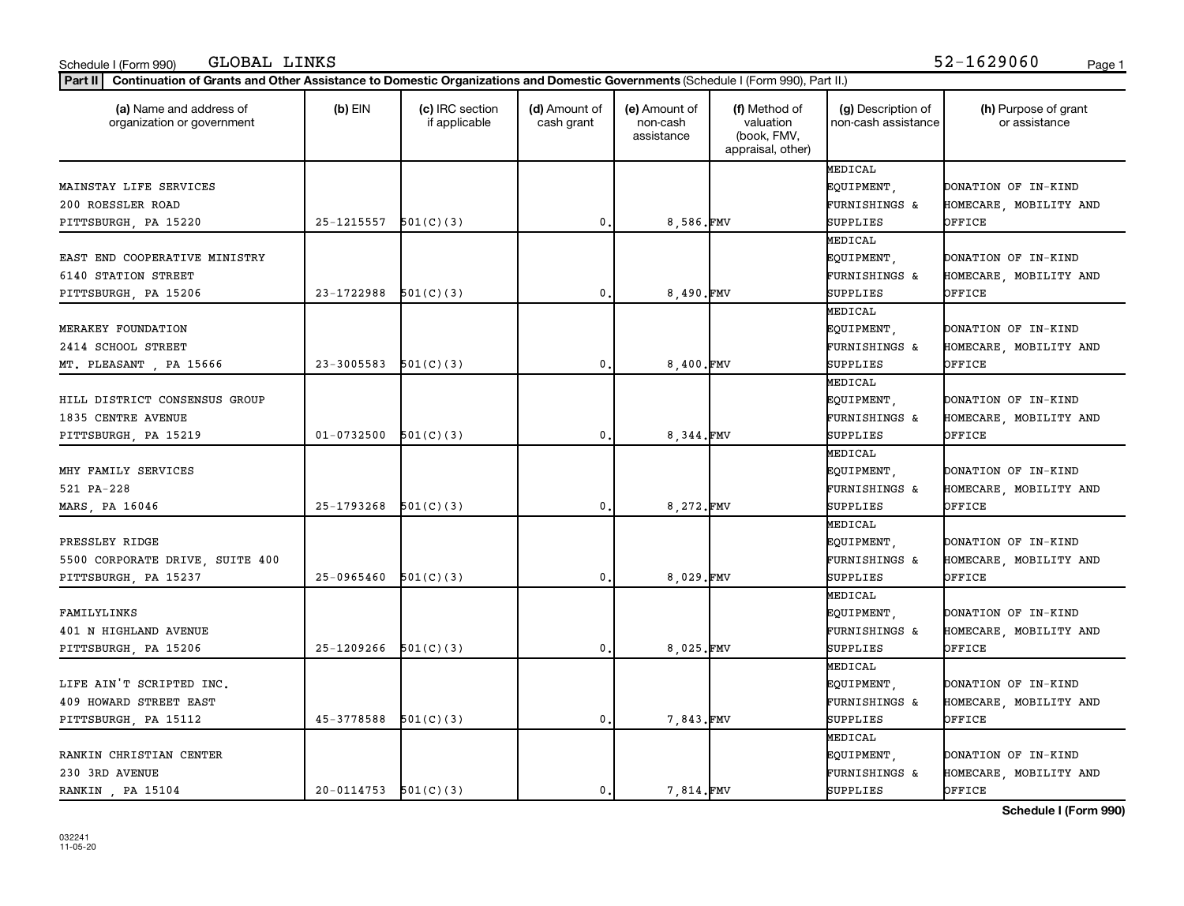Schedule I (Form 990) GLOBAL LINKS 52-1629060

**Part II** **Continuation of Grants and Other Assistance to Domestic Organizations and Domestic Governments** (Schedule I (Form 990), Part II.)

| (a) Name and address of organization or government | (b) EIN | (c) IRC section if applicable | (d) Amount of cash grant | (e) Amount of non-cash assistance | (f) Method of valuation (book, FMV, appraisal, other) | (g) Description of non-cash assistance | (h) Purpose of grant or assistance |
|---|---|---|---|---|---|---|---|
| MAINSTAY LIFE SERVICES<br>200 ROESSLER ROAD<br>PITTSBURGH, PA 15220 | 25-1215557 | 501(C)(3) | 0. | 8,586. | FMV | MEDICAL EQUIPMENT, FURNISHINGS & SUPPLIES | DONATION OF IN-KIND HOMECARE, MOBILITY AND OFFICE |
| EAST END COOPERATIVE MINISTRY<br>6140 STATION STREET<br>PITTSBURGH, PA 15206 | 23-1722988 | 501(C)(3) | 0. | 8,490. | FMV | MEDICAL EQUIPMENT, FURNISHINGS & SUPPLIES | DONATION OF IN-KIND HOMECARE, MOBILITY AND OFFICE |
| MERAKEY FOUNDATION<br>2414 SCHOOL STREET<br>MT. PLEASANT , PA 15666 | 23-3005583 | 501(C)(3) | 0. | 8,400. | FMV | MEDICAL EQUIPMENT, FURNISHINGS & SUPPLIES | DONATION OF IN-KIND HOMECARE, MOBILITY AND OFFICE |
| HILL DISTRICT CONSENSUS GROUP<br>1835 CENTRE AVENUE<br>PITTSBURGH, PA 15219 | 01-0732500 | 501(C)(3) | 0. | 8,344. | FMV | MEDICAL EQUIPMENT, FURNISHINGS & SUPPLIES | DONATION OF IN-KIND HOMECARE, MOBILITY AND OFFICE |
| MHY FAMILY SERVICES<br>521 PA-228<br>MARS, PA 16046 | 25-1793268 | 501(C)(3) | 0. | 8,272. | FMV | MEDICAL EQUIPMENT, FURNISHINGS & SUPPLIES | DONATION OF IN-KIND HOMECARE, MOBILITY AND OFFICE |
| PRESSLEY RIDGE<br>5500 CORPORATE DRIVE, SUITE 400<br>PITTSBURGH, PA 15237 | 25-0965460 | 501(C)(3) | 0. | 8,029. | FMV | MEDICAL EQUIPMENT, FURNISHINGS & SUPPLIES | DONATION OF IN-KIND HOMECARE, MOBILITY AND OFFICE |
| FAMILYLINKS<br>401 N HIGHLAND AVENUE<br>PITTSBURGH, PA 15206 | 25-1209266 | 501(C)(3) | 0. | 8,025. | FMV | MEDICAL EQUIPMENT, FURNISHINGS & SUPPLIES | DONATION OF IN-KIND HOMECARE, MOBILITY AND OFFICE |
| LIFE AIN'T SCRIPTED INC.<br>409 HOWARD STREET EAST<br>PITTSBURGH, PA 15112 | 45-3778588 | 501(C)(3) | 0. | 7,843. | FMV | MEDICAL EQUIPMENT, FURNISHINGS & SUPPLIES | DONATION OF IN-KIND HOMECARE, MOBILITY AND OFFICE |
| RANKIN CHRISTIAN CENTER<br>230 3RD AVENUE<br>RANKIN , PA 15104 | 20-0114753 | 501(C)(3) | 0. | 7,814. | FMV | MEDICAL EQUIPMENT, FURNISHINGS & SUPPLIES | DONATION OF IN-KIND HOMECARE, MOBILITY AND OFFICE |

**Schedule I (Form 990)**

032241
11-05-20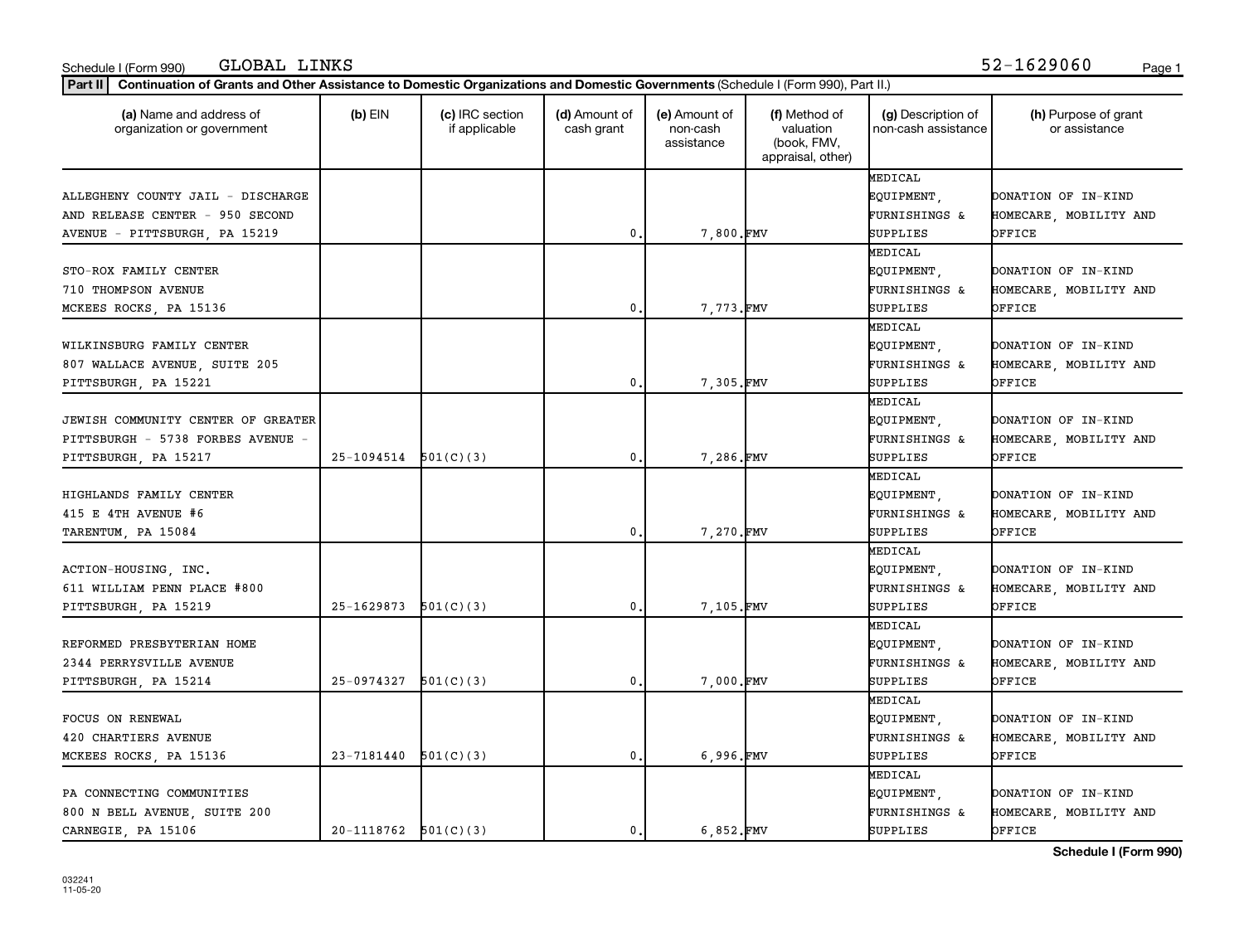Schedule I (Form 990) GLOBAL LINKS 52-1629060

**Part II** Continuation of Grants and Other Assistance to Domestic Organizations and Domestic Governments (Schedule I (Form 990), Part II.)

| (a) Name and address of organization or government | (b) EIN | (c) IRC section if applicable | (d) Amount of cash grant | (e) Amount of non-cash assistance | (f) Method of valuation (book, FMV, appraisal, other) | (g) Description of non-cash assistance | (h) Purpose of grant or assistance |
|---|---|---|---|---|---|---|---|
| ALLEGHENY COUNTY JAIL - DISCHARGE AND RELEASE CENTER - 950 SECOND AVENUE - PITTSBURGH, PA 15219 | | | 0. | 7,800. | FMV | MEDICAL EQUIPMENT, FURNISHINGS & SUPPLIES | DONATION OF IN-KIND HOMECARE, MOBILITY AND OFFICE |
| STO-ROX FAMILY CENTER 710 THOMPSON AVENUE MCKEES ROCKS, PA 15136 | | | 0. | 7,773. | FMV | MEDICAL EQUIPMENT, FURNISHINGS & SUPPLIES | DONATION OF IN-KIND HOMECARE, MOBILITY AND OFFICE |
| WILKINSBURG FAMILY CENTER 807 WALLACE AVENUE, SUITE 205 PITTSBURGH, PA 15221 | | | 0. | 7,305. | FMV | MEDICAL EQUIPMENT, FURNISHINGS & SUPPLIES | DONATION OF IN-KIND HOMECARE, MOBILITY AND OFFICE |
| JEWISH COMMUNITY CENTER OF GREATER PITTSBURGH - 5738 FORBES AVENUE - PITTSBURGH, PA 15217 | 25-1094514 | 501(C)(3) | 0. | 7,286. | FMV | MEDICAL EQUIPMENT, FURNISHINGS & SUPPLIES | DONATION OF IN-KIND HOMECARE, MOBILITY AND OFFICE |
| HIGHLANDS FAMILY CENTER 415 E 4TH AVENUE #6 TARENTUM, PA 15084 | | | 0. | 7,270. | FMV | MEDICAL EQUIPMENT, FURNISHINGS & SUPPLIES | DONATION OF IN-KIND HOMECARE, MOBILITY AND OFFICE |
| ACTION-HOUSING, INC. 611 WILLIAM PENN PLACE #800 PITTSBURGH, PA 15219 | 25-1629873 | 501(C)(3) | 0. | 7,105. | FMV | MEDICAL EQUIPMENT, FURNISHINGS & SUPPLIES | DONATION OF IN-KIND HOMECARE, MOBILITY AND OFFICE |
| REFORMED PRESBYTERIAN HOME 2344 PERRYSVILLE AVENUE PITTSBURGH, PA 15214 | 25-0974327 | 501(C)(3) | 0. | 7,000. | FMV | MEDICAL EQUIPMENT, FURNISHINGS & SUPPLIES | DONATION OF IN-KIND HOMECARE, MOBILITY AND OFFICE |
| FOCUS ON RENEWAL 420 CHARTIERS AVENUE MCKEES ROCKS, PA 15136 | 23-7181440 | 501(C)(3) | 0. | 6,996. | FMV | MEDICAL EQUIPMENT, FURNISHINGS & SUPPLIES | DONATION OF IN-KIND HOMECARE, MOBILITY AND OFFICE |
| PA CONNECTING COMMUNITIES 800 N BELL AVENUE, SUITE 200 CARNEGIE, PA 15106 | 20-1118762 | 501(C)(3) | 0. | 6,852. | FMV | MEDICAL EQUIPMENT, FURNISHINGS & SUPPLIES | DONATION OF IN-KIND HOMECARE, MOBILITY AND OFFICE |

**Schedule I (Form 990)**

032241 11-05-20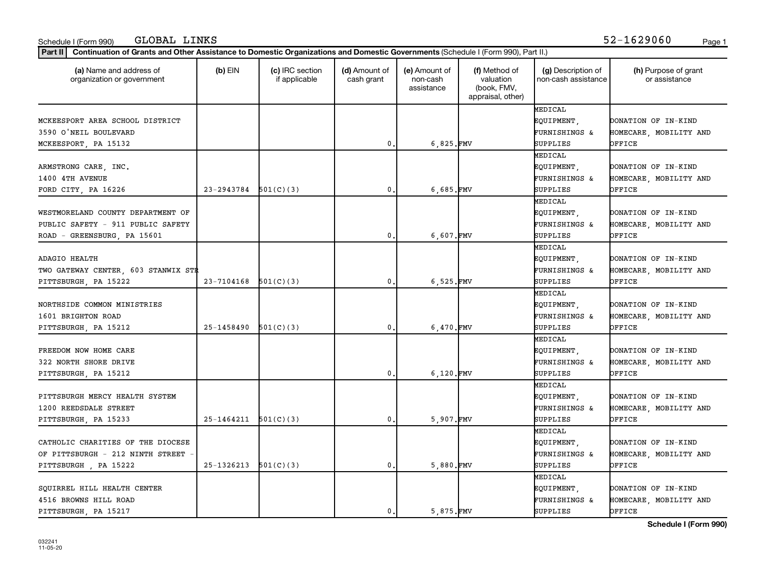Schedule I (Form 990) GLOBAL LINKS 52-1629060

**Part II** **Continuation of Grants and Other Assistance to Domestic Organizations and Domestic Governments** (Schedule I (Form 990), Part II.)

| (a) Name and address of organization or government | (b) EIN | (c) IRC section if applicable | (d) Amount of cash grant | (e) Amount of non-cash assistance | (f) Method of valuation (book, FMV, appraisal, other) | (g) Description of non-cash assistance | (h) Purpose of grant or assistance |
|---|---|---|---|---|---|---|---|
| MCKEESPORT AREA SCHOOL DISTRICT<br>3590 O'NEIL BOULEVARD<br>MCKEESPORT, PA 15132 | | | 0. | 6,825. | FMV | MEDICAL EQUIPMENT, FURNISHINGS & SUPPLIES | DONATION OF IN-KIND HOMECARE, MOBILITY AND OFFICE |
| ARMSTRONG CARE, INC.<br>1400 4TH AVENUE<br>FORD CITY, PA 16226 | 23-2943784 | 501(C)(3) | 0. | 6,685. | FMV | MEDICAL EQUIPMENT, FURNISHINGS & SUPPLIES | DONATION OF IN-KIND HOMECARE, MOBILITY AND OFFICE |
| WESTMORELAND COUNTY DEPARTMENT OF PUBLIC SAFETY - 911 PUBLIC SAFETY ROAD - GREENSBURG, PA 15601 | | | 0. | 6,607. | FMV | MEDICAL EQUIPMENT, FURNISHINGS & SUPPLIES | DONATION OF IN-KIND HOMECARE, MOBILITY AND OFFICE |
| ADAGIO HEALTH<br>TWO GATEWAY CENTER, 603 STANWIX STR<br>PITTSBURGH, PA 15222 | 23-7104168 | 501(C)(3) | 0. | 6,525. | FMV | MEDICAL EQUIPMENT, FURNISHINGS & SUPPLIES | DONATION OF IN-KIND HOMECARE, MOBILITY AND OFFICE |
| NORTHSIDE COMMON MINISTRIES<br>1601 BRIGHTON ROAD<br>PITTSBURGH, PA 15212 | 25-1458490 | 501(C)(3) | 0. | 6,470. | FMV | MEDICAL EQUIPMENT, FURNISHINGS & SUPPLIES | DONATION OF IN-KIND HOMECARE, MOBILITY AND OFFICE |
| FREEDOM NOW HOME CARE<br>322 NORTH SHORE DRIVE<br>PITTSBURGH, PA 15212 | | | 0. | 6,120. | FMV | MEDICAL EQUIPMENT, FURNISHINGS & SUPPLIES | DONATION OF IN-KIND HOMECARE, MOBILITY AND OFFICE |
| PITTSBURGH MERCY HEALTH SYSTEM<br>1200 REEDSDALE STREET<br>PITTSBURGH, PA 15233 | 25-1464211 | 501(C)(3) | 0. | 5,907. | FMV | MEDICAL EQUIPMENT, FURNISHINGS & SUPPLIES | DONATION OF IN-KIND HOMECARE, MOBILITY AND OFFICE |
| CATHOLIC CHARITIES OF THE DIOCESE OF PITTSBURGH - 212 NINTH STREET - PITTSBURGH , PA 15222 | 25-1326213 | 501(C)(3) | 0. | 5,880. | FMV | MEDICAL EQUIPMENT, FURNISHINGS & SUPPLIES | DONATION OF IN-KIND HOMECARE, MOBILITY AND OFFICE |
| SQUIRREL HILL HEALTH CENTER<br>4516 BROWNS HILL ROAD<br>PITTSBURGH, PA 15217 | | | 0. | 5,875. | FMV | MEDICAL EQUIPMENT, FURNISHINGS & SUPPLIES | DONATION OF IN-KIND HOMECARE, MOBILITY AND OFFICE |

**Schedule I (Form 990)**

032241 11-05-20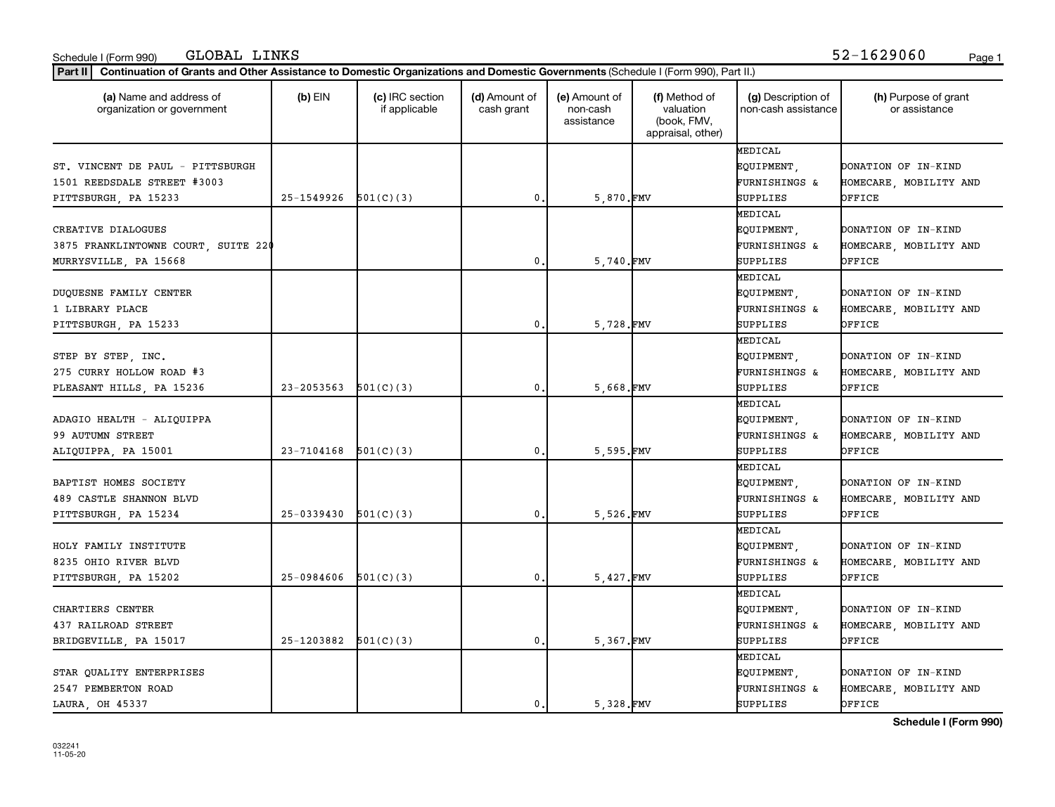Schedule I (Form 990) GLOBAL LINKS 52-1629060

**Part II** **Continuation of Grants and Other Assistance to Domestic Organizations and Domestic Governments** (Schedule I (Form 990), Part II.)

| (a) Name and address of organization or government | (b) EIN | (c) IRC section if applicable | (d) Amount of cash grant | (e) Amount of non-cash assistance | (f) Method of valuation (book, FMV, appraisal, other) | (g) Description of non-cash assistance | (h) Purpose of grant or assistance |
|---|---|---|---|---|---|---|---|
| ST. VINCENT DE PAUL - PITTSBURGH 1501 REEDSDALE STREET #3003 PITTSBURGH, PA 15233 | 25-1549926 | 501(C)(3) | 0. | 5,870. | FMV | MEDICAL EQUIPMENT, FURNISHINGS & SUPPLIES | DONATION OF IN-KIND HOMECARE, MOBILITY AND OFFICE |
| CREATIVE DIALOGUES 3875 FRANKLINTOWNE COURT, SUITE 220 MURRYSVILLE, PA 15668 | | | 0. | 5,740. | FMV | MEDICAL EQUIPMENT, FURNISHINGS & SUPPLIES | DONATION OF IN-KIND HOMECARE, MOBILITY AND OFFICE |
| DUQUESNE FAMILY CENTER 1 LIBRARY PLACE PITTSBURGH, PA 15233 | | | 0. | 5,728. | FMV | MEDICAL EQUIPMENT, FURNISHINGS & SUPPLIES | DONATION OF IN-KIND HOMECARE, MOBILITY AND OFFICE |
| STEP BY STEP, INC. 275 CURRY HOLLOW ROAD #3 PLEASANT HILLS, PA 15236 | 23-2053563 | 501(C)(3) | 0. | 5,668. | FMV | MEDICAL EQUIPMENT, FURNISHINGS & SUPPLIES | DONATION OF IN-KIND HOMECARE, MOBILITY AND OFFICE |
| ADAGIO HEALTH - ALIQUIPPA 99 AUTUMN STREET ALIQUIPPA, PA 15001 | 23-7104168 | 501(C)(3) | 0. | 5,595. | FMV | MEDICAL EQUIPMENT, FURNISHINGS & SUPPLIES | DONATION OF IN-KIND HOMECARE, MOBILITY AND OFFICE |
| BAPTIST HOMES SOCIETY 489 CASTLE SHANNON BLVD PITTSBURGH, PA 15234 | 25-0339430 | 501(C)(3) | 0. | 5,526. | FMV | MEDICAL EQUIPMENT, FURNISHINGS & SUPPLIES | DONATION OF IN-KIND HOMECARE, MOBILITY AND OFFICE |
| HOLY FAMILY INSTITUTE 8235 OHIO RIVER BLVD PITTSBURGH, PA 15202 | 25-0984606 | 501(C)(3) | 0. | 5,427. | FMV | MEDICAL EQUIPMENT, FURNISHINGS & SUPPLIES | DONATION OF IN-KIND HOMECARE, MOBILITY AND OFFICE |
| CHARTIERS CENTER 437 RAILROAD STREET BRIDGEVILLE, PA 15017 | 25-1203882 | 501(C)(3) | 0. | 5,367. | FMV | MEDICAL EQUIPMENT, FURNISHINGS & SUPPLIES | DONATION OF IN-KIND HOMECARE, MOBILITY AND OFFICE |
| STAR QUALITY ENTERPRISES 2547 PEMBERTON ROAD LAURA, OH 45337 | | | 0. | 5,328. | FMV | MEDICAL EQUIPMENT, FURNISHINGS & SUPPLIES | DONATION OF IN-KIND HOMECARE, MOBILITY AND OFFICE |

**Schedule I (Form 990)**

032241
11-05-20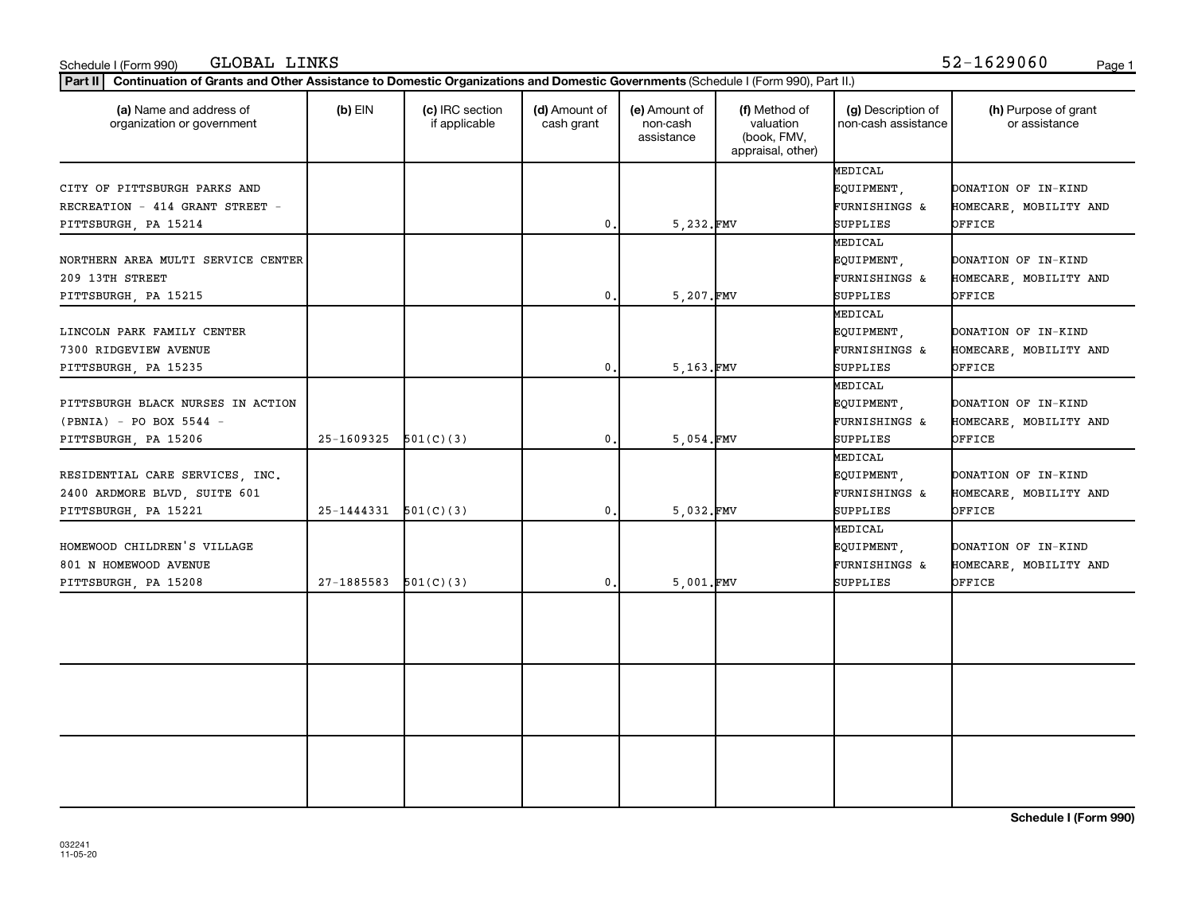Schedule I (Form 990) GLOBAL LINKS 52-1629060

**Part II** **Continuation of Grants and Other Assistance to Domestic Organizations and Domestic Governments** (Schedule I (Form 990), Part II.)

| (a) Name and address of organization or government | (b) EIN | (c) IRC section if applicable | (d) Amount of cash grant | (e) Amount of non-cash assistance | (f) Method of valuation (book, FMV, appraisal, other) | (g) Description of non-cash assistance | (h) Purpose of grant or assistance |
|---|---|---|---|---|---|---|---|
| CITY OF PITTSBURGH PARKS AND RECREATION - 414 GRANT STREET - PITTSBURGH, PA 15214 | | | 0. | 5,232. | FMV | MEDICAL EQUIPMENT, FURNISHINGS & SUPPLIES | DONATION OF IN-KIND HOMECARE, MOBILITY AND OFFICE |
| NORTHERN AREA MULTI SERVICE CENTER 209 13TH STREET PITTSBURGH, PA 15215 | | | 0. | 5,207. | FMV | MEDICAL EQUIPMENT, FURNISHINGS & SUPPLIES | DONATION OF IN-KIND HOMECARE, MOBILITY AND OFFICE |
| LINCOLN PARK FAMILY CENTER 7300 RIDGEVIEW AVENUE PITTSBURGH, PA 15235 | | | 0. | 5,163. | FMV | MEDICAL EQUIPMENT, FURNISHINGS & SUPPLIES | DONATION OF IN-KIND HOMECARE, MOBILITY AND OFFICE |
| PITTSBURGH BLACK NURSES IN ACTION (PBNIA) - PO BOX 5544 - PITTSBURGH, PA 15206 | 25-1609325 | 501(C)(3) | 0. | 5,054. | FMV | MEDICAL EQUIPMENT, FURNISHINGS & SUPPLIES | DONATION OF IN-KIND HOMECARE, MOBILITY AND OFFICE |
| RESIDENTIAL CARE SERVICES, INC. 2400 ARDMORE BLVD, SUITE 601 PITTSBURGH, PA 15221 | 25-1444331 | 501(C)(3) | 0. | 5,032. | FMV | MEDICAL EQUIPMENT, FURNISHINGS & SUPPLIES | DONATION OF IN-KIND HOMECARE, MOBILITY AND OFFICE |
| HOMEWOOD CHILDREN'S VILLAGE 801 N HOMEWOOD AVENUE PITTSBURGH, PA 15208 | 27-1885583 | 501(C)(3) | 0. | 5,001. | FMV | MEDICAL EQUIPMENT, FURNISHINGS & SUPPLIES | DONATION OF IN-KIND HOMECARE, MOBILITY AND OFFICE |
| | | | | | | | |
| | | | | | | | |
| | | | | | | | |

**Schedule I (Form 990)**

032241 11-05-20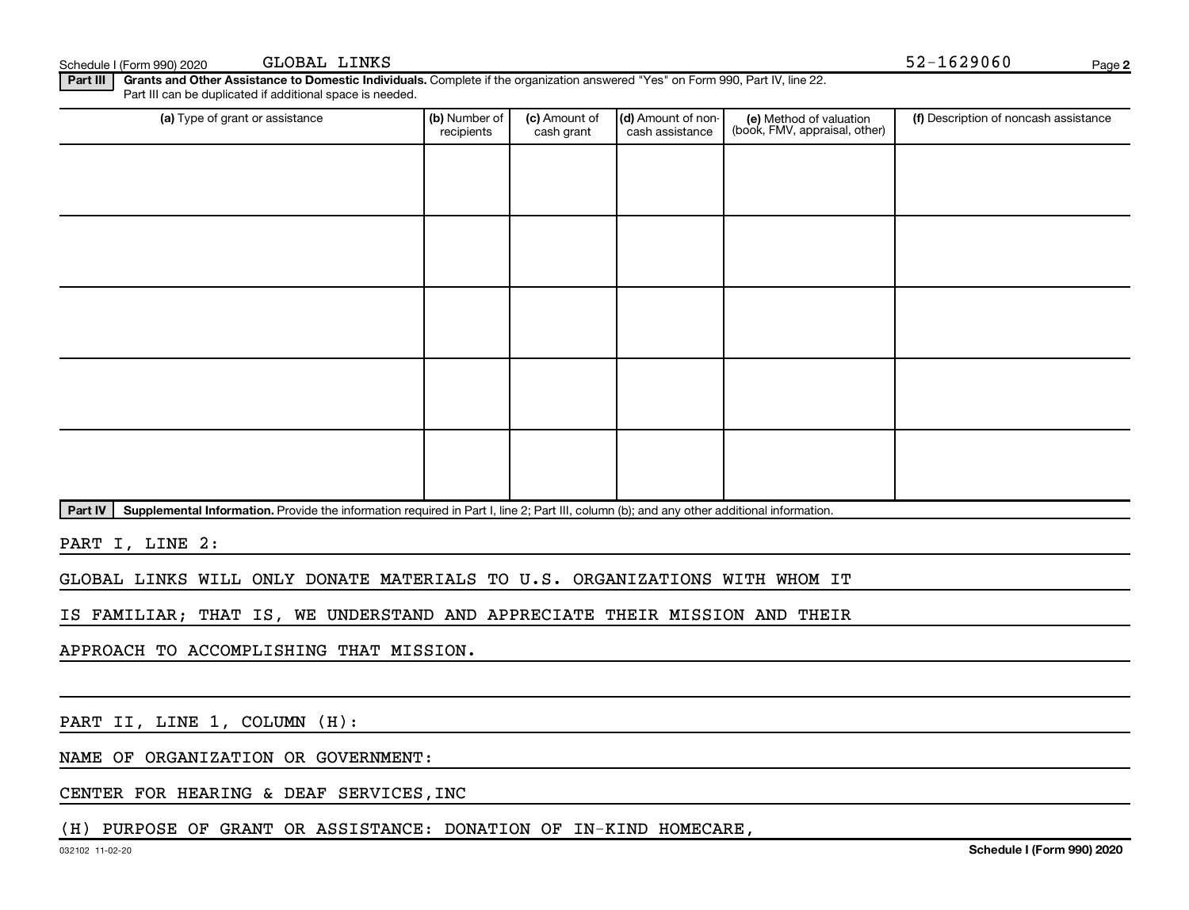Schedule I (Form 990) 2020 GLOBAL LINKS 52-1629060

**Part III** **Grants and Other Assistance to Domestic Individuals.** Complete if the organization answered "Yes" on Form 990, Part IV, line 22. Part III can be duplicated if additional space is needed.

| (a) Type of grant or assistance | (b) Number of recipients | (c) Amount of cash grant | (d) Amount of non-cash assistance | (e) Method of valuation (book, FMV, appraisal, other) | (f) Description of noncash assistance |
|---|---|---|---|---|---|
| | | | | | |
| | | | | | |
| | | | | | |
| | | | | | |
| | | | | | |

**Part IV** **Supplemental Information.** Provide the information required in Part I, line 2; Part III, column (b); and any other additional information.

PART I, LINE 2:

GLOBAL LINKS WILL ONLY DONATE MATERIALS TO U.S. ORGANIZATIONS WITH WHOM IT IS FAMILIAR; THAT IS, WE UNDERSTAND AND APPRECIATE THEIR MISSION AND THEIR APPROACH TO ACCOMPLISHING THAT MISSION.

PART II, LINE 1, COLUMN (H):

NAME OF ORGANIZATION OR GOVERNMENT:

CENTER FOR HEARING & DEAF SERVICES,INC

(H) PURPOSE OF GRANT OR ASSISTANCE: DONATION OF IN-KIND HOMECARE,

032102 11-02-20 Schedule I (Form 990) 2020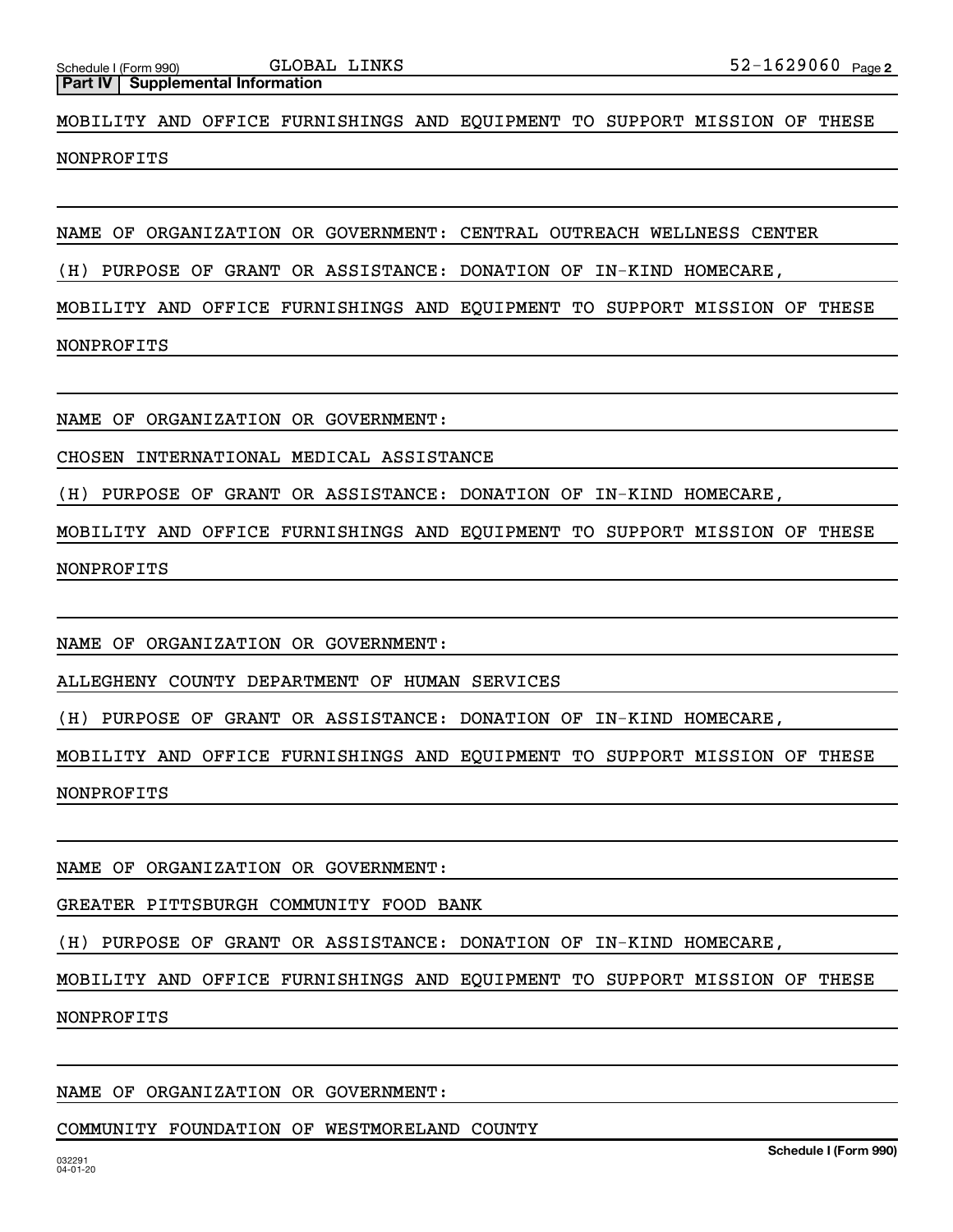**Part IV | Supplemental Information**

MOBILITY AND OFFICE FURNISHINGS AND EQUIPMENT TO SUPPORT MISSION OF THESE NONPROFITS

NAME OF ORGANIZATION OR GOVERNMENT: CENTRAL OUTREACH WELLNESS CENTER

(H) PURPOSE OF GRANT OR ASSISTANCE: DONATION OF IN-KIND HOMECARE, MOBILITY AND OFFICE FURNISHINGS AND EQUIPMENT TO SUPPORT MISSION OF THESE NONPROFITS

NAME OF ORGANIZATION OR GOVERNMENT:

CHOSEN INTERNATIONAL MEDICAL ASSISTANCE

(H) PURPOSE OF GRANT OR ASSISTANCE: DONATION OF IN-KIND HOMECARE, MOBILITY AND OFFICE FURNISHINGS AND EQUIPMENT TO SUPPORT MISSION OF THESE NONPROFITS

NAME OF ORGANIZATION OR GOVERNMENT:

ALLEGHENY COUNTY DEPARTMENT OF HUMAN SERVICES

(H) PURPOSE OF GRANT OR ASSISTANCE: DONATION OF IN-KIND HOMECARE, MOBILITY AND OFFICE FURNISHINGS AND EQUIPMENT TO SUPPORT MISSION OF THESE NONPROFITS

NAME OF ORGANIZATION OR GOVERNMENT:

GREATER PITTSBURGH COMMUNITY FOOD BANK

(H) PURPOSE OF GRANT OR ASSISTANCE: DONATION OF IN-KIND HOMECARE, MOBILITY AND OFFICE FURNISHINGS AND EQUIPMENT TO SUPPORT MISSION OF THESE NONPROFITS

NAME OF ORGANIZATION OR GOVERNMENT:

COMMUNITY FOUNDATION OF WESTMORELAND COUNTY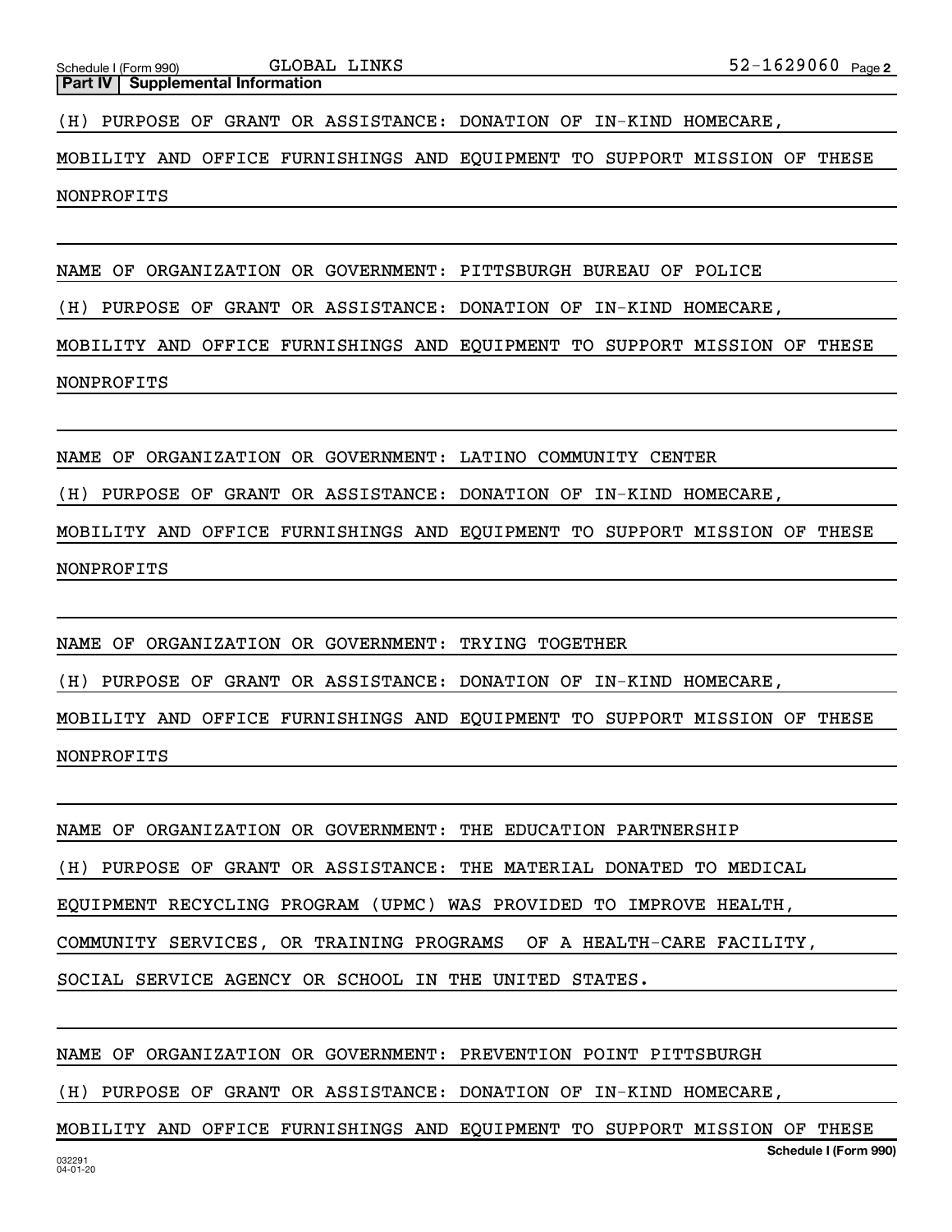**Part IV | Supplemental Information**

(H) PURPOSE OF GRANT OR ASSISTANCE: DONATION OF IN-KIND HOMECARE, MOBILITY AND OFFICE FURNISHINGS AND EQUIPMENT TO SUPPORT MISSION OF THESE NONPROFITS

NAME OF ORGANIZATION OR GOVERNMENT: PITTSBURGH BUREAU OF POLICE

(H) PURPOSE OF GRANT OR ASSISTANCE: DONATION OF IN-KIND HOMECARE, MOBILITY AND OFFICE FURNISHINGS AND EQUIPMENT TO SUPPORT MISSION OF THESE NONPROFITS

NAME OF ORGANIZATION OR GOVERNMENT: LATINO COMMUNITY CENTER

(H) PURPOSE OF GRANT OR ASSISTANCE: DONATION OF IN-KIND HOMECARE, MOBILITY AND OFFICE FURNISHINGS AND EQUIPMENT TO SUPPORT MISSION OF THESE NONPROFITS

NAME OF ORGANIZATION OR GOVERNMENT: TRYING TOGETHER

(H) PURPOSE OF GRANT OR ASSISTANCE: DONATION OF IN-KIND HOMECARE, MOBILITY AND OFFICE FURNISHINGS AND EQUIPMENT TO SUPPORT MISSION OF THESE NONPROFITS

NAME OF ORGANIZATION OR GOVERNMENT: THE EDUCATION PARTNERSHIP

(H) PURPOSE OF GRANT OR ASSISTANCE: THE MATERIAL DONATED TO MEDICAL EQUIPMENT RECYCLING PROGRAM (UPMC) WAS PROVIDED TO IMPROVE HEALTH, COMMUNITY SERVICES, OR TRAINING PROGRAMS OF A HEALTH-CARE FACILITY, SOCIAL SERVICE AGENCY OR SCHOOL IN THE UNITED STATES.

NAME OF ORGANIZATION OR GOVERNMENT: PREVENTION POINT PITTSBURGH

(H) PURPOSE OF GRANT OR ASSISTANCE: DONATION OF IN-KIND HOMECARE, MOBILITY AND OFFICE FURNISHINGS AND EQUIPMENT TO SUPPORT MISSION OF THESE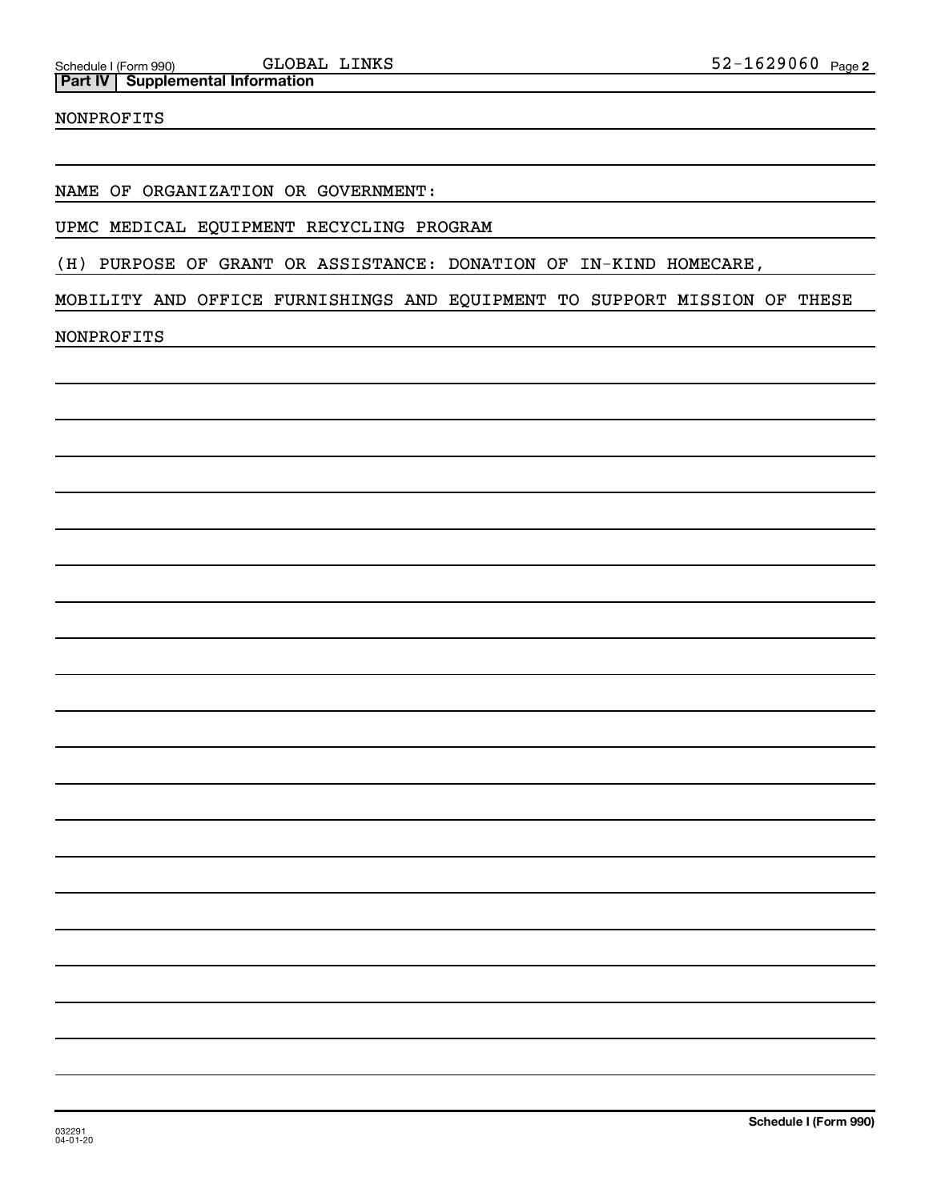Schedule I (Form 990) GLOBAL LINKS 52-1629060 Page 2

**Part IV | Supplemental Information**

NONPROFITS

NAME OF ORGANIZATION OR GOVERNMENT:

UPMC MEDICAL EQUIPMENT RECYCLING PROGRAM

(H) PURPOSE OF GRANT OR ASSISTANCE: DONATION OF IN-KIND HOMECARE,

MOBILITY AND OFFICE FURNISHINGS AND EQUIPMENT TO SUPPORT MISSION OF THESE

NONPROFITS

032291
04-01-20

**Schedule I (Form 990)**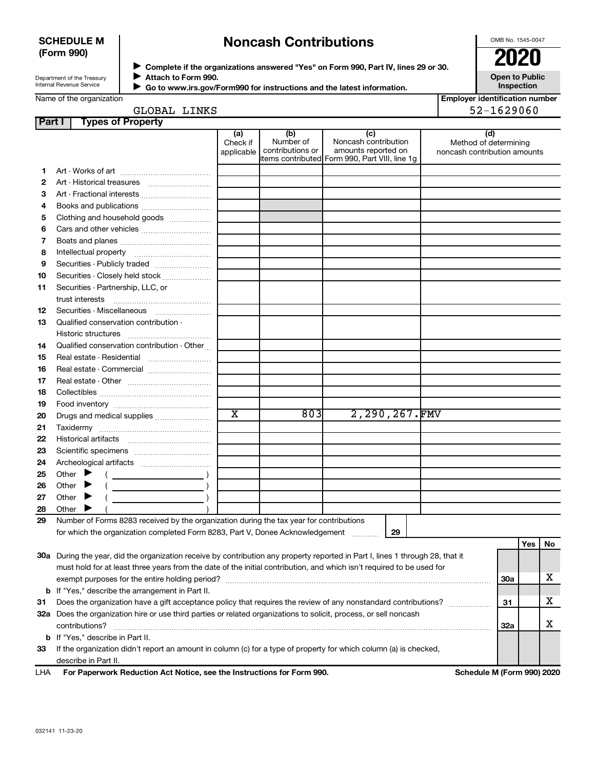**SCHEDULE M (Form 990)**

Department of the Treasury
Internal Revenue Service

# Noncash Contributions

▶ Complete if the organizations answered "Yes" on Form 990, Part IV, lines 29 or 30.
▶ Attach to Form 990.
▶ Go to www.irs.gov/Form990 for instructions and the latest information.

OMB No. 1545-0047

**2020**

**Open to Public Inspection**

Name of the organization: GLOBAL LINKS

Employer identification number: 52-1629060

## Part I Types of Property

| | | (a) Check if applicable | (b) Number of contributions or items contributed | (c) Noncash contribution amounts reported on Form 990, Part VIII, line 1g | (d) Method of determining noncash contribution amounts |
|---|---|---|---|---|---|
| 1 | Art - Works of art | | | | |
| 2 | Art - Historical treasures | | | | |
| 3 | Art - Fractional interests | | | | |
| 4 | Books and publications | | | | |
| 5 | Clothing and household goods | | | | |
| 6 | Cars and other vehicles | | | | |
| 7 | Boats and planes | | | | |
| 8 | Intellectual property | | | | |
| 9 | Securities - Publicly traded | | | | |
| 10 | Securities - Closely held stock | | | | |
| 11 | Securities - Partnership, LLC, or trust interests | | | | |
| 12 | Securities - Miscellaneous | | | | |
| 13 | Qualified conservation contribution - Historic structures | | | | |
| 14 | Qualified conservation contribution - Other | | | | |
| 15 | Real estate - Residential | | | | |
| 16 | Real estate - Commercial | | | | |
| 17 | Real estate - Other | | | | |
| 18 | Collectibles | | | | |
| 19 | Food inventory | | | | |
| 20 | Drugs and medical supplies | X | 803 | 2,290,267. | FMV |
| 21 | Taxidermy | | | | |
| 22 | Historical artifacts | | | | |
| 23 | Scientific specimens | | | | |
| 24 | Archeological artifacts | | | | |
| 25 | Other ▶ ( ) | | | | |
| 26 | Other ▶ ( ) | | | | |
| 27 | Other ▶ ( ) | | | | |
| 28 | Other ▶ ( ) | | | | |

29 Number of Forms 8283 received by the organization during the tax year for contributions for which the organization completed Form 8283, Part V, Donee Acknowledgement ..... 29

| | | | Yes | No |
|---|---|---|---|---|
| 30a | During the year, did the organization receive by contribution any property reported in Part I, lines 1 through 28, that it must hold for at least three years from the date of the initial contribution, and which isn't required to be used for exempt purposes for the entire holding period? | 30a | | X |
| b | If "Yes," describe the arrangement in Part II. | | | |
| 31 | Does the organization have a gift acceptance policy that requires the review of any nonstandard contributions? | 31 | | X |
| 32a | Does the organization hire or use third parties or related organizations to solicit, process, or sell noncash contributions? | 32a | | X |
| b | If "Yes," describe in Part II. | | | |
| 33 | If the organization didn't report an amount in column (c) for a type of property for which column (a) is checked, describe in Part II. | | | |

LHA **For Paperwork Reduction Act Notice, see the Instructions for Form 990.** **Schedule M (Form 990) 2020**

032141 11-23-20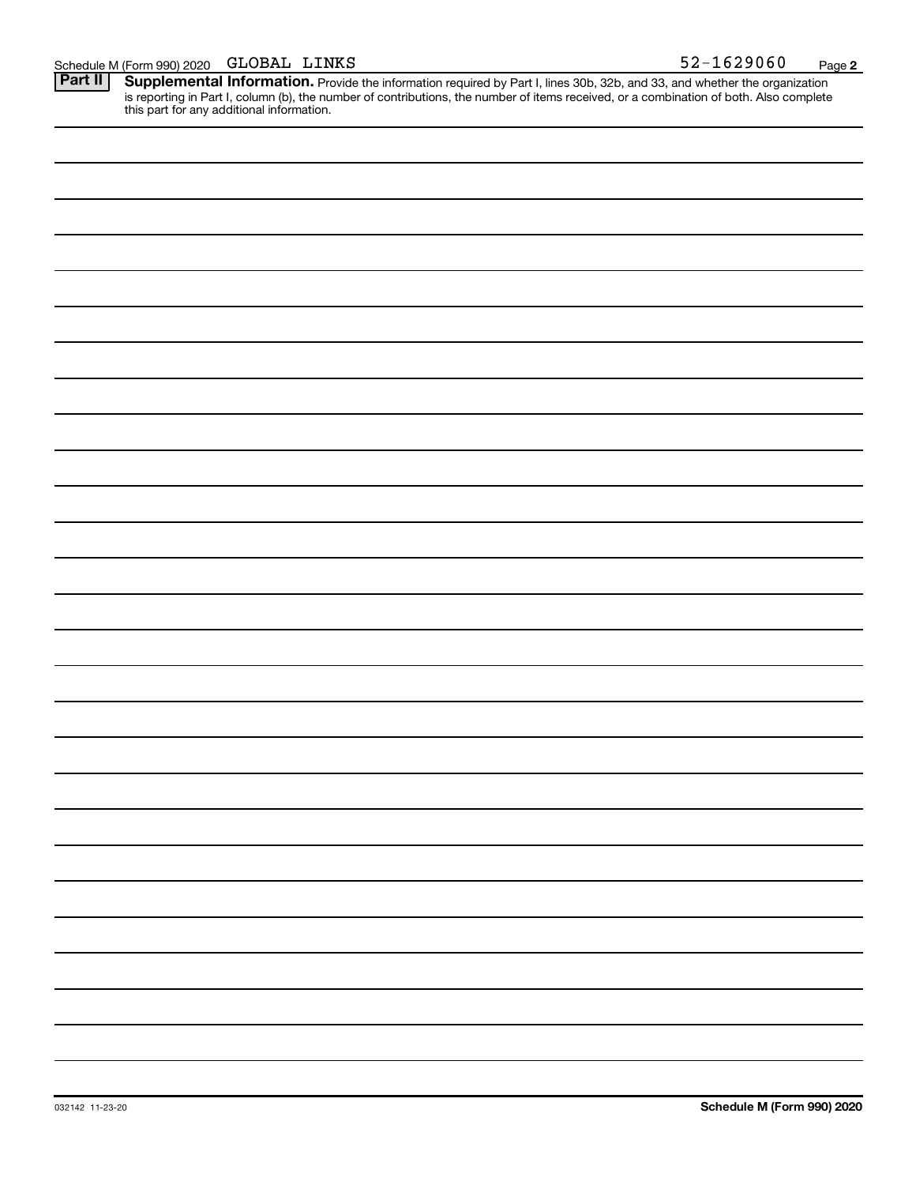Schedule M (Form 990) 2020 GLOBAL LINKS 52-1629060

**Part II** **Supplemental Information.** Provide the information required by Part I, lines 30b, 32b, and 33, and whether the organization is reporting in Part I, column (b), the number of contributions, the number of items received, or a combination of both. Also complete this part for any additional information.

032142 11-23-20

**Schedule M (Form 990) 2020**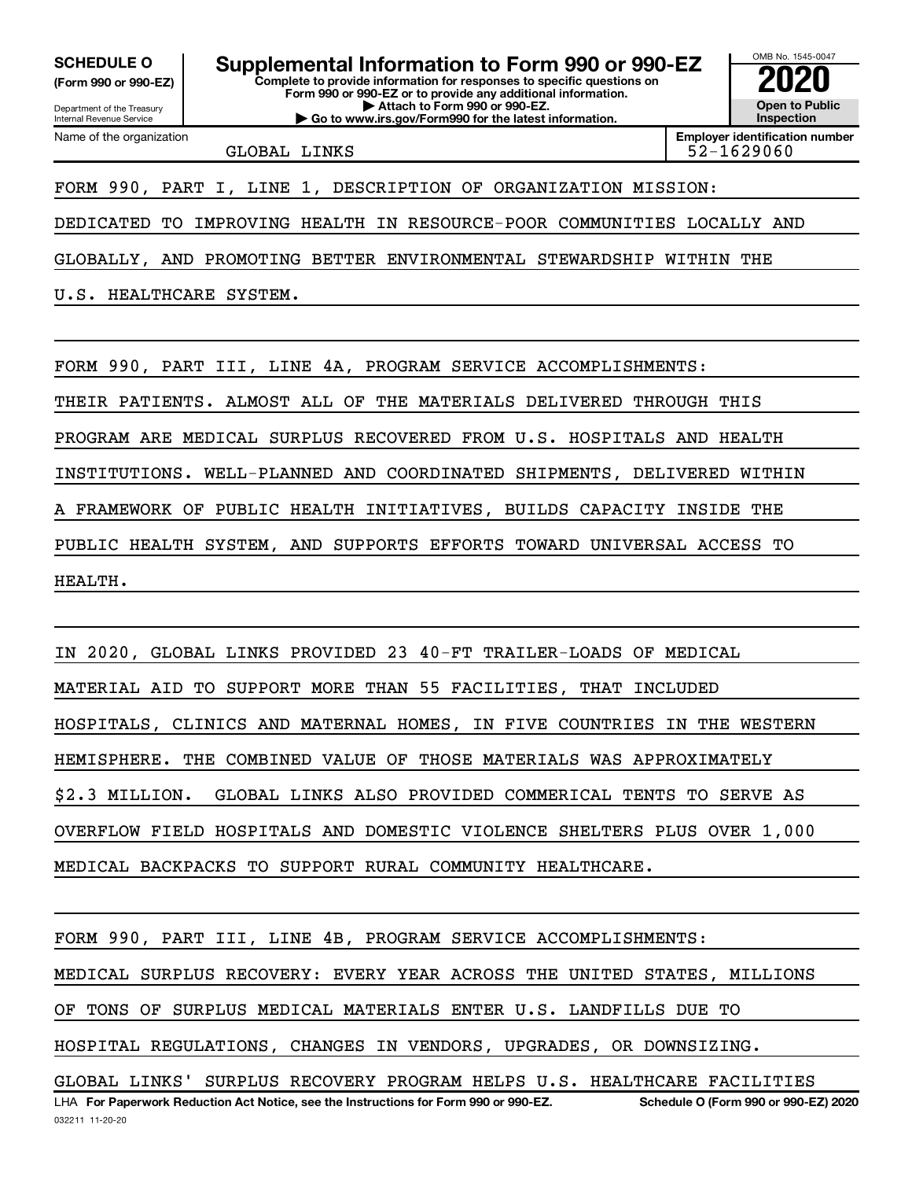**SCHEDULE O**
**(Form 990 or 990-EZ)**

Department of the Treasury
Internal Revenue Service

# Supplemental Information to Form 990 or 990-EZ

**Complete to provide information for responses to specific questions on Form 990 or 990-EZ or to provide any additional information.**
**▶ Attach to Form 990 or 990-EZ.**
**▶ Go to www.irs.gov/Form990 for the latest information.**

OMB No. 1545-0047
**2020**
**Open to Public Inspection**

Name of the organization: GLOBAL LINKS
**Employer identification number**: 52-1629060

FORM 990, PART I, LINE 1, DESCRIPTION OF ORGANIZATION MISSION:

DEDICATED TO IMPROVING HEALTH IN RESOURCE-POOR COMMUNITIES LOCALLY AND GLOBALLY, AND PROMOTING BETTER ENVIRONMENTAL STEWARDSHIP WITHIN THE U.S. HEALTHCARE SYSTEM.

FORM 990, PART III, LINE 4A, PROGRAM SERVICE ACCOMPLISHMENTS:

THEIR PATIENTS. ALMOST ALL OF THE MATERIALS DELIVERED THROUGH THIS PROGRAM ARE MEDICAL SURPLUS RECOVERED FROM U.S. HOSPITALS AND HEALTH INSTITUTIONS. WELL-PLANNED AND COORDINATED SHIPMENTS, DELIVERED WITHIN A FRAMEWORK OF PUBLIC HEALTH INITIATIVES, BUILDS CAPACITY INSIDE THE PUBLIC HEALTH SYSTEM, AND SUPPORTS EFFORTS TOWARD UNIVERSAL ACCESS TO HEALTH.

IN 2020, GLOBAL LINKS PROVIDED 23 40-FT TRAILER-LOADS OF MEDICAL MATERIAL AID TO SUPPORT MORE THAN 55 FACILITIES, THAT INCLUDED HOSPITALS, CLINICS AND MATERNAL HOMES, IN FIVE COUNTRIES IN THE WESTERN HEMISPHERE. THE COMBINED VALUE OF THOSE MATERIALS WAS APPROXIMATELY $2.3 MILLION. GLOBAL LINKS ALSO PROVIDED COMMERICAL TENTS TO SERVE AS OVERFLOW FIELD HOSPITALS AND DOMESTIC VIOLENCE SHELTERS PLUS OVER 1,000 MEDICAL BACKPACKS TO SUPPORT RURAL COMMUNITY HEALTHCARE.

FORM 990, PART III, LINE 4B, PROGRAM SERVICE ACCOMPLISHMENTS:

MEDICAL SURPLUS RECOVERY: EVERY YEAR ACROSS THE UNITED STATES, MILLIONS OF TONS OF SURPLUS MEDICAL MATERIALS ENTER U.S. LANDFILLS DUE TO HOSPITAL REGULATIONS, CHANGES IN VENDORS, UPGRADES, OR DOWNSIZING. GLOBAL LINKS' SURPLUS RECOVERY PROGRAM HELPS U.S. HEALTHCARE FACILITIES

LHA **For Paperwork Reduction Act Notice, see the Instructions for Form 990 or 990-EZ.** **Schedule O (Form 990 or 990-EZ) 2020**

032211 11-20-20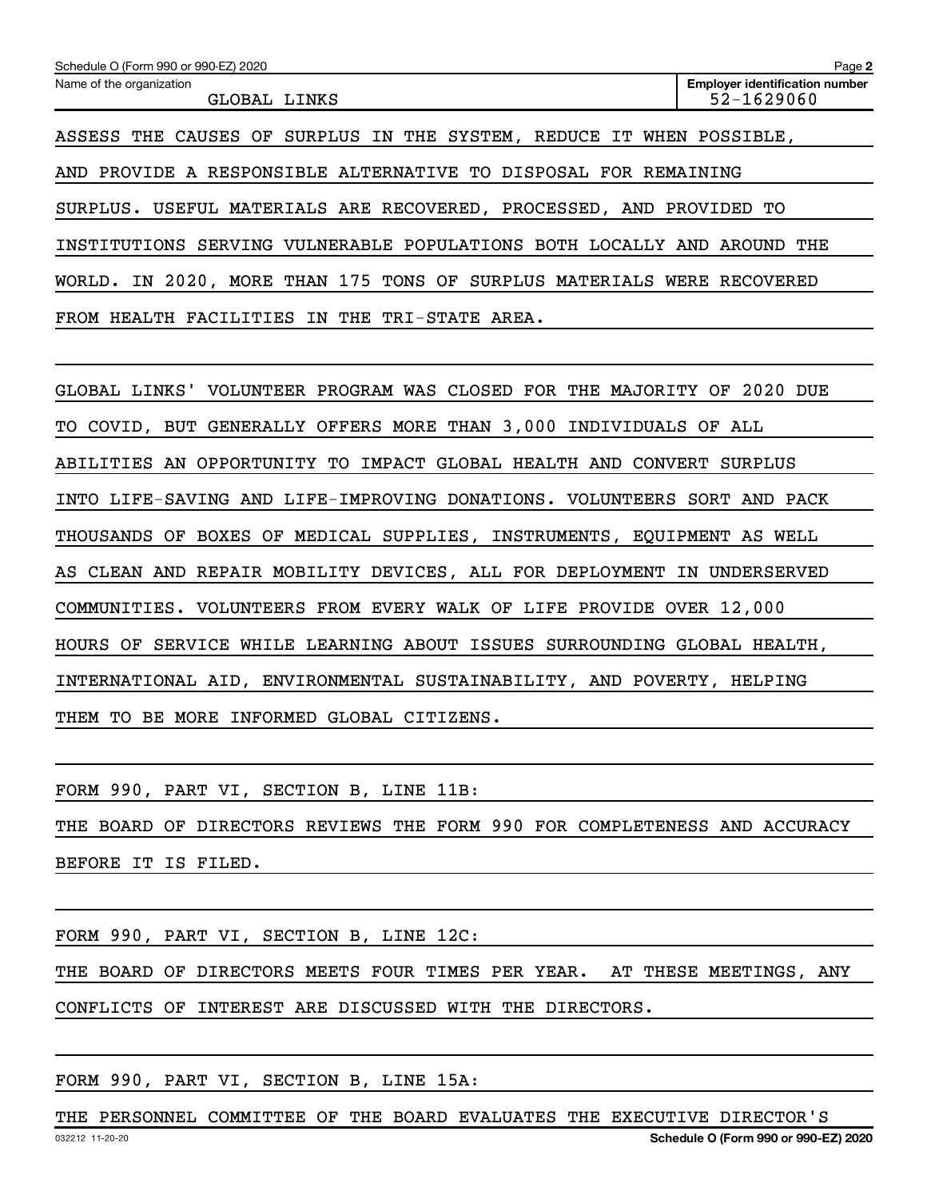Schedule O (Form 990 or 990-EZ) 2020

Name of the organization: GLOBAL LINKS

Employer identification number: 52-1629060

ASSESS THE CAUSES OF SURPLUS IN THE SYSTEM, REDUCE IT WHEN POSSIBLE, AND PROVIDE A RESPONSIBLE ALTERNATIVE TO DISPOSAL FOR REMAINING SURPLUS. USEFUL MATERIALS ARE RECOVERED, PROCESSED, AND PROVIDED TO INSTITUTIONS SERVING VULNERABLE POPULATIONS BOTH LOCALLY AND AROUND THE WORLD. IN 2020, MORE THAN 175 TONS OF SURPLUS MATERIALS WERE RECOVERED FROM HEALTH FACILITIES IN THE TRI-STATE AREA.

GLOBAL LINKS' VOLUNTEER PROGRAM WAS CLOSED FOR THE MAJORITY OF 2020 DUE TO COVID, BUT GENERALLY OFFERS MORE THAN 3,000 INDIVIDUALS OF ALL ABILITIES AN OPPORTUNITY TO IMPACT GLOBAL HEALTH AND CONVERT SURPLUS INTO LIFE-SAVING AND LIFE-IMPROVING DONATIONS. VOLUNTEERS SORT AND PACK THOUSANDS OF BOXES OF MEDICAL SUPPLIES, INSTRUMENTS, EQUIPMENT AS WELL AS CLEAN AND REPAIR MOBILITY DEVICES, ALL FOR DEPLOYMENT IN UNDERSERVED COMMUNITIES. VOLUNTEERS FROM EVERY WALK OF LIFE PROVIDE OVER 12,000 HOURS OF SERVICE WHILE LEARNING ABOUT ISSUES SURROUNDING GLOBAL HEALTH, INTERNATIONAL AID, ENVIRONMENTAL SUSTAINABILITY, AND POVERTY, HELPING THEM TO BE MORE INFORMED GLOBAL CITIZENS.

FORM 990, PART VI, SECTION B, LINE 11B:

THE BOARD OF DIRECTORS REVIEWS THE FORM 990 FOR COMPLETENESS AND ACCURACY BEFORE IT IS FILED.

FORM 990, PART VI, SECTION B, LINE 12C:

THE BOARD OF DIRECTORS MEETS FOUR TIMES PER YEAR. AT THESE MEETINGS, ANY CONFLICTS OF INTEREST ARE DISCUSSED WITH THE DIRECTORS.

FORM 990, PART VI, SECTION B, LINE 15A:

THE PERSONNEL COMMITTEE OF THE BOARD EVALUATES THE EXECUTIVE DIRECTOR'S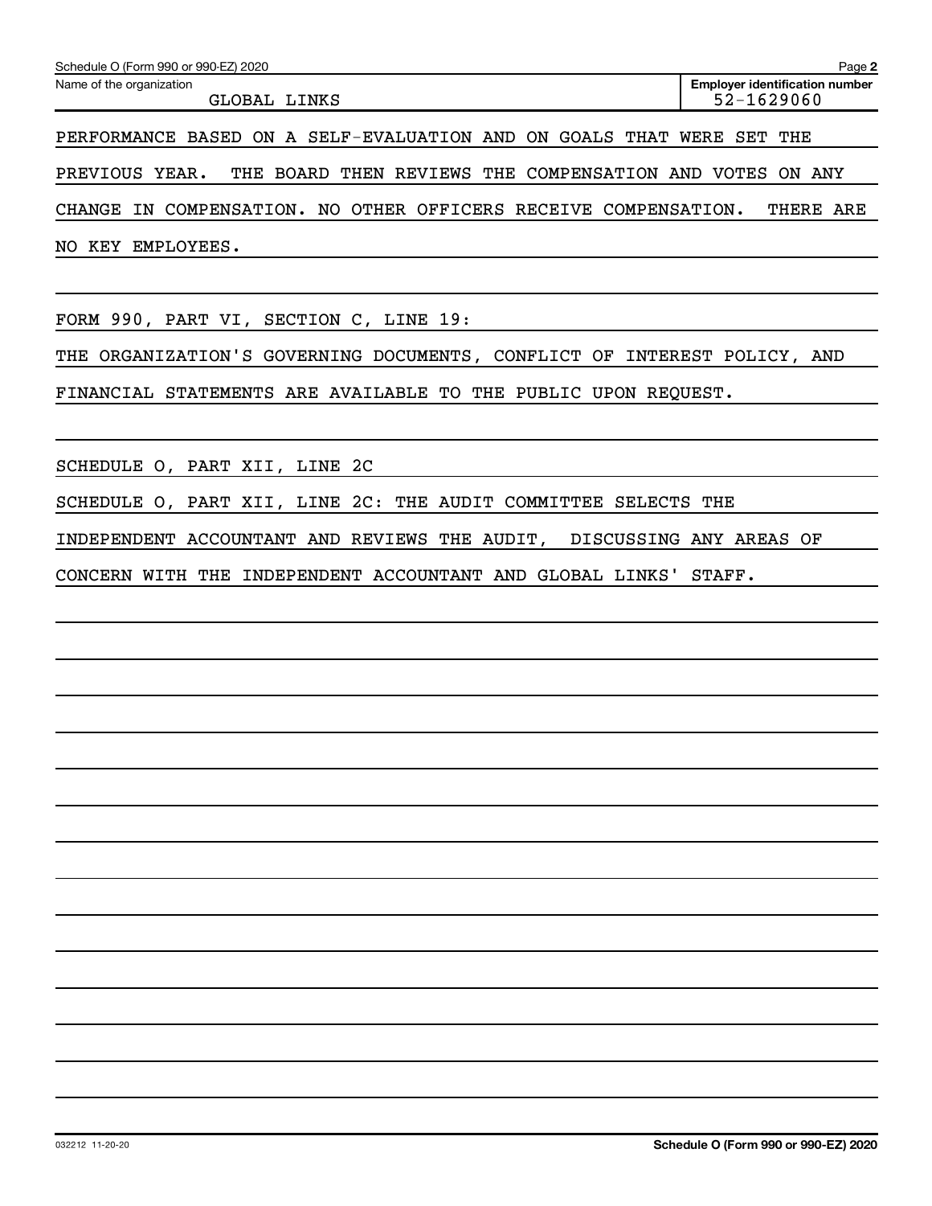Name of the organization: GLOBAL LINKS

Employer identification number: 52-1629060

PERFORMANCE BASED ON A SELF-EVALUATION AND ON GOALS THAT WERE SET THE PREVIOUS YEAR. THE BOARD THEN REVIEWS THE COMPENSATION AND VOTES ON ANY CHANGE IN COMPENSATION. NO OTHER OFFICERS RECEIVE COMPENSATION. THERE ARE NO KEY EMPLOYEES.

FORM 990, PART VI, SECTION C, LINE 19:

THE ORGANIZATION'S GOVERNING DOCUMENTS, CONFLICT OF INTEREST POLICY, AND FINANCIAL STATEMENTS ARE AVAILABLE TO THE PUBLIC UPON REQUEST.

SCHEDULE O, PART XII, LINE 2C

SCHEDULE O, PART XII, LINE 2C: THE AUDIT COMMITTEE SELECTS THE INDEPENDENT ACCOUNTANT AND REVIEWS THE AUDIT, DISCUSSING ANY AREAS OF CONCERN WITH THE INDEPENDENT ACCOUNTANT AND GLOBAL LINKS' STAFF.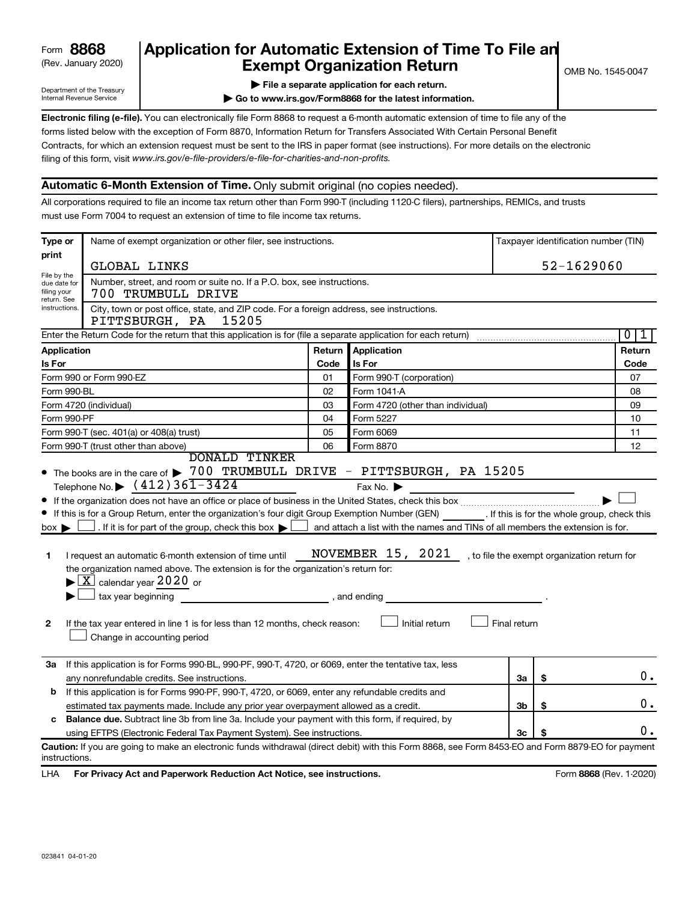Form **8868**
(Rev. January 2020)

Department of the Treasury
Internal Revenue Service

# Application for Automatic Extension of Time To File an Exempt Organization Return

▶ File a separate application for each return.
▶ Go to www.irs.gov/Form8868 for the latest information.

OMB No. 1545-0047

**Electronic filing (e-file).** You can electronically file Form 8868 to request a 6-month automatic extension of time to file any of the forms listed below with the exception of Form 8870, Information Return for Transfers Associated With Certain Personal Benefit Contracts, for which an extension request must be sent to the IRS in paper format (see instructions). For more details on the electronic filing of this form, visit *www.irs.gov/e-file-providers/e-file-for-charities-and-non-profits.*

## Automatic 6-Month Extension of Time. Only submit original (no copies needed).

All corporations required to file an income tax return other than Form 990-T (including 1120-C filers), partnerships, REMICs, and trusts must use Form 7004 to request an extension of time to file income tax returns.

**Type or print**

File by the due date for filing your return. See instructions.

Name of exempt organization or other filer, see instructions.: GLOBAL LINKS

Taxpayer identification number (TIN): 52-1629060

Number, street, and room or suite no. If a P.O. box, see instructions.: 700 TRUMBULL DRIVE

City, town or post office, state, and ZIP code. For a foreign address, see instructions.: PITTSBURGH, PA 15205

Enter the Return Code for the return that this application is for (file a separate application for each return): 0 1

| Application Is For | Return Code | Application Is For | Return Code |
|---|---|---|---|
| Form 990 or Form 990-EZ | 01 | Form 990-T (corporation) | 07 |
| Form 990-BL | 02 | Form 1041-A | 08 |
| Form 4720 (individual) | 03 | Form 4720 (other than individual) | 09 |
| Form 990-PF | 04 | Form 5227 | 10 |
| Form 990-T (sec. 401(a) or 408(a) trust) | 05 | Form 6069 | 11 |
| Form 990-T (trust other than above) | 06 | Form 8870 | 12 |

- The books are in the care of ▶ DONALD TINKER 700 TRUMBULL DRIVE - PITTSBURGH, PA 15205
  Telephone No. ▶ (412)361-3424 Fax No. ▶
- If the organization does not have an office or place of business in the United States, check this box ▶ ☐
- If this is for a Group Return, enter the organization's four digit Group Exemption Number (GEN) ______ . If this is for the whole group, check this box ▶ ☐ . If it is for part of the group, check this box ▶ ☐ and attach a list with the names and TINs of all members the extension is for.

**1** I request an automatic 6-month extension of time until NOVEMBER 15, 2021 , to file the exempt organization return for the organization named above. The extension is for the organization's return for:
▶ ☒ calendar year 2020 or
▶ ☐ tax year beginning ______________ , and ending ______________ .

**2** If the tax year entered in line 1 is for less than 12 months, check reason: ☐ Initial return ☐ Final return
☐ Change in accounting period

| | | | |
|---|---|---|---|
| **3a** | If this application is for Forms 990-BL, 990-PF, 990-T, 4720, or 6069, enter the tentative tax, less any nonrefundable credits. See instructions. | 3a | $ 0. |
| **b** | If this application is for Forms 990-PF, 990-T, 4720, or 6069, enter any refundable credits and estimated tax payments made. Include any prior year overpayment allowed as a credit. | 3b | $ 0. |
| **c** | **Balance due.** Subtract line 3b from line 3a. Include your payment with this form, if required, by using EFTPS (Electronic Federal Tax Payment System). See instructions. | 3c | $ 0. |

**Caution:** If you are going to make an electronic funds withdrawal (direct debit) with this Form 8868, see Form 8453-EO and Form 8879-EO for payment instructions.

LHA **For Privacy Act and Paperwork Reduction Act Notice, see instructions.** Form **8868** (Rev. 1-2020)

023841 04-01-20